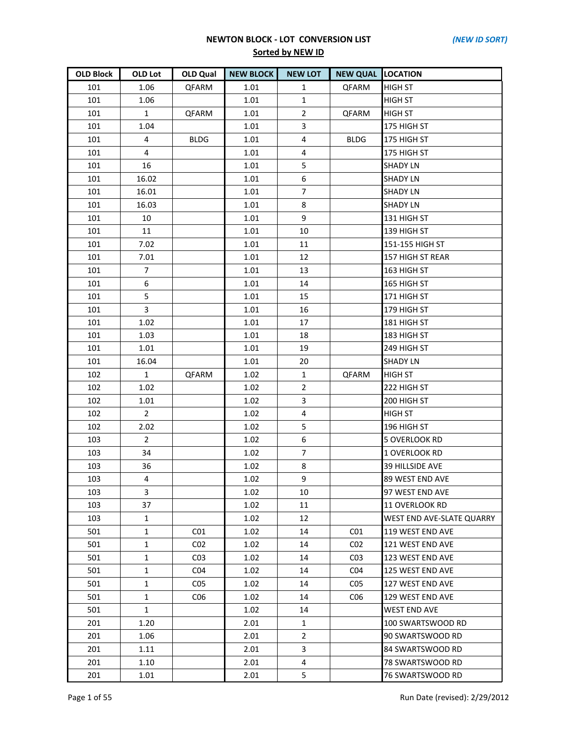# NEWTON BLOCK - LOT CONVERSION LIST

*(NEW ID SORT)*

**Sorted by NEW ID**

| OLD Block | OLD Lot | OLD Qual | NEW BLOCK | NEW LOT | NEW QUAL | LOCATION |
|---|---|---|---|---|---|---|
| 101 | 1.06 | QFARM | 1.01 | 1 | QFARM | HIGH ST |
| 101 | 1.06 | | 1.01 | 1 | | HIGH ST |
| 101 | 1 | QFARM | 1.01 | 2 | QFARM | HIGH ST |
| 101 | 1.04 | | 1.01 | 3 | | 175 HIGH ST |
| 101 | 4 | BLDG | 1.01 | 4 | BLDG | 175 HIGH ST |
| 101 | 4 | | 1.01 | 4 | | 175 HIGH ST |
| 101 | 16 | | 1.01 | 5 | | SHADY LN |
| 101 | 16.02 | | 1.01 | 6 | | SHADY LN |
| 101 | 16.01 | | 1.01 | 7 | | SHADY LN |
| 101 | 16.03 | | 1.01 | 8 | | SHADY LN |
| 101 | 10 | | 1.01 | 9 | | 131 HIGH ST |
| 101 | 11 | | 1.01 | 10 | | 139 HIGH ST |
| 101 | 7.02 | | 1.01 | 11 | | 151-155 HIGH ST |
| 101 | 7.01 | | 1.01 | 12 | | 157 HIGH ST REAR |
| 101 | 7 | | 1.01 | 13 | | 163 HIGH ST |
| 101 | 6 | | 1.01 | 14 | | 165 HIGH ST |
| 101 | 5 | | 1.01 | 15 | | 171 HIGH ST |
| 101 | 3 | | 1.01 | 16 | | 179 HIGH ST |
| 101 | 1.02 | | 1.01 | 17 | | 181 HIGH ST |
| 101 | 1.03 | | 1.01 | 18 | | 183 HIGH ST |
| 101 | 1.01 | | 1.01 | 19 | | 249 HIGH ST |
| 101 | 16.04 | | 1.01 | 20 | | SHADY LN |
| 102 | 1 | QFARM | 1.02 | 1 | QFARM | HIGH ST |
| 102 | 1.02 | | 1.02 | 2 | | 222 HIGH ST |
| 102 | 1.01 | | 1.02 | 3 | | 200 HIGH ST |
| 102 | 2 | | 1.02 | 4 | | HIGH ST |
| 102 | 2.02 | | 1.02 | 5 | | 196 HIGH ST |
| 103 | 2 | | 1.02 | 6 | | 5 OVERLOOK RD |
| 103 | 34 | | 1.02 | 7 | | 1 OVERLOOK RD |
| 103 | 36 | | 1.02 | 8 | | 39 HILLSIDE AVE |
| 103 | 4 | | 1.02 | 9 | | 89 WEST END AVE |
| 103 | 3 | | 1.02 | 10 | | 97 WEST END AVE |
| 103 | 37 | | 1.02 | 11 | | 11 OVERLOOK RD |
| 103 | 1 | | 1.02 | 12 | | WEST END AVE-SLATE QUARRY |
| 501 | 1 | C01 | 1.02 | 14 | C01 | 119 WEST END AVE |
| 501 | 1 | C02 | 1.02 | 14 | C02 | 121 WEST END AVE |
| 501 | 1 | C03 | 1.02 | 14 | C03 | 123 WEST END AVE |
| 501 | 1 | C04 | 1.02 | 14 | C04 | 125 WEST END AVE |
| 501 | 1 | C05 | 1.02 | 14 | C05 | 127 WEST END AVE |
| 501 | 1 | C06 | 1.02 | 14 | C06 | 129 WEST END AVE |
| 501 | 1 | | 1.02 | 14 | | WEST END AVE |
| 201 | 1.20 | | 2.01 | 1 | | 100 SWARTSWOOD RD |
| 201 | 1.06 | | 2.01 | 2 | | 90 SWARTSWOOD RD |
| 201 | 1.11 | | 2.01 | 3 | | 84 SWARTSWOOD RD |
| 201 | 1.10 | | 2.01 | 4 | | 78 SWARTSWOOD RD |
| 201 | 1.01 | | 2.01 | 5 | | 76 SWARTSWOOD RD |

Run Date (revised): 2/29/2012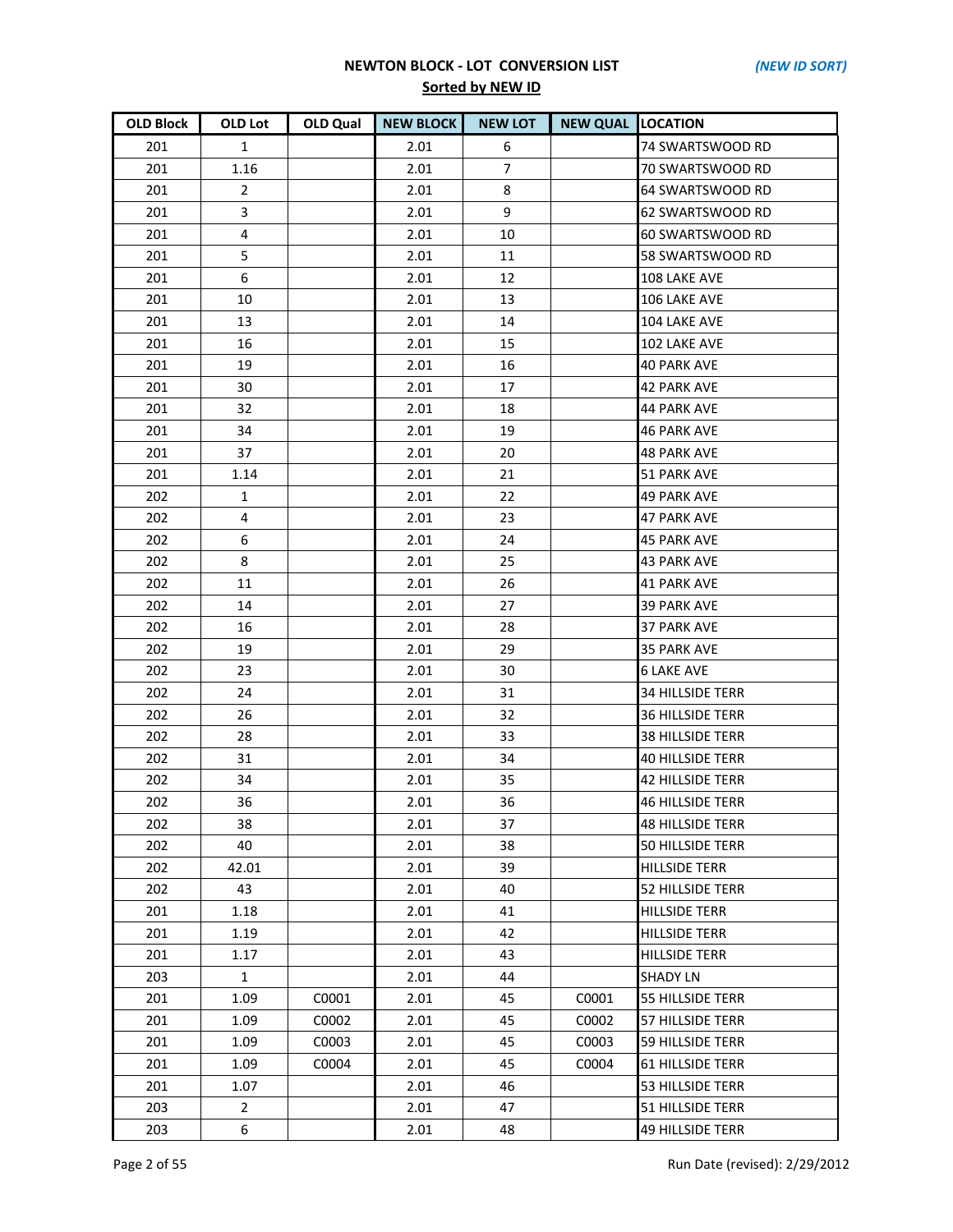**NEWTON BLOCK - LOT CONVERSION LIST** *(NEW ID SORT)*

**Sorted by NEW ID**

| OLD Block | OLD Lot | OLD Qual | NEW BLOCK | NEW LOT | NEW QUAL | LOCATION |
|---|---|---|---|---|---|---|
| 201 | 1 | | 2.01 | 6 | | 74 SWARTSWOOD RD |
| 201 | 1.16 | | 2.01 | 7 | | 70 SWARTSWOOD RD |
| 201 | 2 | | 2.01 | 8 | | 64 SWARTSWOOD RD |
| 201 | 3 | | 2.01 | 9 | | 62 SWARTSWOOD RD |
| 201 | 4 | | 2.01 | 10 | | 60 SWARTSWOOD RD |
| 201 | 5 | | 2.01 | 11 | | 58 SWARTSWOOD RD |
| 201 | 6 | | 2.01 | 12 | | 108 LAKE AVE |
| 201 | 10 | | 2.01 | 13 | | 106 LAKE AVE |
| 201 | 13 | | 2.01 | 14 | | 104 LAKE AVE |
| 201 | 16 | | 2.01 | 15 | | 102 LAKE AVE |
| 201 | 19 | | 2.01 | 16 | | 40 PARK AVE |
| 201 | 30 | | 2.01 | 17 | | 42 PARK AVE |
| 201 | 32 | | 2.01 | 18 | | 44 PARK AVE |
| 201 | 34 | | 2.01 | 19 | | 46 PARK AVE |
| 201 | 37 | | 2.01 | 20 | | 48 PARK AVE |
| 201 | 1.14 | | 2.01 | 21 | | 51 PARK AVE |
| 202 | 1 | | 2.01 | 22 | | 49 PARK AVE |
| 202 | 4 | | 2.01 | 23 | | 47 PARK AVE |
| 202 | 6 | | 2.01 | 24 | | 45 PARK AVE |
| 202 | 8 | | 2.01 | 25 | | 43 PARK AVE |
| 202 | 11 | | 2.01 | 26 | | 41 PARK AVE |
| 202 | 14 | | 2.01 | 27 | | 39 PARK AVE |
| 202 | 16 | | 2.01 | 28 | | 37 PARK AVE |
| 202 | 19 | | 2.01 | 29 | | 35 PARK AVE |
| 202 | 23 | | 2.01 | 30 | | 6 LAKE AVE |
| 202 | 24 | | 2.01 | 31 | | 34 HILLSIDE TERR |
| 202 | 26 | | 2.01 | 32 | | 36 HILLSIDE TERR |
| 202 | 28 | | 2.01 | 33 | | 38 HILLSIDE TERR |
| 202 | 31 | | 2.01 | 34 | | 40 HILLSIDE TERR |
| 202 | 34 | | 2.01 | 35 | | 42 HILLSIDE TERR |
| 202 | 36 | | 2.01 | 36 | | 46 HILLSIDE TERR |
| 202 | 38 | | 2.01 | 37 | | 48 HILLSIDE TERR |
| 202 | 40 | | 2.01 | 38 | | 50 HILLSIDE TERR |
| 202 | 42.01 | | 2.01 | 39 | | HILLSIDE TERR |
| 202 | 43 | | 2.01 | 40 | | 52 HILLSIDE TERR |
| 201 | 1.18 | | 2.01 | 41 | | HILLSIDE TERR |
| 201 | 1.19 | | 2.01 | 42 | | HILLSIDE TERR |
| 201 | 1.17 | | 2.01 | 43 | | HILLSIDE TERR |
| 203 | 1 | | 2.01 | 44 | | SHADY LN |
| 201 | 1.09 | C0001 | 2.01 | 45 | C0001 | 55 HILLSIDE TERR |
| 201 | 1.09 | C0002 | 2.01 | 45 | C0002 | 57 HILLSIDE TERR |
| 201 | 1.09 | C0003 | 2.01 | 45 | C0003 | 59 HILLSIDE TERR |
| 201 | 1.09 | C0004 | 2.01 | 45 | C0004 | 61 HILLSIDE TERR |
| 201 | 1.07 | | 2.01 | 46 | | 53 HILLSIDE TERR |
| 203 | 2 | | 2.01 | 47 | | 51 HILLSIDE TERR |
| 203 | 6 | | 2.01 | 48 | | 49 HILLSIDE TERR |

Run Date (revised): 2/29/2012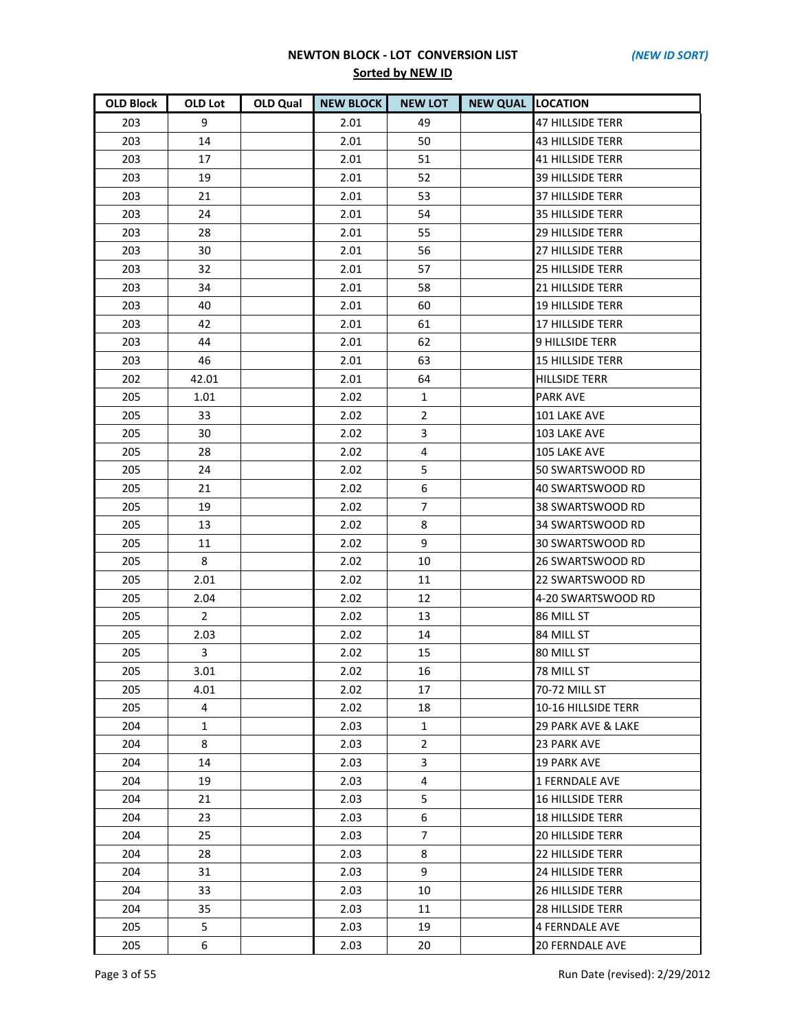# NEWTON BLOCK - LOT CONVERSION LIST

*(NEW ID SORT)*

**Sorted by NEW ID**

| OLD Block | OLD Lot | OLD Qual | NEW BLOCK | NEW LOT | NEW QUAL | LOCATION |
|---|---|---|---|---|---|---|
| 203 | 9 | | 2.01 | 49 | | 47 HILLSIDE TERR |
| 203 | 14 | | 2.01 | 50 | | 43 HILLSIDE TERR |
| 203 | 17 | | 2.01 | 51 | | 41 HILLSIDE TERR |
| 203 | 19 | | 2.01 | 52 | | 39 HILLSIDE TERR |
| 203 | 21 | | 2.01 | 53 | | 37 HILLSIDE TERR |
| 203 | 24 | | 2.01 | 54 | | 35 HILLSIDE TERR |
| 203 | 28 | | 2.01 | 55 | | 29 HILLSIDE TERR |
| 203 | 30 | | 2.01 | 56 | | 27 HILLSIDE TERR |
| 203 | 32 | | 2.01 | 57 | | 25 HILLSIDE TERR |
| 203 | 34 | | 2.01 | 58 | | 21 HILLSIDE TERR |
| 203 | 40 | | 2.01 | 60 | | 19 HILLSIDE TERR |
| 203 | 42 | | 2.01 | 61 | | 17 HILLSIDE TERR |
| 203 | 44 | | 2.01 | 62 | | 9 HILLSIDE TERR |
| 203 | 46 | | 2.01 | 63 | | 15 HILLSIDE TERR |
| 202 | 42.01 | | 2.01 | 64 | | HILLSIDE TERR |
| 205 | 1.01 | | 2.02 | 1 | | PARK AVE |
| 205 | 33 | | 2.02 | 2 | | 101 LAKE AVE |
| 205 | 30 | | 2.02 | 3 | | 103 LAKE AVE |
| 205 | 28 | | 2.02 | 4 | | 105 LAKE AVE |
| 205 | 24 | | 2.02 | 5 | | 50 SWARTSWOOD RD |
| 205 | 21 | | 2.02 | 6 | | 40 SWARTSWOOD RD |
| 205 | 19 | | 2.02 | 7 | | 38 SWARTSWOOD RD |
| 205 | 13 | | 2.02 | 8 | | 34 SWARTSWOOD RD |
| 205 | 11 | | 2.02 | 9 | | 30 SWARTSWOOD RD |
| 205 | 8 | | 2.02 | 10 | | 26 SWARTSWOOD RD |
| 205 | 2.01 | | 2.02 | 11 | | 22 SWARTSWOOD RD |
| 205 | 2.04 | | 2.02 | 12 | | 4-20 SWARTSWOOD RD |
| 205 | 2 | | 2.02 | 13 | | 86 MILL ST |
| 205 | 2.03 | | 2.02 | 14 | | 84 MILL ST |
| 205 | 3 | | 2.02 | 15 | | 80 MILL ST |
| 205 | 3.01 | | 2.02 | 16 | | 78 MILL ST |
| 205 | 4.01 | | 2.02 | 17 | | 70-72 MILL ST |
| 205 | 4 | | 2.02 | 18 | | 10-16 HILLSIDE TERR |
| 204 | 1 | | 2.03 | 1 | | 29 PARK AVE & LAKE |
| 204 | 8 | | 2.03 | 2 | | 23 PARK AVE |
| 204 | 14 | | 2.03 | 3 | | 19 PARK AVE |
| 204 | 19 | | 2.03 | 4 | | 1 FERNDALE AVE |
| 204 | 21 | | 2.03 | 5 | | 16 HILLSIDE TERR |
| 204 | 23 | | 2.03 | 6 | | 18 HILLSIDE TERR |
| 204 | 25 | | 2.03 | 7 | | 20 HILLSIDE TERR |
| 204 | 28 | | 2.03 | 8 | | 22 HILLSIDE TERR |
| 204 | 31 | | 2.03 | 9 | | 24 HILLSIDE TERR |
| 204 | 33 | | 2.03 | 10 | | 26 HILLSIDE TERR |
| 204 | 35 | | 2.03 | 11 | | 28 HILLSIDE TERR |
| 205 | 5 | | 2.03 | 19 | | 4 FERNDALE AVE |
| 205 | 6 | | 2.03 | 20 | | 20 FERNDALE AVE |

Run Date (revised): 2/29/2012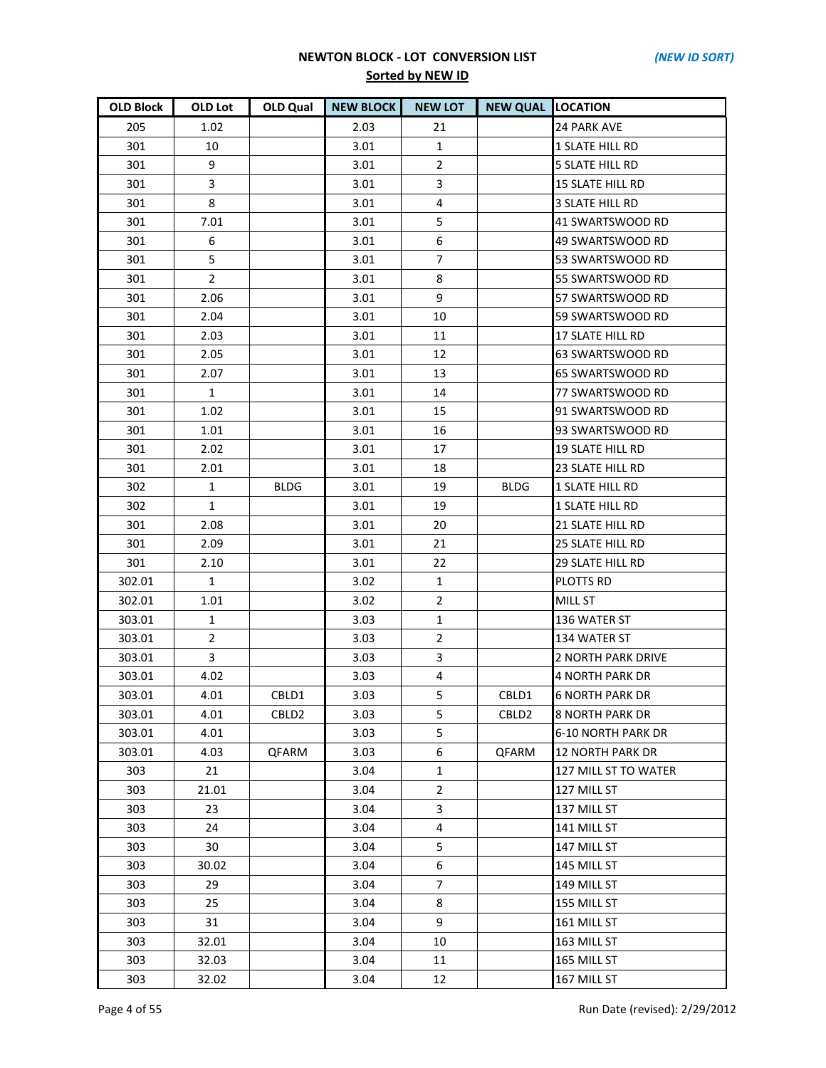**NEWTON BLOCK - LOT CONVERSION LIST** *(NEW ID SORT)*

**Sorted by NEW ID**

| OLD Block | OLD Lot | OLD Qual | NEW BLOCK | NEW LOT | NEW QUAL | LOCATION |
|---|---|---|---|---|---|---|
| 205 | 1.02 | | 2.03 | 21 | | 24 PARK AVE |
| 301 | 10 | | 3.01 | 1 | | 1 SLATE HILL RD |
| 301 | 9 | | 3.01 | 2 | | 5 SLATE HILL RD |
| 301 | 3 | | 3.01 | 3 | | 15 SLATE HILL RD |
| 301 | 8 | | 3.01 | 4 | | 3 SLATE HILL RD |
| 301 | 7.01 | | 3.01 | 5 | | 41 SWARTSWOOD RD |
| 301 | 6 | | 3.01 | 6 | | 49 SWARTSWOOD RD |
| 301 | 5 | | 3.01 | 7 | | 53 SWARTSWOOD RD |
| 301 | 2 | | 3.01 | 8 | | 55 SWARTSWOOD RD |
| 301 | 2.06 | | 3.01 | 9 | | 57 SWARTSWOOD RD |
| 301 | 2.04 | | 3.01 | 10 | | 59 SWARTSWOOD RD |
| 301 | 2.03 | | 3.01 | 11 | | 17 SLATE HILL RD |
| 301 | 2.05 | | 3.01 | 12 | | 63 SWARTSWOOD RD |
| 301 | 2.07 | | 3.01 | 13 | | 65 SWARTSWOOD RD |
| 301 | 1 | | 3.01 | 14 | | 77 SWARTSWOOD RD |
| 301 | 1.02 | | 3.01 | 15 | | 91 SWARTSWOOD RD |
| 301 | 1.01 | | 3.01 | 16 | | 93 SWARTSWOOD RD |
| 301 | 2.02 | | 3.01 | 17 | | 19 SLATE HILL RD |
| 301 | 2.01 | | 3.01 | 18 | | 23 SLATE HILL RD |
| 302 | 1 | BLDG | 3.01 | 19 | BLDG | 1 SLATE HILL RD |
| 302 | 1 | | 3.01 | 19 | | 1 SLATE HILL RD |
| 301 | 2.08 | | 3.01 | 20 | | 21 SLATE HILL RD |
| 301 | 2.09 | | 3.01 | 21 | | 25 SLATE HILL RD |
| 301 | 2.10 | | 3.01 | 22 | | 29 SLATE HILL RD |
| 302.01 | 1 | | 3.02 | 1 | | PLOTTS RD |
| 302.01 | 1.01 | | 3.02 | 2 | | MILL ST |
| 303.01 | 1 | | 3.03 | 1 | | 136 WATER ST |
| 303.01 | 2 | | 3.03 | 2 | | 134 WATER ST |
| 303.01 | 3 | | 3.03 | 3 | | 2 NORTH PARK DRIVE |
| 303.01 | 4.02 | | 3.03 | 4 | | 4 NORTH PARK DR |
| 303.01 | 4.01 | CBLD1 | 3.03 | 5 | CBLD1 | 6 NORTH PARK DR |
| 303.01 | 4.01 | CBLD2 | 3.03 | 5 | CBLD2 | 8 NORTH PARK DR |
| 303.01 | 4.01 | | 3.03 | 5 | | 6-10 NORTH PARK DR |
| 303.01 | 4.03 | QFARM | 3.03 | 6 | QFARM | 12 NORTH PARK DR |
| 303 | 21 | | 3.04 | 1 | | 127 MILL ST TO WATER |
| 303 | 21.01 | | 3.04 | 2 | | 127 MILL ST |
| 303 | 23 | | 3.04 | 3 | | 137 MILL ST |
| 303 | 24 | | 3.04 | 4 | | 141 MILL ST |
| 303 | 30 | | 3.04 | 5 | | 147 MILL ST |
| 303 | 30.02 | | 3.04 | 6 | | 145 MILL ST |
| 303 | 29 | | 3.04 | 7 | | 149 MILL ST |
| 303 | 25 | | 3.04 | 8 | | 155 MILL ST |
| 303 | 31 | | 3.04 | 9 | | 161 MILL ST |
| 303 | 32.01 | | 3.04 | 10 | | 163 MILL ST |
| 303 | 32.03 | | 3.04 | 11 | | 165 MILL ST |
| 303 | 32.02 | | 3.04 | 12 | | 167 MILL ST |

Run Date (revised): 2/29/2012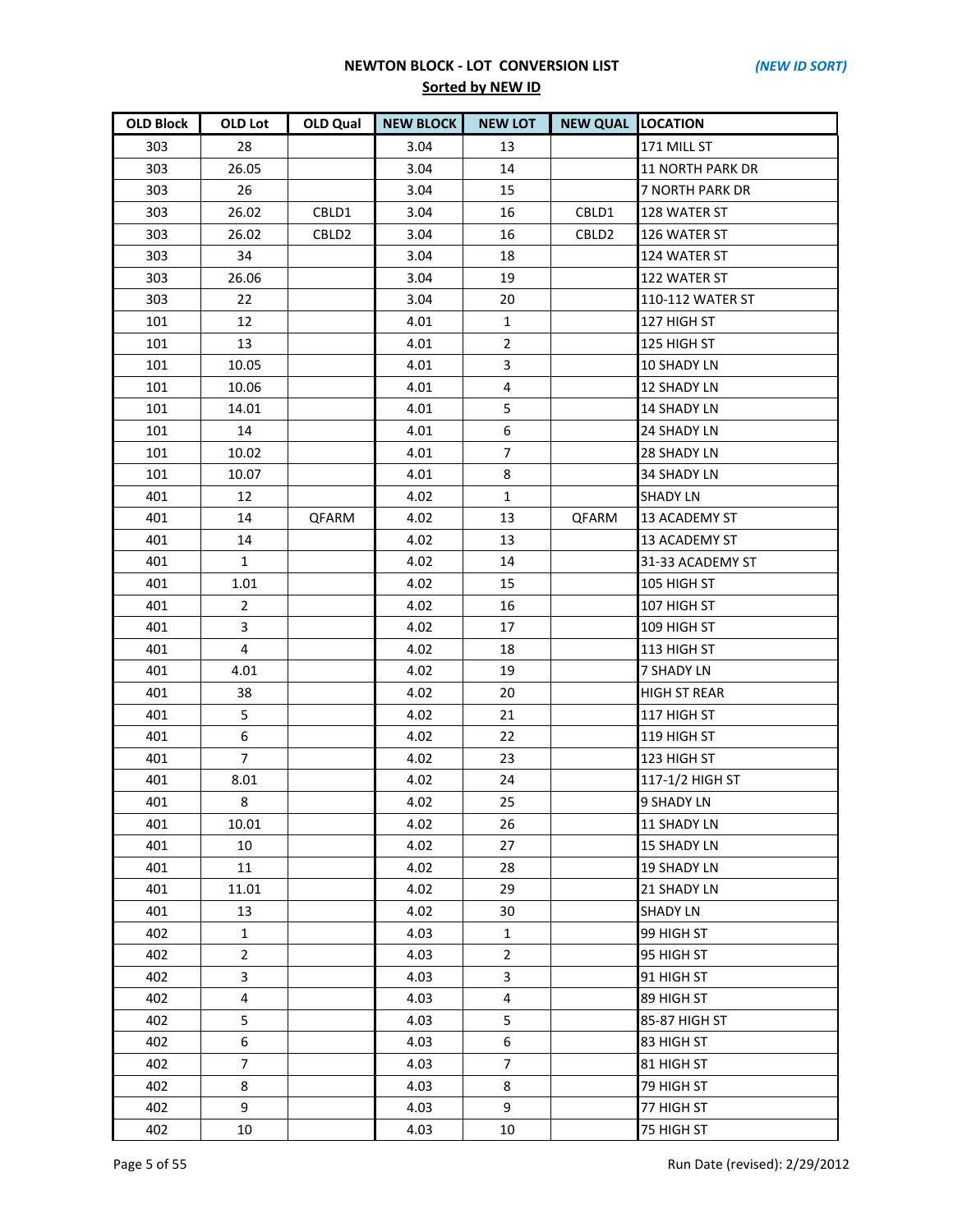**NEWTON BLOCK - LOT CONVERSION LIST** *(NEW ID SORT)*

**Sorted by NEW ID**

| OLD Block | OLD Lot | OLD Qual | NEW BLOCK | NEW LOT | NEW QUAL | LOCATION |
|---|---|---|---|---|---|---|
| 303 | 28 | | 3.04 | 13 | | 171 MILL ST |
| 303 | 26.05 | | 3.04 | 14 | | 11 NORTH PARK DR |
| 303 | 26 | | 3.04 | 15 | | 7 NORTH PARK DR |
| 303 | 26.02 | CBLD1 | 3.04 | 16 | CBLD1 | 128 WATER ST |
| 303 | 26.02 | CBLD2 | 3.04 | 16 | CBLD2 | 126 WATER ST |
| 303 | 34 | | 3.04 | 18 | | 124 WATER ST |
| 303 | 26.06 | | 3.04 | 19 | | 122 WATER ST |
| 303 | 22 | | 3.04 | 20 | | 110-112 WATER ST |
| 101 | 12 | | 4.01 | 1 | | 127 HIGH ST |
| 101 | 13 | | 4.01 | 2 | | 125 HIGH ST |
| 101 | 10.05 | | 4.01 | 3 | | 10 SHADY LN |
| 101 | 10.06 | | 4.01 | 4 | | 12 SHADY LN |
| 101 | 14.01 | | 4.01 | 5 | | 14 SHADY LN |
| 101 | 14 | | 4.01 | 6 | | 24 SHADY LN |
| 101 | 10.02 | | 4.01 | 7 | | 28 SHADY LN |
| 101 | 10.07 | | 4.01 | 8 | | 34 SHADY LN |
| 401 | 12 | | 4.02 | 1 | | SHADY LN |
| 401 | 14 | QFARM | 4.02 | 13 | QFARM | 13 ACADEMY ST |
| 401 | 14 | | 4.02 | 13 | | 13 ACADEMY ST |
| 401 | 1 | | 4.02 | 14 | | 31-33 ACADEMY ST |
| 401 | 1.01 | | 4.02 | 15 | | 105 HIGH ST |
| 401 | 2 | | 4.02 | 16 | | 107 HIGH ST |
| 401 | 3 | | 4.02 | 17 | | 109 HIGH ST |
| 401 | 4 | | 4.02 | 18 | | 113 HIGH ST |
| 401 | 4.01 | | 4.02 | 19 | | 7 SHADY LN |
| 401 | 38 | | 4.02 | 20 | | HIGH ST REAR |
| 401 | 5 | | 4.02 | 21 | | 117 HIGH ST |
| 401 | 6 | | 4.02 | 22 | | 119 HIGH ST |
| 401 | 7 | | 4.02 | 23 | | 123 HIGH ST |
| 401 | 8.01 | | 4.02 | 24 | | 117-1/2 HIGH ST |
| 401 | 8 | | 4.02 | 25 | | 9 SHADY LN |
| 401 | 10.01 | | 4.02 | 26 | | 11 SHADY LN |
| 401 | 10 | | 4.02 | 27 | | 15 SHADY LN |
| 401 | 11 | | 4.02 | 28 | | 19 SHADY LN |
| 401 | 11.01 | | 4.02 | 29 | | 21 SHADY LN |
| 401 | 13 | | 4.02 | 30 | | SHADY LN |
| 402 | 1 | | 4.03 | 1 | | 99 HIGH ST |
| 402 | 2 | | 4.03 | 2 | | 95 HIGH ST |
| 402 | 3 | | 4.03 | 3 | | 91 HIGH ST |
| 402 | 4 | | 4.03 | 4 | | 89 HIGH ST |
| 402 | 5 | | 4.03 | 5 | | 85-87 HIGH ST |
| 402 | 6 | | 4.03 | 6 | | 83 HIGH ST |
| 402 | 7 | | 4.03 | 7 | | 81 HIGH ST |
| 402 | 8 | | 4.03 | 8 | | 79 HIGH ST |
| 402 | 9 | | 4.03 | 9 | | 77 HIGH ST |
| 402 | 10 | | 4.03 | 10 | | 75 HIGH ST |

Run Date (revised): 2/29/2012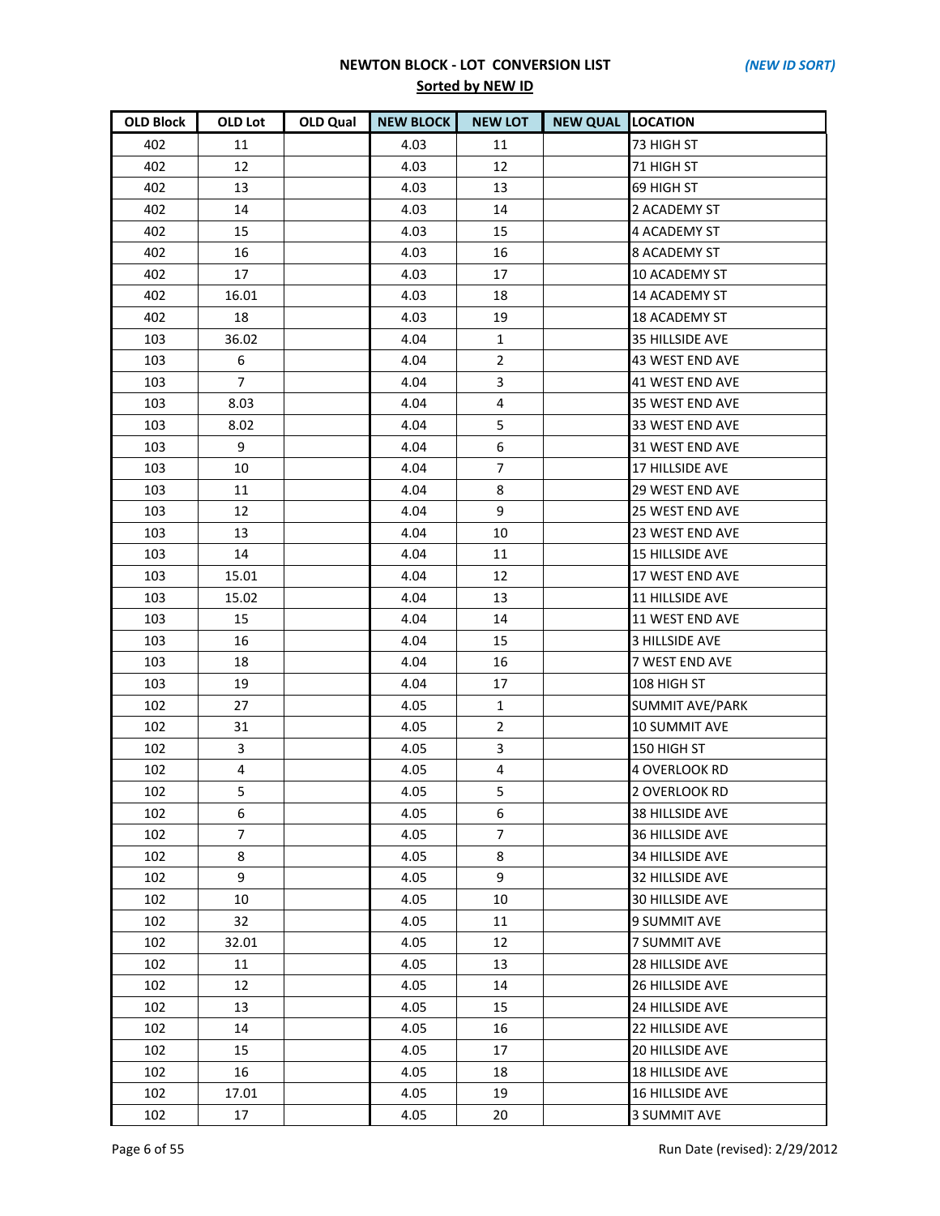**NEWTON BLOCK - LOT CONVERSION LIST** *(NEW ID SORT)*

**Sorted by NEW ID**

| OLD Block | OLD Lot | OLD Qual | NEW BLOCK | NEW LOT | NEW QUAL | LOCATION |
|---|---|---|---|---|---|---|
| 402 | 11 | | 4.03 | 11 | | 73 HIGH ST |
| 402 | 12 | | 4.03 | 12 | | 71 HIGH ST |
| 402 | 13 | | 4.03 | 13 | | 69 HIGH ST |
| 402 | 14 | | 4.03 | 14 | | 2 ACADEMY ST |
| 402 | 15 | | 4.03 | 15 | | 4 ACADEMY ST |
| 402 | 16 | | 4.03 | 16 | | 8 ACADEMY ST |
| 402 | 17 | | 4.03 | 17 | | 10 ACADEMY ST |
| 402 | 16.01 | | 4.03 | 18 | | 14 ACADEMY ST |
| 402 | 18 | | 4.03 | 19 | | 18 ACADEMY ST |
| 103 | 36.02 | | 4.04 | 1 | | 35 HILLSIDE AVE |
| 103 | 6 | | 4.04 | 2 | | 43 WEST END AVE |
| 103 | 7 | | 4.04 | 3 | | 41 WEST END AVE |
| 103 | 8.03 | | 4.04 | 4 | | 35 WEST END AVE |
| 103 | 8.02 | | 4.04 | 5 | | 33 WEST END AVE |
| 103 | 9 | | 4.04 | 6 | | 31 WEST END AVE |
| 103 | 10 | | 4.04 | 7 | | 17 HILLSIDE AVE |
| 103 | 11 | | 4.04 | 8 | | 29 WEST END AVE |
| 103 | 12 | | 4.04 | 9 | | 25 WEST END AVE |
| 103 | 13 | | 4.04 | 10 | | 23 WEST END AVE |
| 103 | 14 | | 4.04 | 11 | | 15 HILLSIDE AVE |
| 103 | 15.01 | | 4.04 | 12 | | 17 WEST END AVE |
| 103 | 15.02 | | 4.04 | 13 | | 11 HILLSIDE AVE |
| 103 | 15 | | 4.04 | 14 | | 11 WEST END AVE |
| 103 | 16 | | 4.04 | 15 | | 3 HILLSIDE AVE |
| 103 | 18 | | 4.04 | 16 | | 7 WEST END AVE |
| 103 | 19 | | 4.04 | 17 | | 108 HIGH ST |
| 102 | 27 | | 4.05 | 1 | | SUMMIT AVE/PARK |
| 102 | 31 | | 4.05 | 2 | | 10 SUMMIT AVE |
| 102 | 3 | | 4.05 | 3 | | 150 HIGH ST |
| 102 | 4 | | 4.05 | 4 | | 4 OVERLOOK RD |
| 102 | 5 | | 4.05 | 5 | | 2 OVERLOOK RD |
| 102 | 6 | | 4.05 | 6 | | 38 HILLSIDE AVE |
| 102 | 7 | | 4.05 | 7 | | 36 HILLSIDE AVE |
| 102 | 8 | | 4.05 | 8 | | 34 HILLSIDE AVE |
| 102 | 9 | | 4.05 | 9 | | 32 HILLSIDE AVE |
| 102 | 10 | | 4.05 | 10 | | 30 HILLSIDE AVE |
| 102 | 32 | | 4.05 | 11 | | 9 SUMMIT AVE |
| 102 | 32.01 | | 4.05 | 12 | | 7 SUMMIT AVE |
| 102 | 11 | | 4.05 | 13 | | 28 HILLSIDE AVE |
| 102 | 12 | | 4.05 | 14 | | 26 HILLSIDE AVE |
| 102 | 13 | | 4.05 | 15 | | 24 HILLSIDE AVE |
| 102 | 14 | | 4.05 | 16 | | 22 HILLSIDE AVE |
| 102 | 15 | | 4.05 | 17 | | 20 HILLSIDE AVE |
| 102 | 16 | | 4.05 | 18 | | 18 HILLSIDE AVE |
| 102 | 17.01 | | 4.05 | 19 | | 16 HILLSIDE AVE |
| 102 | 17 | | 4.05 | 20 | | 3 SUMMIT AVE |

Run Date (revised): 2/29/2012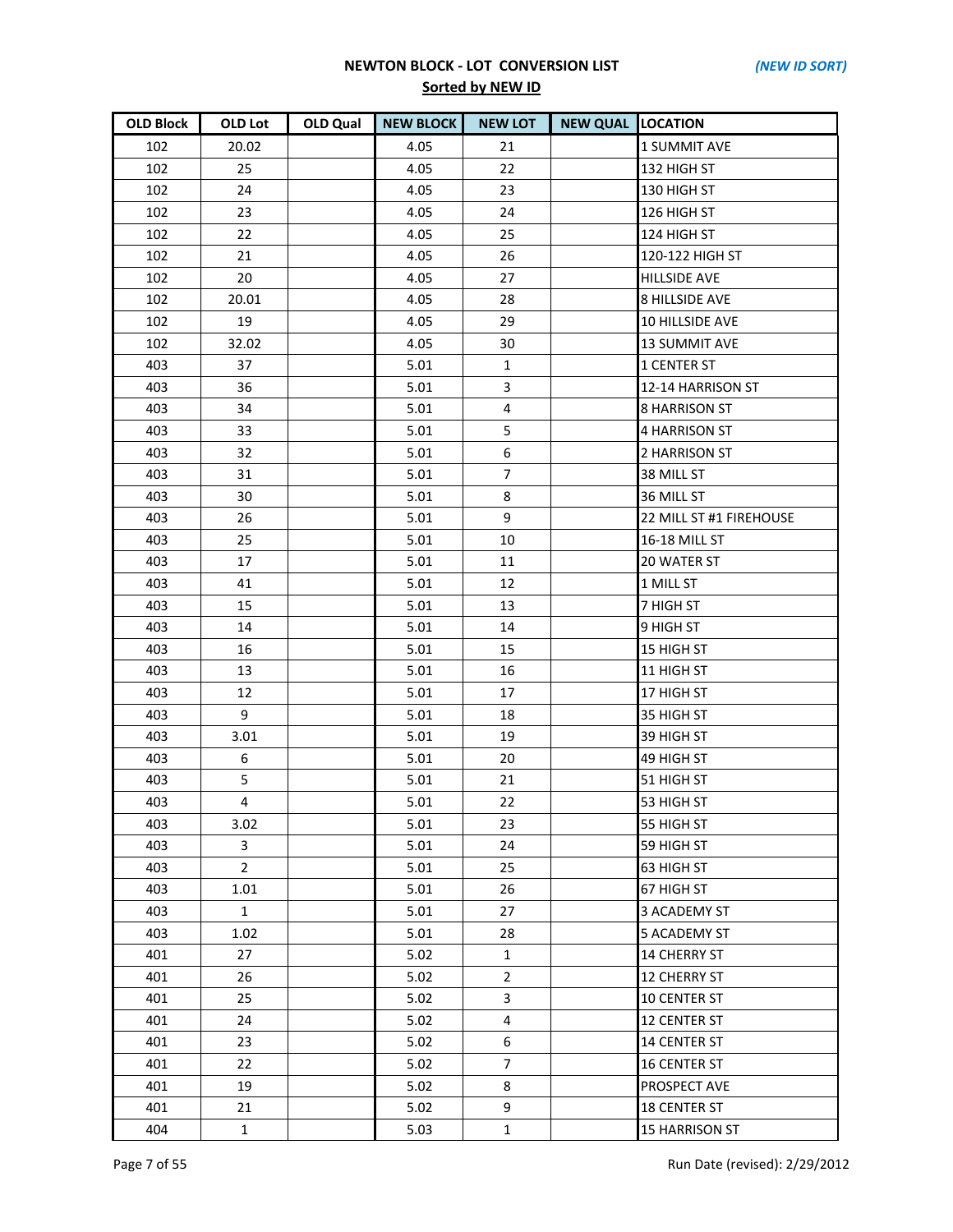# NEWTON BLOCK - LOT CONVERSION LIST

*(NEW ID SORT)*

**Sorted by NEW ID**

| OLD Block | OLD Lot | OLD Qual | NEW BLOCK | NEW LOT | NEW QUAL | LOCATION |
|---|---|---|---|---|---|---|
| 102 | 20.02 | | 4.05 | 21 | | 1 SUMMIT AVE |
| 102 | 25 | | 4.05 | 22 | | 132 HIGH ST |
| 102 | 24 | | 4.05 | 23 | | 130 HIGH ST |
| 102 | 23 | | 4.05 | 24 | | 126 HIGH ST |
| 102 | 22 | | 4.05 | 25 | | 124 HIGH ST |
| 102 | 21 | | 4.05 | 26 | | 120-122 HIGH ST |
| 102 | 20 | | 4.05 | 27 | | HILLSIDE AVE |
| 102 | 20.01 | | 4.05 | 28 | | 8 HILLSIDE AVE |
| 102 | 19 | | 4.05 | 29 | | 10 HILLSIDE AVE |
| 102 | 32.02 | | 4.05 | 30 | | 13 SUMMIT AVE |
| 403 | 37 | | 5.01 | 1 | | 1 CENTER ST |
| 403 | 36 | | 5.01 | 3 | | 12-14 HARRISON ST |
| 403 | 34 | | 5.01 | 4 | | 8 HARRISON ST |
| 403 | 33 | | 5.01 | 5 | | 4 HARRISON ST |
| 403 | 32 | | 5.01 | 6 | | 2 HARRISON ST |
| 403 | 31 | | 5.01 | 7 | | 38 MILL ST |
| 403 | 30 | | 5.01 | 8 | | 36 MILL ST |
| 403 | 26 | | 5.01 | 9 | | 22 MILL ST #1 FIREHOUSE |
| 403 | 25 | | 5.01 | 10 | | 16-18 MILL ST |
| 403 | 17 | | 5.01 | 11 | | 20 WATER ST |
| 403 | 41 | | 5.01 | 12 | | 1 MILL ST |
| 403 | 15 | | 5.01 | 13 | | 7 HIGH ST |
| 403 | 14 | | 5.01 | 14 | | 9 HIGH ST |
| 403 | 16 | | 5.01 | 15 | | 15 HIGH ST |
| 403 | 13 | | 5.01 | 16 | | 11 HIGH ST |
| 403 | 12 | | 5.01 | 17 | | 17 HIGH ST |
| 403 | 9 | | 5.01 | 18 | | 35 HIGH ST |
| 403 | 3.01 | | 5.01 | 19 | | 39 HIGH ST |
| 403 | 6 | | 5.01 | 20 | | 49 HIGH ST |
| 403 | 5 | | 5.01 | 21 | | 51 HIGH ST |
| 403 | 4 | | 5.01 | 22 | | 53 HIGH ST |
| 403 | 3.02 | | 5.01 | 23 | | 55 HIGH ST |
| 403 | 3 | | 5.01 | 24 | | 59 HIGH ST |
| 403 | 2 | | 5.01 | 25 | | 63 HIGH ST |
| 403 | 1.01 | | 5.01 | 26 | | 67 HIGH ST |
| 403 | 1 | | 5.01 | 27 | | 3 ACADEMY ST |
| 403 | 1.02 | | 5.01 | 28 | | 5 ACADEMY ST |
| 401 | 27 | | 5.02 | 1 | | 14 CHERRY ST |
| 401 | 26 | | 5.02 | 2 | | 12 CHERRY ST |
| 401 | 25 | | 5.02 | 3 | | 10 CENTER ST |
| 401 | 24 | | 5.02 | 4 | | 12 CENTER ST |
| 401 | 23 | | 5.02 | 6 | | 14 CENTER ST |
| 401 | 22 | | 5.02 | 7 | | 16 CENTER ST |
| 401 | 19 | | 5.02 | 8 | | PROSPECT AVE |
| 401 | 21 | | 5.02 | 9 | | 18 CENTER ST |
| 404 | 1 | | 5.03 | 1 | | 15 HARRISON ST |

Run Date (revised): 2/29/2012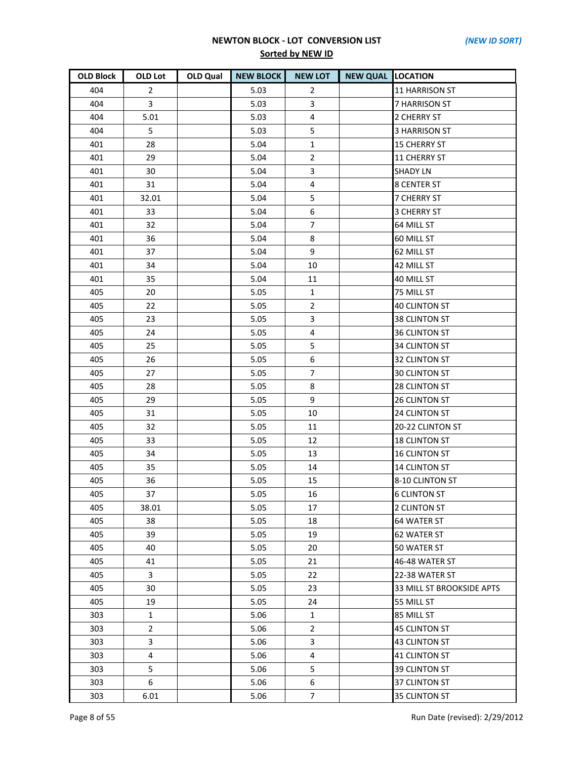**NEWTON BLOCK - LOT CONVERSION LIST** *(NEW ID SORT)*

**Sorted by NEW ID**

| OLD Block | OLD Lot | OLD Qual | NEW BLOCK | NEW LOT | NEW QUAL | LOCATION |
|---|---|---|---|---|---|---|
| 404 | 2 | | 5.03 | 2 | | 11 HARRISON ST |
| 404 | 3 | | 5.03 | 3 | | 7 HARRISON ST |
| 404 | 5.01 | | 5.03 | 4 | | 2 CHERRY ST |
| 404 | 5 | | 5.03 | 5 | | 3 HARRISON ST |
| 401 | 28 | | 5.04 | 1 | | 15 CHERRY ST |
| 401 | 29 | | 5.04 | 2 | | 11 CHERRY ST |
| 401 | 30 | | 5.04 | 3 | | SHADY LN |
| 401 | 31 | | 5.04 | 4 | | 8 CENTER ST |
| 401 | 32.01 | | 5.04 | 5 | | 7 CHERRY ST |
| 401 | 33 | | 5.04 | 6 | | 3 CHERRY ST |
| 401 | 32 | | 5.04 | 7 | | 64 MILL ST |
| 401 | 36 | | 5.04 | 8 | | 60 MILL ST |
| 401 | 37 | | 5.04 | 9 | | 62 MILL ST |
| 401 | 34 | | 5.04 | 10 | | 42 MILL ST |
| 401 | 35 | | 5.04 | 11 | | 40 MILL ST |
| 405 | 20 | | 5.05 | 1 | | 75 MILL ST |
| 405 | 22 | | 5.05 | 2 | | 40 CLINTON ST |
| 405 | 23 | | 5.05 | 3 | | 38 CLINTON ST |
| 405 | 24 | | 5.05 | 4 | | 36 CLINTON ST |
| 405 | 25 | | 5.05 | 5 | | 34 CLINTON ST |
| 405 | 26 | | 5.05 | 6 | | 32 CLINTON ST |
| 405 | 27 | | 5.05 | 7 | | 30 CLINTON ST |
| 405 | 28 | | 5.05 | 8 | | 28 CLINTON ST |
| 405 | 29 | | 5.05 | 9 | | 26 CLINTON ST |
| 405 | 31 | | 5.05 | 10 | | 24 CLINTON ST |
| 405 | 32 | | 5.05 | 11 | | 20-22 CLINTON ST |
| 405 | 33 | | 5.05 | 12 | | 18 CLINTON ST |
| 405 | 34 | | 5.05 | 13 | | 16 CLINTON ST |
| 405 | 35 | | 5.05 | 14 | | 14 CLINTON ST |
| 405 | 36 | | 5.05 | 15 | | 8-10 CLINTON ST |
| 405 | 37 | | 5.05 | 16 | | 6 CLINTON ST |
| 405 | 38.01 | | 5.05 | 17 | | 2 CLINTON ST |
| 405 | 38 | | 5.05 | 18 | | 64 WATER ST |
| 405 | 39 | | 5.05 | 19 | | 62 WATER ST |
| 405 | 40 | | 5.05 | 20 | | 50 WATER ST |
| 405 | 41 | | 5.05 | 21 | | 46-48 WATER ST |
| 405 | 3 | | 5.05 | 22 | | 22-38 WATER ST |
| 405 | 30 | | 5.05 | 23 | | 33 MILL ST BROOKSIDE APTS |
| 405 | 19 | | 5.05 | 24 | | 55 MILL ST |
| 303 | 1 | | 5.06 | 1 | | 85 MILL ST |
| 303 | 2 | | 5.06 | 2 | | 45 CLINTON ST |
| 303 | 3 | | 5.06 | 3 | | 43 CLINTON ST |
| 303 | 4 | | 5.06 | 4 | | 41 CLINTON ST |
| 303 | 5 | | 5.06 | 5 | | 39 CLINTON ST |
| 303 | 6 | | 5.06 | 6 | | 37 CLINTON ST |
| 303 | 6.01 | | 5.06 | 7 | | 35 CLINTON ST |

Run Date (revised): 2/29/2012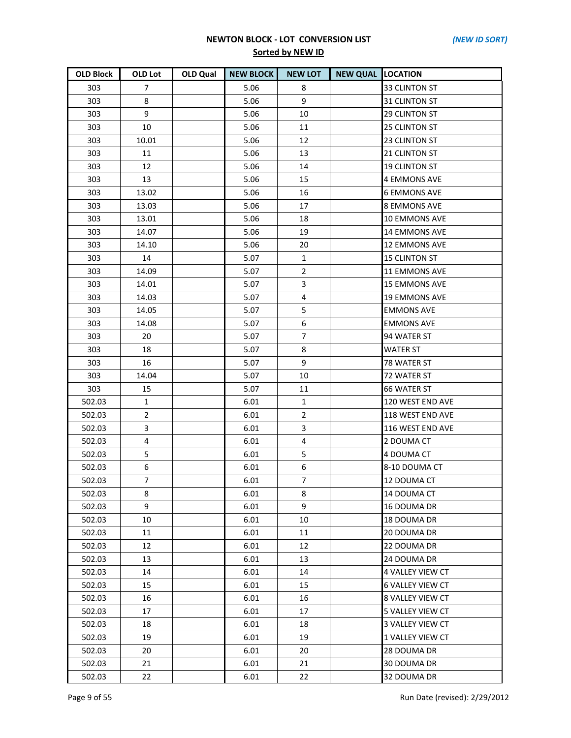**NEWTON BLOCK - LOT CONVERSION LIST** *(NEW ID SORT)*

**Sorted by NEW ID**

| OLD Block | OLD Lot | OLD Qual | NEW BLOCK | NEW LOT | NEW QUAL | LOCATION |
|---|---|---|---|---|---|---|
| 303 | 7 | | 5.06 | 8 | | 33 CLINTON ST |
| 303 | 8 | | 5.06 | 9 | | 31 CLINTON ST |
| 303 | 9 | | 5.06 | 10 | | 29 CLINTON ST |
| 303 | 10 | | 5.06 | 11 | | 25 CLINTON ST |
| 303 | 10.01 | | 5.06 | 12 | | 23 CLINTON ST |
| 303 | 11 | | 5.06 | 13 | | 21 CLINTON ST |
| 303 | 12 | | 5.06 | 14 | | 19 CLINTON ST |
| 303 | 13 | | 5.06 | 15 | | 4 EMMONS AVE |
| 303 | 13.02 | | 5.06 | 16 | | 6 EMMONS AVE |
| 303 | 13.03 | | 5.06 | 17 | | 8 EMMONS AVE |
| 303 | 13.01 | | 5.06 | 18 | | 10 EMMONS AVE |
| 303 | 14.07 | | 5.06 | 19 | | 14 EMMONS AVE |
| 303 | 14.10 | | 5.06 | 20 | | 12 EMMONS AVE |
| 303 | 14 | | 5.07 | 1 | | 15 CLINTON ST |
| 303 | 14.09 | | 5.07 | 2 | | 11 EMMONS AVE |
| 303 | 14.01 | | 5.07 | 3 | | 15 EMMONS AVE |
| 303 | 14.03 | | 5.07 | 4 | | 19 EMMONS AVE |
| 303 | 14.05 | | 5.07 | 5 | | EMMONS AVE |
| 303 | 14.08 | | 5.07 | 6 | | EMMONS AVE |
| 303 | 20 | | 5.07 | 7 | | 94 WATER ST |
| 303 | 18 | | 5.07 | 8 | | WATER ST |
| 303 | 16 | | 5.07 | 9 | | 78 WATER ST |
| 303 | 14.04 | | 5.07 | 10 | | 72 WATER ST |
| 303 | 15 | | 5.07 | 11 | | 66 WATER ST |
| 502.03 | 1 | | 6.01 | 1 | | 120 WEST END AVE |
| 502.03 | 2 | | 6.01 | 2 | | 118 WEST END AVE |
| 502.03 | 3 | | 6.01 | 3 | | 116 WEST END AVE |
| 502.03 | 4 | | 6.01 | 4 | | 2 DOUMA CT |
| 502.03 | 5 | | 6.01 | 5 | | 4 DOUMA CT |
| 502.03 | 6 | | 6.01 | 6 | | 8-10 DOUMA CT |
| 502.03 | 7 | | 6.01 | 7 | | 12 DOUMA CT |
| 502.03 | 8 | | 6.01 | 8 | | 14 DOUMA CT |
| 502.03 | 9 | | 6.01 | 9 | | 16 DOUMA DR |
| 502.03 | 10 | | 6.01 | 10 | | 18 DOUMA DR |
| 502.03 | 11 | | 6.01 | 11 | | 20 DOUMA DR |
| 502.03 | 12 | | 6.01 | 12 | | 22 DOUMA DR |
| 502.03 | 13 | | 6.01 | 13 | | 24 DOUMA DR |
| 502.03 | 14 | | 6.01 | 14 | | 4 VALLEY VIEW CT |
| 502.03 | 15 | | 6.01 | 15 | | 6 VALLEY VIEW CT |
| 502.03 | 16 | | 6.01 | 16 | | 8 VALLEY VIEW CT |
| 502.03 | 17 | | 6.01 | 17 | | 5 VALLEY VIEW CT |
| 502.03 | 18 | | 6.01 | 18 | | 3 VALLEY VIEW CT |
| 502.03 | 19 | | 6.01 | 19 | | 1 VALLEY VIEW CT |
| 502.03 | 20 | | 6.01 | 20 | | 28 DOUMA DR |
| 502.03 | 21 | | 6.01 | 21 | | 30 DOUMA DR |
| 502.03 | 22 | | 6.01 | 22 | | 32 DOUMA DR |

Run Date (revised): 2/29/2012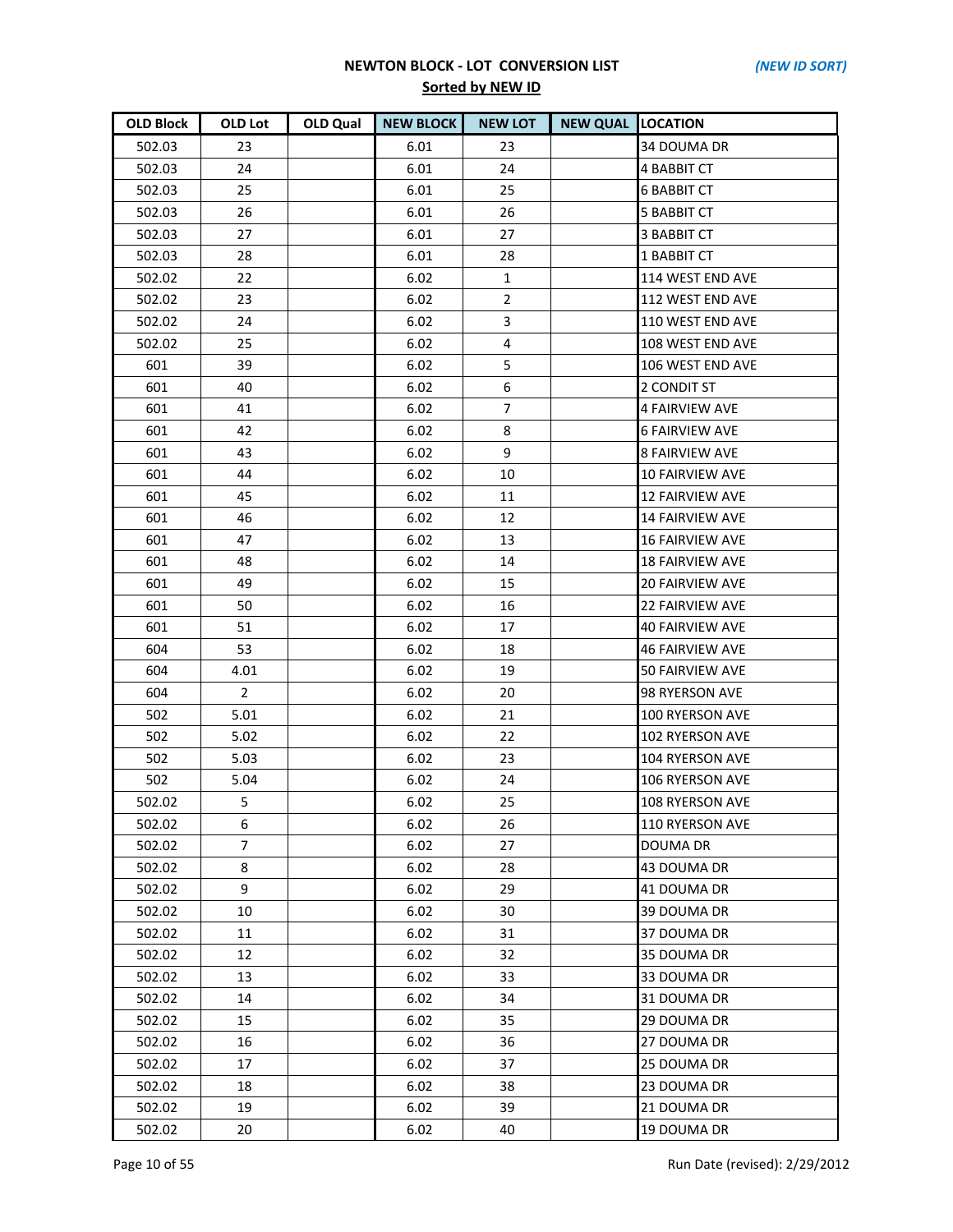**NEWTON BLOCK - LOT CONVERSION LIST**

***(NEW ID SORT)***

**Sorted by NEW ID**

| OLD Block | OLD Lot | OLD Qual | NEW BLOCK | NEW LOT | NEW QUAL | LOCATION |
|---|---|---|---|---|---|---|
| 502.03 | 23 | | 6.01 | 23 | | 34 DOUMA DR |
| 502.03 | 24 | | 6.01 | 24 | | 4 BABBIT CT |
| 502.03 | 25 | | 6.01 | 25 | | 6 BABBIT CT |
| 502.03 | 26 | | 6.01 | 26 | | 5 BABBIT CT |
| 502.03 | 27 | | 6.01 | 27 | | 3 BABBIT CT |
| 502.03 | 28 | | 6.01 | 28 | | 1 BABBIT CT |
| 502.02 | 22 | | 6.02 | 1 | | 114 WEST END AVE |
| 502.02 | 23 | | 6.02 | 2 | | 112 WEST END AVE |
| 502.02 | 24 | | 6.02 | 3 | | 110 WEST END AVE |
| 502.02 | 25 | | 6.02 | 4 | | 108 WEST END AVE |
| 601 | 39 | | 6.02 | 5 | | 106 WEST END AVE |
| 601 | 40 | | 6.02 | 6 | | 2 CONDIT ST |
| 601 | 41 | | 6.02 | 7 | | 4 FAIRVIEW AVE |
| 601 | 42 | | 6.02 | 8 | | 6 FAIRVIEW AVE |
| 601 | 43 | | 6.02 | 9 | | 8 FAIRVIEW AVE |
| 601 | 44 | | 6.02 | 10 | | 10 FAIRVIEW AVE |
| 601 | 45 | | 6.02 | 11 | | 12 FAIRVIEW AVE |
| 601 | 46 | | 6.02 | 12 | | 14 FAIRVIEW AVE |
| 601 | 47 | | 6.02 | 13 | | 16 FAIRVIEW AVE |
| 601 | 48 | | 6.02 | 14 | | 18 FAIRVIEW AVE |
| 601 | 49 | | 6.02 | 15 | | 20 FAIRVIEW AVE |
| 601 | 50 | | 6.02 | 16 | | 22 FAIRVIEW AVE |
| 601 | 51 | | 6.02 | 17 | | 40 FAIRVIEW AVE |
| 604 | 53 | | 6.02 | 18 | | 46 FAIRVIEW AVE |
| 604 | 4.01 | | 6.02 | 19 | | 50 FAIRVIEW AVE |
| 604 | 2 | | 6.02 | 20 | | 98 RYERSON AVE |
| 502 | 5.01 | | 6.02 | 21 | | 100 RYERSON AVE |
| 502 | 5.02 | | 6.02 | 22 | | 102 RYERSON AVE |
| 502 | 5.03 | | 6.02 | 23 | | 104 RYERSON AVE |
| 502 | 5.04 | | 6.02 | 24 | | 106 RYERSON AVE |
| 502.02 | 5 | | 6.02 | 25 | | 108 RYERSON AVE |
| 502.02 | 6 | | 6.02 | 26 | | 110 RYERSON AVE |
| 502.02 | 7 | | 6.02 | 27 | | DOUMA DR |
| 502.02 | 8 | | 6.02 | 28 | | 43 DOUMA DR |
| 502.02 | 9 | | 6.02 | 29 | | 41 DOUMA DR |
| 502.02 | 10 | | 6.02 | 30 | | 39 DOUMA DR |
| 502.02 | 11 | | 6.02 | 31 | | 37 DOUMA DR |
| 502.02 | 12 | | 6.02 | 32 | | 35 DOUMA DR |
| 502.02 | 13 | | 6.02 | 33 | | 33 DOUMA DR |
| 502.02 | 14 | | 6.02 | 34 | | 31 DOUMA DR |
| 502.02 | 15 | | 6.02 | 35 | | 29 DOUMA DR |
| 502.02 | 16 | | 6.02 | 36 | | 27 DOUMA DR |
| 502.02 | 17 | | 6.02 | 37 | | 25 DOUMA DR |
| 502.02 | 18 | | 6.02 | 38 | | 23 DOUMA DR |
| 502.02 | 19 | | 6.02 | 39 | | 21 DOUMA DR |
| 502.02 | 20 | | 6.02 | 40 | | 19 DOUMA DR |

Run Date (revised): 2/29/2012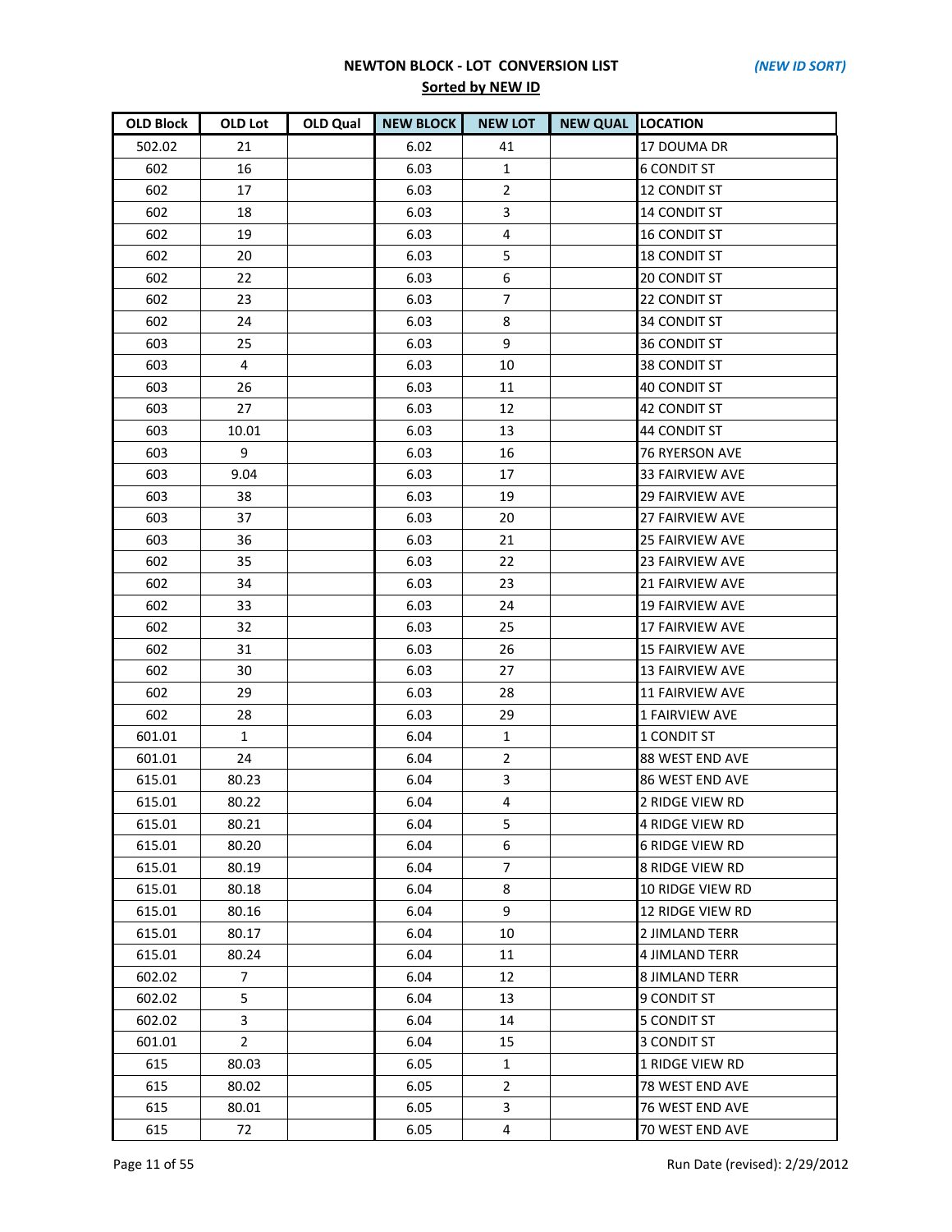# NEWTON BLOCK - LOT CONVERSION LIST

*(NEW ID SORT)*

**Sorted by NEW ID**

| OLD Block | OLD Lot | OLD Qual | NEW BLOCK | NEW LOT | NEW QUAL | LOCATION |
|---|---|---|---|---|---|---|
| 502.02 | 21 | | 6.02 | 41 | | 17 DOUMA DR |
| 602 | 16 | | 6.03 | 1 | | 6 CONDIT ST |
| 602 | 17 | | 6.03 | 2 | | 12 CONDIT ST |
| 602 | 18 | | 6.03 | 3 | | 14 CONDIT ST |
| 602 | 19 | | 6.03 | 4 | | 16 CONDIT ST |
| 602 | 20 | | 6.03 | 5 | | 18 CONDIT ST |
| 602 | 22 | | 6.03 | 6 | | 20 CONDIT ST |
| 602 | 23 | | 6.03 | 7 | | 22 CONDIT ST |
| 602 | 24 | | 6.03 | 8 | | 34 CONDIT ST |
| 603 | 25 | | 6.03 | 9 | | 36 CONDIT ST |
| 603 | 4 | | 6.03 | 10 | | 38 CONDIT ST |
| 603 | 26 | | 6.03 | 11 | | 40 CONDIT ST |
| 603 | 27 | | 6.03 | 12 | | 42 CONDIT ST |
| 603 | 10.01 | | 6.03 | 13 | | 44 CONDIT ST |
| 603 | 9 | | 6.03 | 16 | | 76 RYERSON AVE |
| 603 | 9.04 | | 6.03 | 17 | | 33 FAIRVIEW AVE |
| 603 | 38 | | 6.03 | 19 | | 29 FAIRVIEW AVE |
| 603 | 37 | | 6.03 | 20 | | 27 FAIRVIEW AVE |
| 603 | 36 | | 6.03 | 21 | | 25 FAIRVIEW AVE |
| 602 | 35 | | 6.03 | 22 | | 23 FAIRVIEW AVE |
| 602 | 34 | | 6.03 | 23 | | 21 FAIRVIEW AVE |
| 602 | 33 | | 6.03 | 24 | | 19 FAIRVIEW AVE |
| 602 | 32 | | 6.03 | 25 | | 17 FAIRVIEW AVE |
| 602 | 31 | | 6.03 | 26 | | 15 FAIRVIEW AVE |
| 602 | 30 | | 6.03 | 27 | | 13 FAIRVIEW AVE |
| 602 | 29 | | 6.03 | 28 | | 11 FAIRVIEW AVE |
| 602 | 28 | | 6.03 | 29 | | 1 FAIRVIEW AVE |
| 601.01 | 1 | | 6.04 | 1 | | 1 CONDIT ST |
| 601.01 | 24 | | 6.04 | 2 | | 88 WEST END AVE |
| 615.01 | 80.23 | | 6.04 | 3 | | 86 WEST END AVE |
| 615.01 | 80.22 | | 6.04 | 4 | | 2 RIDGE VIEW RD |
| 615.01 | 80.21 | | 6.04 | 5 | | 4 RIDGE VIEW RD |
| 615.01 | 80.20 | | 6.04 | 6 | | 6 RIDGE VIEW RD |
| 615.01 | 80.19 | | 6.04 | 7 | | 8 RIDGE VIEW RD |
| 615.01 | 80.18 | | 6.04 | 8 | | 10 RIDGE VIEW RD |
| 615.01 | 80.16 | | 6.04 | 9 | | 12 RIDGE VIEW RD |
| 615.01 | 80.17 | | 6.04 | 10 | | 2 JIMLAND TERR |
| 615.01 | 80.24 | | 6.04 | 11 | | 4 JIMLAND TERR |
| 602.02 | 7 | | 6.04 | 12 | | 8 JIMLAND TERR |
| 602.02 | 5 | | 6.04 | 13 | | 9 CONDIT ST |
| 602.02 | 3 | | 6.04 | 14 | | 5 CONDIT ST |
| 601.01 | 2 | | 6.04 | 15 | | 3 CONDIT ST |
| 615 | 80.03 | | 6.05 | 1 | | 1 RIDGE VIEW RD |
| 615 | 80.02 | | 6.05 | 2 | | 78 WEST END AVE |
| 615 | 80.01 | | 6.05 | 3 | | 76 WEST END AVE |
| 615 | 72 | | 6.05 | 4 | | 70 WEST END AVE |

Run Date (revised): 2/29/2012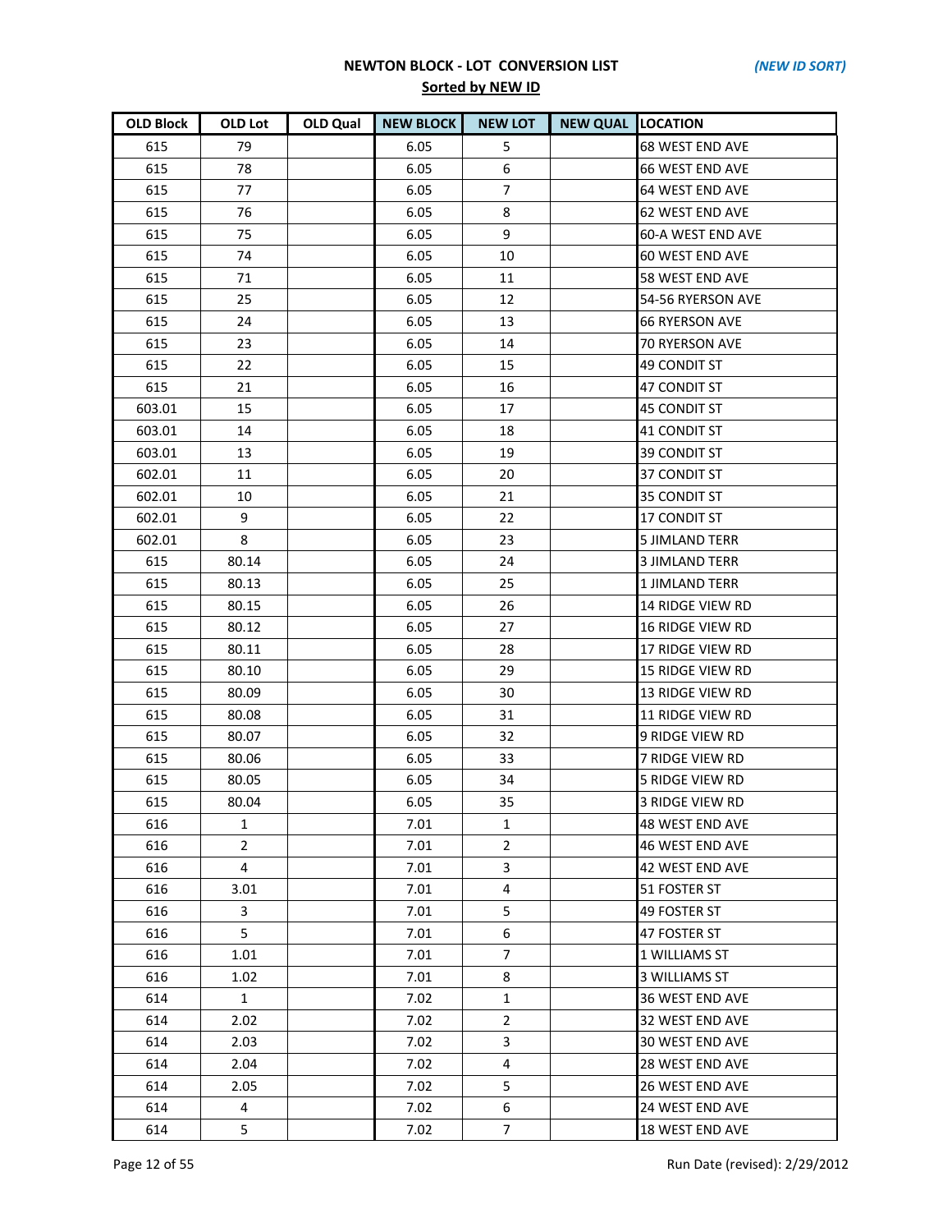**NEWTON BLOCK - LOT CONVERSION LIST** *(NEW ID SORT)*

**Sorted by NEW ID**

| OLD Block | OLD Lot | OLD Qual | NEW BLOCK | NEW LOT | NEW QUAL | LOCATION |
|---|---|---|---|---|---|---|
| 615 | 79 | | 6.05 | 5 | | 68 WEST END AVE |
| 615 | 78 | | 6.05 | 6 | | 66 WEST END AVE |
| 615 | 77 | | 6.05 | 7 | | 64 WEST END AVE |
| 615 | 76 | | 6.05 | 8 | | 62 WEST END AVE |
| 615 | 75 | | 6.05 | 9 | | 60-A WEST END AVE |
| 615 | 74 | | 6.05 | 10 | | 60 WEST END AVE |
| 615 | 71 | | 6.05 | 11 | | 58 WEST END AVE |
| 615 | 25 | | 6.05 | 12 | | 54-56 RYERSON AVE |
| 615 | 24 | | 6.05 | 13 | | 66 RYERSON AVE |
| 615 | 23 | | 6.05 | 14 | | 70 RYERSON AVE |
| 615 | 22 | | 6.05 | 15 | | 49 CONDIT ST |
| 615 | 21 | | 6.05 | 16 | | 47 CONDIT ST |
| 603.01 | 15 | | 6.05 | 17 | | 45 CONDIT ST |
| 603.01 | 14 | | 6.05 | 18 | | 41 CONDIT ST |
| 603.01 | 13 | | 6.05 | 19 | | 39 CONDIT ST |
| 602.01 | 11 | | 6.05 | 20 | | 37 CONDIT ST |
| 602.01 | 10 | | 6.05 | 21 | | 35 CONDIT ST |
| 602.01 | 9 | | 6.05 | 22 | | 17 CONDIT ST |
| 602.01 | 8 | | 6.05 | 23 | | 5 JIMLAND TERR |
| 615 | 80.14 | | 6.05 | 24 | | 3 JIMLAND TERR |
| 615 | 80.13 | | 6.05 | 25 | | 1 JIMLAND TERR |
| 615 | 80.15 | | 6.05 | 26 | | 14 RIDGE VIEW RD |
| 615 | 80.12 | | 6.05 | 27 | | 16 RIDGE VIEW RD |
| 615 | 80.11 | | 6.05 | 28 | | 17 RIDGE VIEW RD |
| 615 | 80.10 | | 6.05 | 29 | | 15 RIDGE VIEW RD |
| 615 | 80.09 | | 6.05 | 30 | | 13 RIDGE VIEW RD |
| 615 | 80.08 | | 6.05 | 31 | | 11 RIDGE VIEW RD |
| 615 | 80.07 | | 6.05 | 32 | | 9 RIDGE VIEW RD |
| 615 | 80.06 | | 6.05 | 33 | | 7 RIDGE VIEW RD |
| 615 | 80.05 | | 6.05 | 34 | | 5 RIDGE VIEW RD |
| 615 | 80.04 | | 6.05 | 35 | | 3 RIDGE VIEW RD |
| 616 | 1 | | 7.01 | 1 | | 48 WEST END AVE |
| 616 | 2 | | 7.01 | 2 | | 46 WEST END AVE |
| 616 | 4 | | 7.01 | 3 | | 42 WEST END AVE |
| 616 | 3.01 | | 7.01 | 4 | | 51 FOSTER ST |
| 616 | 3 | | 7.01 | 5 | | 49 FOSTER ST |
| 616 | 5 | | 7.01 | 6 | | 47 FOSTER ST |
| 616 | 1.01 | | 7.01 | 7 | | 1 WILLIAMS ST |
| 616 | 1.02 | | 7.01 | 8 | | 3 WILLIAMS ST |
| 614 | 1 | | 7.02 | 1 | | 36 WEST END AVE |
| 614 | 2.02 | | 7.02 | 2 | | 32 WEST END AVE |
| 614 | 2.03 | | 7.02 | 3 | | 30 WEST END AVE |
| 614 | 2.04 | | 7.02 | 4 | | 28 WEST END AVE |
| 614 | 2.05 | | 7.02 | 5 | | 26 WEST END AVE |
| 614 | 4 | | 7.02 | 6 | | 24 WEST END AVE |
| 614 | 5 | | 7.02 | 7 | | 18 WEST END AVE |

Run Date (revised): 2/29/2012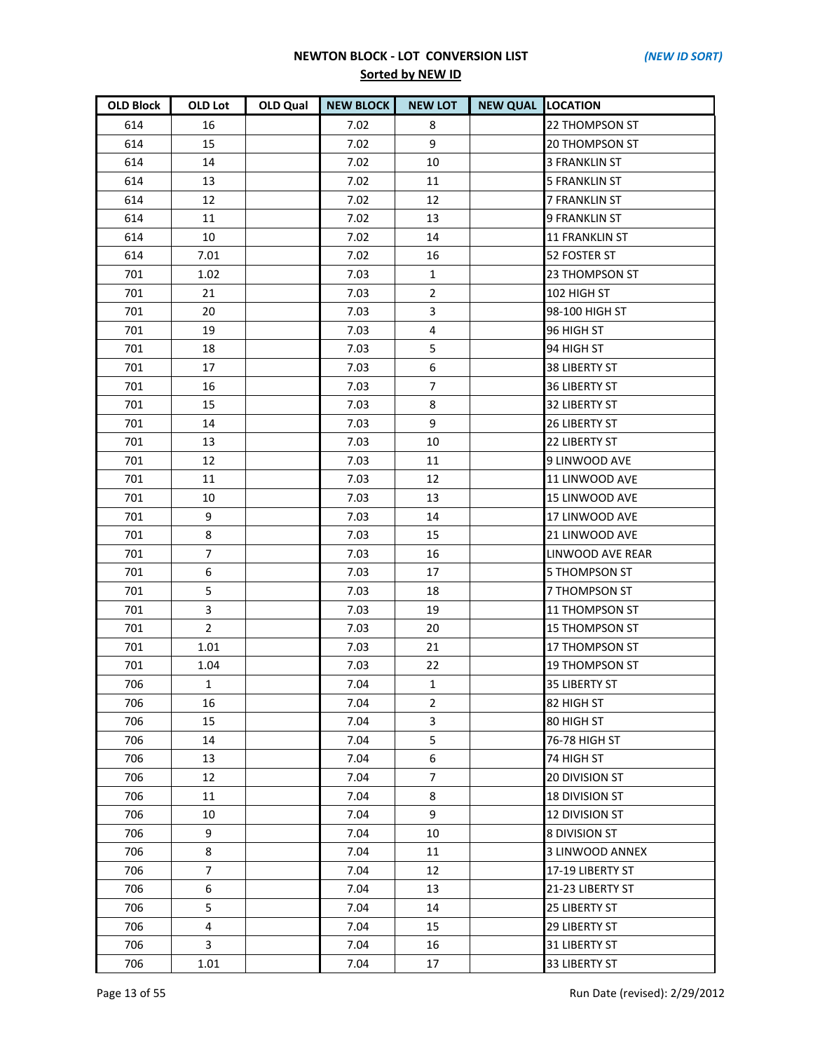**NEWTON BLOCK - LOT CONVERSION LIST** *(NEW ID SORT)*

**Sorted by NEW ID**

| OLD Block | OLD Lot | OLD Qual | NEW BLOCK | NEW LOT | NEW QUAL | LOCATION |
|---|---|---|---|---|---|---|
| 614 | 16 | | 7.02 | 8 | | 22 THOMPSON ST |
| 614 | 15 | | 7.02 | 9 | | 20 THOMPSON ST |
| 614 | 14 | | 7.02 | 10 | | 3 FRANKLIN ST |
| 614 | 13 | | 7.02 | 11 | | 5 FRANKLIN ST |
| 614 | 12 | | 7.02 | 12 | | 7 FRANKLIN ST |
| 614 | 11 | | 7.02 | 13 | | 9 FRANKLIN ST |
| 614 | 10 | | 7.02 | 14 | | 11 FRANKLIN ST |
| 614 | 7.01 | | 7.02 | 16 | | 52 FOSTER ST |
| 701 | 1.02 | | 7.03 | 1 | | 23 THOMPSON ST |
| 701 | 21 | | 7.03 | 2 | | 102 HIGH ST |
| 701 | 20 | | 7.03 | 3 | | 98-100 HIGH ST |
| 701 | 19 | | 7.03 | 4 | | 96 HIGH ST |
| 701 | 18 | | 7.03 | 5 | | 94 HIGH ST |
| 701 | 17 | | 7.03 | 6 | | 38 LIBERTY ST |
| 701 | 16 | | 7.03 | 7 | | 36 LIBERTY ST |
| 701 | 15 | | 7.03 | 8 | | 32 LIBERTY ST |
| 701 | 14 | | 7.03 | 9 | | 26 LIBERTY ST |
| 701 | 13 | | 7.03 | 10 | | 22 LIBERTY ST |
| 701 | 12 | | 7.03 | 11 | | 9 LINWOOD AVE |
| 701 | 11 | | 7.03 | 12 | | 11 LINWOOD AVE |
| 701 | 10 | | 7.03 | 13 | | 15 LINWOOD AVE |
| 701 | 9 | | 7.03 | 14 | | 17 LINWOOD AVE |
| 701 | 8 | | 7.03 | 15 | | 21 LINWOOD AVE |
| 701 | 7 | | 7.03 | 16 | | LINWOOD AVE REAR |
| 701 | 6 | | 7.03 | 17 | | 5 THOMPSON ST |
| 701 | 5 | | 7.03 | 18 | | 7 THOMPSON ST |
| 701 | 3 | | 7.03 | 19 | | 11 THOMPSON ST |
| 701 | 2 | | 7.03 | 20 | | 15 THOMPSON ST |
| 701 | 1.01 | | 7.03 | 21 | | 17 THOMPSON ST |
| 701 | 1.04 | | 7.03 | 22 | | 19 THOMPSON ST |
| 706 | 1 | | 7.04 | 1 | | 35 LIBERTY ST |
| 706 | 16 | | 7.04 | 2 | | 82 HIGH ST |
| 706 | 15 | | 7.04 | 3 | | 80 HIGH ST |
| 706 | 14 | | 7.04 | 5 | | 76-78 HIGH ST |
| 706 | 13 | | 7.04 | 6 | | 74 HIGH ST |
| 706 | 12 | | 7.04 | 7 | | 20 DIVISION ST |
| 706 | 11 | | 7.04 | 8 | | 18 DIVISION ST |
| 706 | 10 | | 7.04 | 9 | | 12 DIVISION ST |
| 706 | 9 | | 7.04 | 10 | | 8 DIVISION ST |
| 706 | 8 | | 7.04 | 11 | | 3 LINWOOD ANNEX |
| 706 | 7 | | 7.04 | 12 | | 17-19 LIBERTY ST |
| 706 | 6 | | 7.04 | 13 | | 21-23 LIBERTY ST |
| 706 | 5 | | 7.04 | 14 | | 25 LIBERTY ST |
| 706 | 4 | | 7.04 | 15 | | 29 LIBERTY ST |
| 706 | 3 | | 7.04 | 16 | | 31 LIBERTY ST |
| 706 | 1.01 | | 7.04 | 17 | | 33 LIBERTY ST |

Run Date (revised): 2/29/2012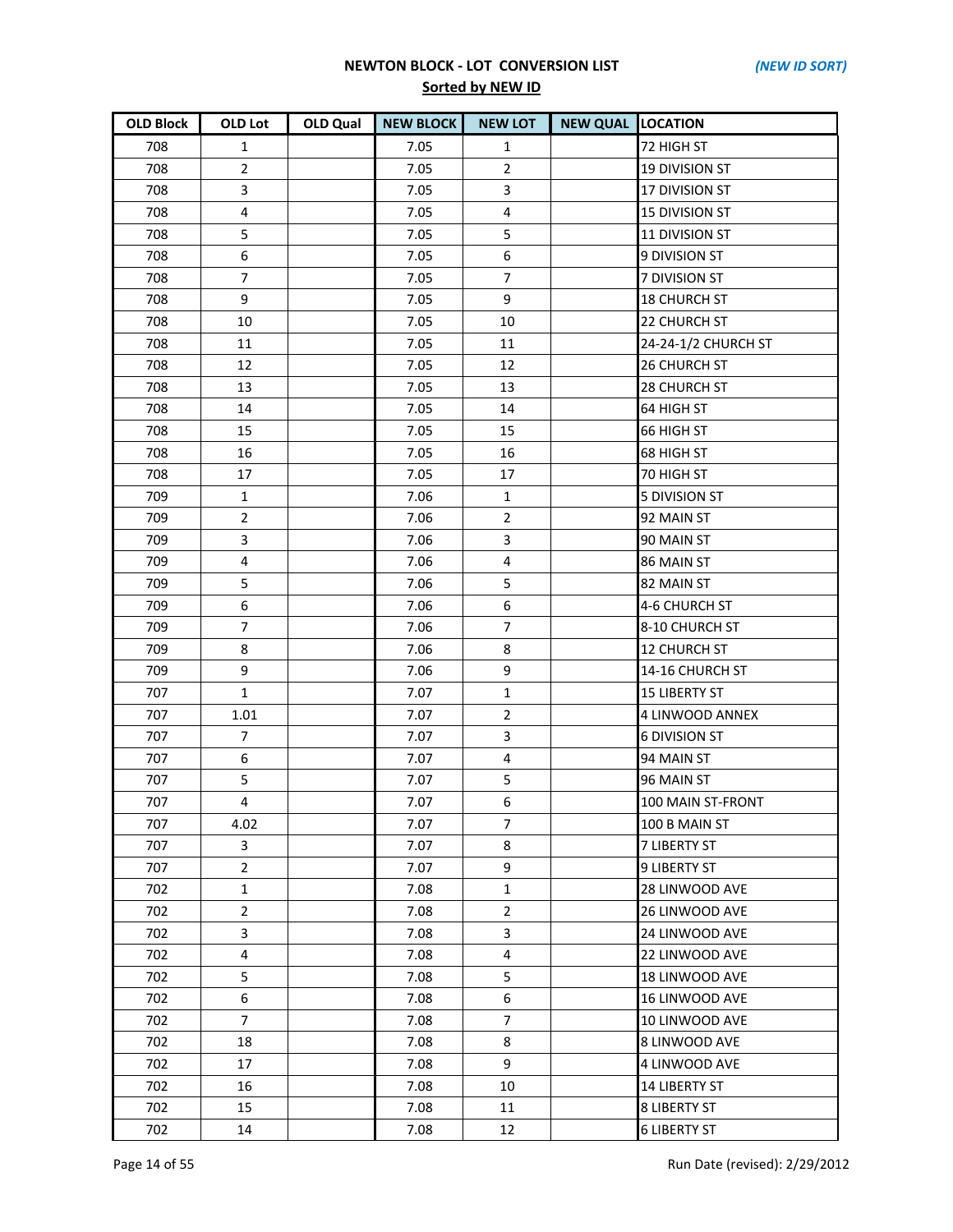**NEWTON BLOCK - LOT CONVERSION LIST** *(NEW ID SORT)*

**Sorted by NEW ID**

| OLD Block | OLD Lot | OLD Qual | NEW BLOCK | NEW LOT | NEW QUAL | LOCATION |
|---|---|---|---|---|---|---|
| 708 | 1 | | 7.05 | 1 | | 72 HIGH ST |
| 708 | 2 | | 7.05 | 2 | | 19 DIVISION ST |
| 708 | 3 | | 7.05 | 3 | | 17 DIVISION ST |
| 708 | 4 | | 7.05 | 4 | | 15 DIVISION ST |
| 708 | 5 | | 7.05 | 5 | | 11 DIVISION ST |
| 708 | 6 | | 7.05 | 6 | | 9 DIVISION ST |
| 708 | 7 | | 7.05 | 7 | | 7 DIVISION ST |
| 708 | 9 | | 7.05 | 9 | | 18 CHURCH ST |
| 708 | 10 | | 7.05 | 10 | | 22 CHURCH ST |
| 708 | 11 | | 7.05 | 11 | | 24-24-1/2 CHURCH ST |
| 708 | 12 | | 7.05 | 12 | | 26 CHURCH ST |
| 708 | 13 | | 7.05 | 13 | | 28 CHURCH ST |
| 708 | 14 | | 7.05 | 14 | | 64 HIGH ST |
| 708 | 15 | | 7.05 | 15 | | 66 HIGH ST |
| 708 | 16 | | 7.05 | 16 | | 68 HIGH ST |
| 708 | 17 | | 7.05 | 17 | | 70 HIGH ST |
| 709 | 1 | | 7.06 | 1 | | 5 DIVISION ST |
| 709 | 2 | | 7.06 | 2 | | 92 MAIN ST |
| 709 | 3 | | 7.06 | 3 | | 90 MAIN ST |
| 709 | 4 | | 7.06 | 4 | | 86 MAIN ST |
| 709 | 5 | | 7.06 | 5 | | 82 MAIN ST |
| 709 | 6 | | 7.06 | 6 | | 4-6 CHURCH ST |
| 709 | 7 | | 7.06 | 7 | | 8-10 CHURCH ST |
| 709 | 8 | | 7.06 | 8 | | 12 CHURCH ST |
| 709 | 9 | | 7.06 | 9 | | 14-16 CHURCH ST |
| 707 | 1 | | 7.07 | 1 | | 15 LIBERTY ST |
| 707 | 1.01 | | 7.07 | 2 | | 4 LINWOOD ANNEX |
| 707 | 7 | | 7.07 | 3 | | 6 DIVISION ST |
| 707 | 6 | | 7.07 | 4 | | 94 MAIN ST |
| 707 | 5 | | 7.07 | 5 | | 96 MAIN ST |
| 707 | 4 | | 7.07 | 6 | | 100 MAIN ST-FRONT |
| 707 | 4.02 | | 7.07 | 7 | | 100 B MAIN ST |
| 707 | 3 | | 7.07 | 8 | | 7 LIBERTY ST |
| 707 | 2 | | 7.07 | 9 | | 9 LIBERTY ST |
| 702 | 1 | | 7.08 | 1 | | 28 LINWOOD AVE |
| 702 | 2 | | 7.08 | 2 | | 26 LINWOOD AVE |
| 702 | 3 | | 7.08 | 3 | | 24 LINWOOD AVE |
| 702 | 4 | | 7.08 | 4 | | 22 LINWOOD AVE |
| 702 | 5 | | 7.08 | 5 | | 18 LINWOOD AVE |
| 702 | 6 | | 7.08 | 6 | | 16 LINWOOD AVE |
| 702 | 7 | | 7.08 | 7 | | 10 LINWOOD AVE |
| 702 | 18 | | 7.08 | 8 | | 8 LINWOOD AVE |
| 702 | 17 | | 7.08 | 9 | | 4 LINWOOD AVE |
| 702 | 16 | | 7.08 | 10 | | 14 LIBERTY ST |
| 702 | 15 | | 7.08 | 11 | | 8 LIBERTY ST |
| 702 | 14 | | 7.08 | 12 | | 6 LIBERTY ST |

Run Date (revised): 2/29/2012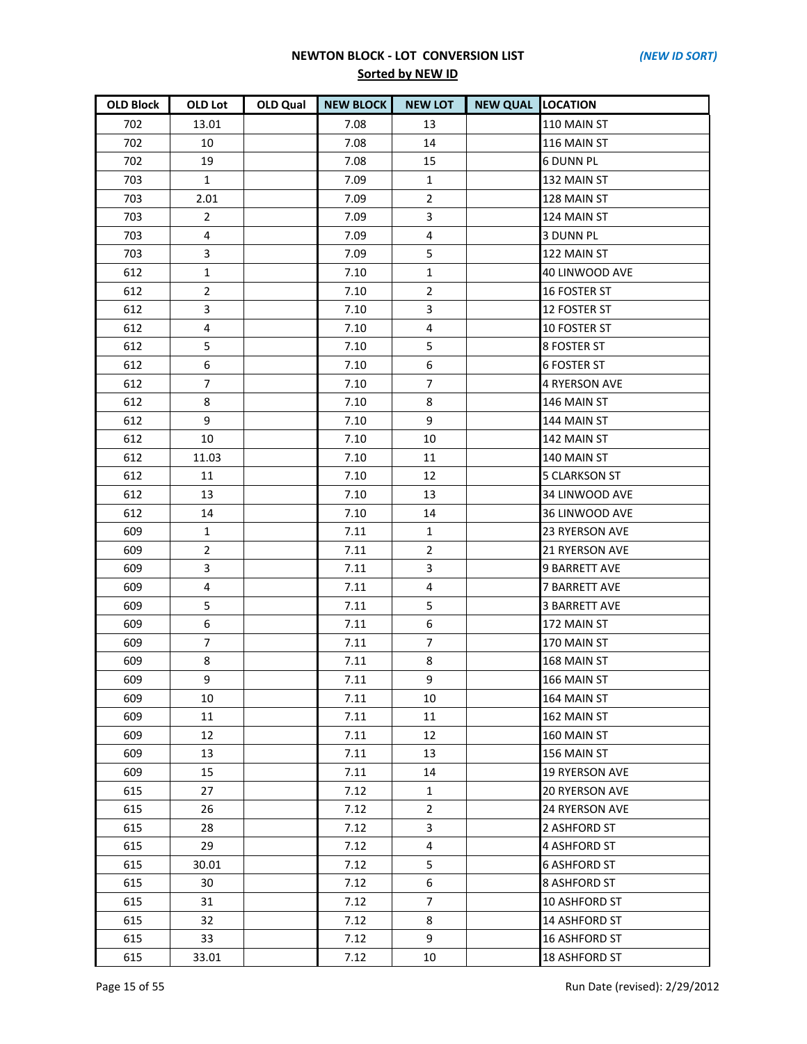**NEWTON BLOCK - LOT CONVERSION LIST** *(NEW ID SORT)*

**Sorted by NEW ID**

| OLD Block | OLD Lot | OLD Qual | NEW BLOCK | NEW LOT | NEW QUAL | LOCATION |
|---|---|---|---|---|---|---|
| 702 | 13.01 | | 7.08 | 13 | | 110 MAIN ST |
| 702 | 10 | | 7.08 | 14 | | 116 MAIN ST |
| 702 | 19 | | 7.08 | 15 | | 6 DUNN PL |
| 703 | 1 | | 7.09 | 1 | | 132 MAIN ST |
| 703 | 2.01 | | 7.09 | 2 | | 128 MAIN ST |
| 703 | 2 | | 7.09 | 3 | | 124 MAIN ST |
| 703 | 4 | | 7.09 | 4 | | 3 DUNN PL |
| 703 | 3 | | 7.09 | 5 | | 122 MAIN ST |
| 612 | 1 | | 7.10 | 1 | | 40 LINWOOD AVE |
| 612 | 2 | | 7.10 | 2 | | 16 FOSTER ST |
| 612 | 3 | | 7.10 | 3 | | 12 FOSTER ST |
| 612 | 4 | | 7.10 | 4 | | 10 FOSTER ST |
| 612 | 5 | | 7.10 | 5 | | 8 FOSTER ST |
| 612 | 6 | | 7.10 | 6 | | 6 FOSTER ST |
| 612 | 7 | | 7.10 | 7 | | 4 RYERSON AVE |
| 612 | 8 | | 7.10 | 8 | | 146 MAIN ST |
| 612 | 9 | | 7.10 | 9 | | 144 MAIN ST |
| 612 | 10 | | 7.10 | 10 | | 142 MAIN ST |
| 612 | 11.03 | | 7.10 | 11 | | 140 MAIN ST |
| 612 | 11 | | 7.10 | 12 | | 5 CLARKSON ST |
| 612 | 13 | | 7.10 | 13 | | 34 LINWOOD AVE |
| 612 | 14 | | 7.10 | 14 | | 36 LINWOOD AVE |
| 609 | 1 | | 7.11 | 1 | | 23 RYERSON AVE |
| 609 | 2 | | 7.11 | 2 | | 21 RYERSON AVE |
| 609 | 3 | | 7.11 | 3 | | 9 BARRETT AVE |
| 609 | 4 | | 7.11 | 4 | | 7 BARRETT AVE |
| 609 | 5 | | 7.11 | 5 | | 3 BARRETT AVE |
| 609 | 6 | | 7.11 | 6 | | 172 MAIN ST |
| 609 | 7 | | 7.11 | 7 | | 170 MAIN ST |
| 609 | 8 | | 7.11 | 8 | | 168 MAIN ST |
| 609 | 9 | | 7.11 | 9 | | 166 MAIN ST |
| 609 | 10 | | 7.11 | 10 | | 164 MAIN ST |
| 609 | 11 | | 7.11 | 11 | | 162 MAIN ST |
| 609 | 12 | | 7.11 | 12 | | 160 MAIN ST |
| 609 | 13 | | 7.11 | 13 | | 156 MAIN ST |
| 609 | 15 | | 7.11 | 14 | | 19 RYERSON AVE |
| 615 | 27 | | 7.12 | 1 | | 20 RYERSON AVE |
| 615 | 26 | | 7.12 | 2 | | 24 RYERSON AVE |
| 615 | 28 | | 7.12 | 3 | | 2 ASHFORD ST |
| 615 | 29 | | 7.12 | 4 | | 4 ASHFORD ST |
| 615 | 30.01 | | 7.12 | 5 | | 6 ASHFORD ST |
| 615 | 30 | | 7.12 | 6 | | 8 ASHFORD ST |
| 615 | 31 | | 7.12 | 7 | | 10 ASHFORD ST |
| 615 | 32 | | 7.12 | 8 | | 14 ASHFORD ST |
| 615 | 33 | | 7.12 | 9 | | 16 ASHFORD ST |
| 615 | 33.01 | | 7.12 | 10 | | 18 ASHFORD ST |

Run Date (revised): 2/29/2012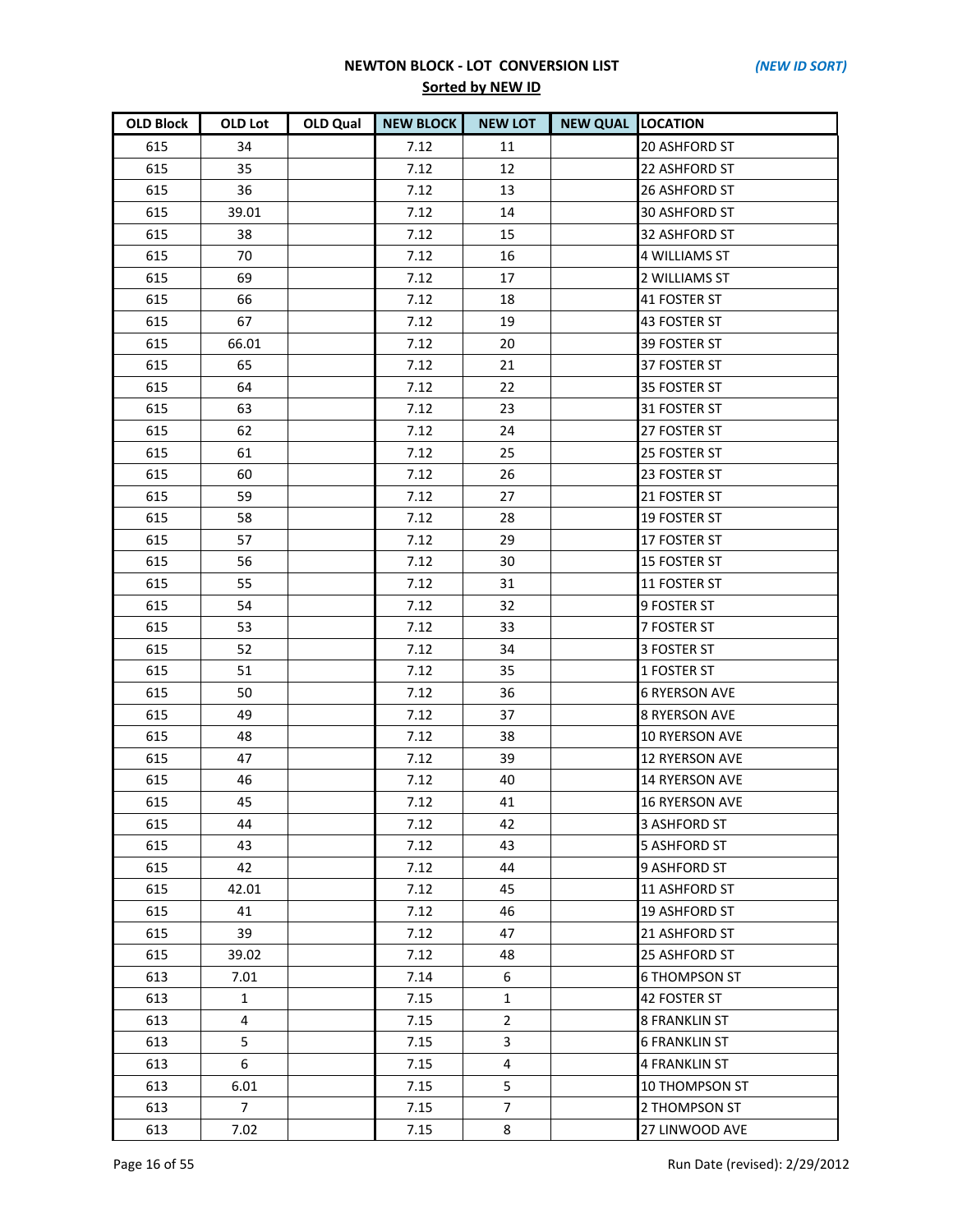**NEWTON BLOCK - LOT CONVERSION LIST** *(NEW ID SORT)*

**Sorted by NEW ID**

| OLD Block | OLD Lot | OLD Qual | NEW BLOCK | NEW LOT | NEW QUAL | LOCATION |
|---|---|---|---|---|---|---|
| 615 | 34 | | 7.12 | 11 | | 20 ASHFORD ST |
| 615 | 35 | | 7.12 | 12 | | 22 ASHFORD ST |
| 615 | 36 | | 7.12 | 13 | | 26 ASHFORD ST |
| 615 | 39.01 | | 7.12 | 14 | | 30 ASHFORD ST |
| 615 | 38 | | 7.12 | 15 | | 32 ASHFORD ST |
| 615 | 70 | | 7.12 | 16 | | 4 WILLIAMS ST |
| 615 | 69 | | 7.12 | 17 | | 2 WILLIAMS ST |
| 615 | 66 | | 7.12 | 18 | | 41 FOSTER ST |
| 615 | 67 | | 7.12 | 19 | | 43 FOSTER ST |
| 615 | 66.01 | | 7.12 | 20 | | 39 FOSTER ST |
| 615 | 65 | | 7.12 | 21 | | 37 FOSTER ST |
| 615 | 64 | | 7.12 | 22 | | 35 FOSTER ST |
| 615 | 63 | | 7.12 | 23 | | 31 FOSTER ST |
| 615 | 62 | | 7.12 | 24 | | 27 FOSTER ST |
| 615 | 61 | | 7.12 | 25 | | 25 FOSTER ST |
| 615 | 60 | | 7.12 | 26 | | 23 FOSTER ST |
| 615 | 59 | | 7.12 | 27 | | 21 FOSTER ST |
| 615 | 58 | | 7.12 | 28 | | 19 FOSTER ST |
| 615 | 57 | | 7.12 | 29 | | 17 FOSTER ST |
| 615 | 56 | | 7.12 | 30 | | 15 FOSTER ST |
| 615 | 55 | | 7.12 | 31 | | 11 FOSTER ST |
| 615 | 54 | | 7.12 | 32 | | 9 FOSTER ST |
| 615 | 53 | | 7.12 | 33 | | 7 FOSTER ST |
| 615 | 52 | | 7.12 | 34 | | 3 FOSTER ST |
| 615 | 51 | | 7.12 | 35 | | 1 FOSTER ST |
| 615 | 50 | | 7.12 | 36 | | 6 RYERSON AVE |
| 615 | 49 | | 7.12 | 37 | | 8 RYERSON AVE |
| 615 | 48 | | 7.12 | 38 | | 10 RYERSON AVE |
| 615 | 47 | | 7.12 | 39 | | 12 RYERSON AVE |
| 615 | 46 | | 7.12 | 40 | | 14 RYERSON AVE |
| 615 | 45 | | 7.12 | 41 | | 16 RYERSON AVE |
| 615 | 44 | | 7.12 | 42 | | 3 ASHFORD ST |
| 615 | 43 | | 7.12 | 43 | | 5 ASHFORD ST |
| 615 | 42 | | 7.12 | 44 | | 9 ASHFORD ST |
| 615 | 42.01 | | 7.12 | 45 | | 11 ASHFORD ST |
| 615 | 41 | | 7.12 | 46 | | 19 ASHFORD ST |
| 615 | 39 | | 7.12 | 47 | | 21 ASHFORD ST |
| 615 | 39.02 | | 7.12 | 48 | | 25 ASHFORD ST |
| 613 | 7.01 | | 7.14 | 6 | | 6 THOMPSON ST |
| 613 | 1 | | 7.15 | 1 | | 42 FOSTER ST |
| 613 | 4 | | 7.15 | 2 | | 8 FRANKLIN ST |
| 613 | 5 | | 7.15 | 3 | | 6 FRANKLIN ST |
| 613 | 6 | | 7.15 | 4 | | 4 FRANKLIN ST |
| 613 | 6.01 | | 7.15 | 5 | | 10 THOMPSON ST |
| 613 | 7 | | 7.15 | 7 | | 2 THOMPSON ST |
| 613 | 7.02 | | 7.15 | 8 | | 27 LINWOOD AVE |

Run Date (revised): 2/29/2012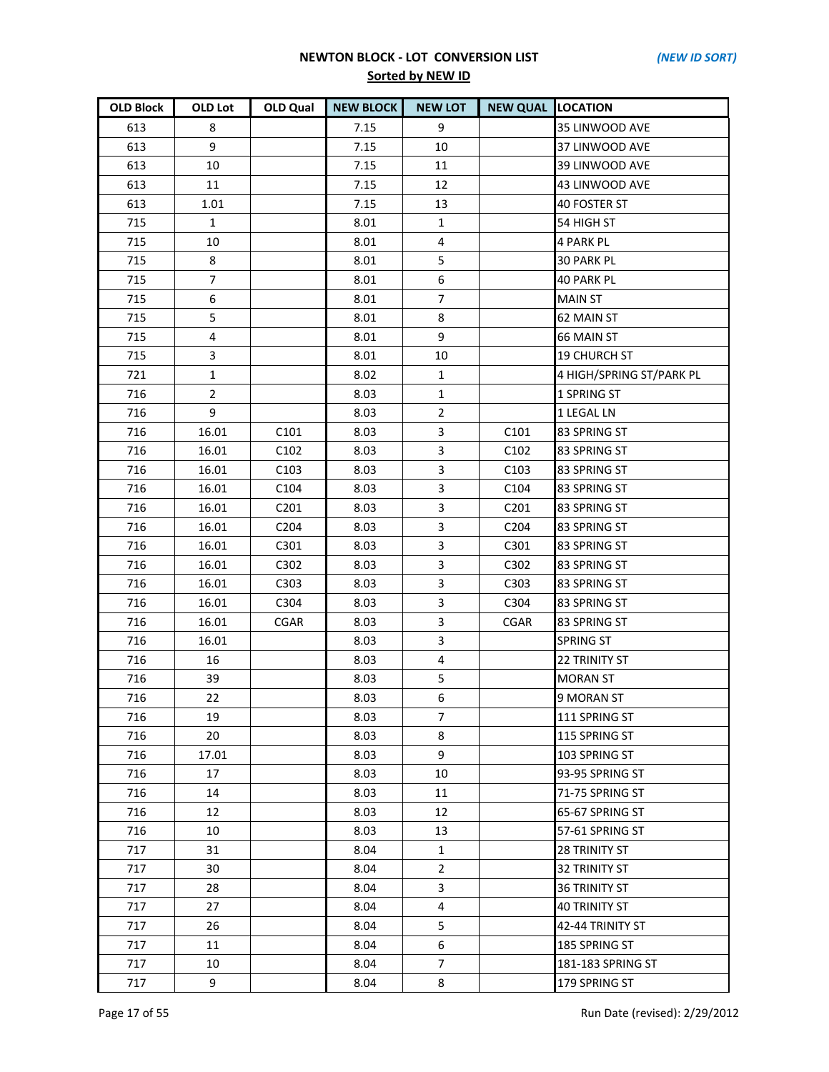# NEWTON BLOCK - LOT CONVERSION LIST

*(NEW ID SORT)*

**Sorted by NEW ID**

| OLD Block | OLD Lot | OLD Qual | NEW BLOCK | NEW LOT | NEW QUAL | LOCATION |
|---|---|---|---|---|---|---|
| 613 | 8 | | 7.15 | 9 | | 35 LINWOOD AVE |
| 613 | 9 | | 7.15 | 10 | | 37 LINWOOD AVE |
| 613 | 10 | | 7.15 | 11 | | 39 LINWOOD AVE |
| 613 | 11 | | 7.15 | 12 | | 43 LINWOOD AVE |
| 613 | 1.01 | | 7.15 | 13 | | 40 FOSTER ST |
| 715 | 1 | | 8.01 | 1 | | 54 HIGH ST |
| 715 | 10 | | 8.01 | 4 | | 4 PARK PL |
| 715 | 8 | | 8.01 | 5 | | 30 PARK PL |
| 715 | 7 | | 8.01 | 6 | | 40 PARK PL |
| 715 | 6 | | 8.01 | 7 | | MAIN ST |
| 715 | 5 | | 8.01 | 8 | | 62 MAIN ST |
| 715 | 4 | | 8.01 | 9 | | 66 MAIN ST |
| 715 | 3 | | 8.01 | 10 | | 19 CHURCH ST |
| 721 | 1 | | 8.02 | 1 | | 4 HIGH/SPRING ST/PARK PL |
| 716 | 2 | | 8.03 | 1 | | 1 SPRING ST |
| 716 | 9 | | 8.03 | 2 | | 1 LEGAL LN |
| 716 | 16.01 | C101 | 8.03 | 3 | C101 | 83 SPRING ST |
| 716 | 16.01 | C102 | 8.03 | 3 | C102 | 83 SPRING ST |
| 716 | 16.01 | C103 | 8.03 | 3 | C103 | 83 SPRING ST |
| 716 | 16.01 | C104 | 8.03 | 3 | C104 | 83 SPRING ST |
| 716 | 16.01 | C201 | 8.03 | 3 | C201 | 83 SPRING ST |
| 716 | 16.01 | C204 | 8.03 | 3 | C204 | 83 SPRING ST |
| 716 | 16.01 | C301 | 8.03 | 3 | C301 | 83 SPRING ST |
| 716 | 16.01 | C302 | 8.03 | 3 | C302 | 83 SPRING ST |
| 716 | 16.01 | C303 | 8.03 | 3 | C303 | 83 SPRING ST |
| 716 | 16.01 | C304 | 8.03 | 3 | C304 | 83 SPRING ST |
| 716 | 16.01 | CGAR | 8.03 | 3 | CGAR | 83 SPRING ST |
| 716 | 16.01 | | 8.03 | 3 | | SPRING ST |
| 716 | 16 | | 8.03 | 4 | | 22 TRINITY ST |
| 716 | 39 | | 8.03 | 5 | | MORAN ST |
| 716 | 22 | | 8.03 | 6 | | 9 MORAN ST |
| 716 | 19 | | 8.03 | 7 | | 111 SPRING ST |
| 716 | 20 | | 8.03 | 8 | | 115 SPRING ST |
| 716 | 17.01 | | 8.03 | 9 | | 103 SPRING ST |
| 716 | 17 | | 8.03 | 10 | | 93-95 SPRING ST |
| 716 | 14 | | 8.03 | 11 | | 71-75 SPRING ST |
| 716 | 12 | | 8.03 | 12 | | 65-67 SPRING ST |
| 716 | 10 | | 8.03 | 13 | | 57-61 SPRING ST |
| 717 | 31 | | 8.04 | 1 | | 28 TRINITY ST |
| 717 | 30 | | 8.04 | 2 | | 32 TRINITY ST |
| 717 | 28 | | 8.04 | 3 | | 36 TRINITY ST |
| 717 | 27 | | 8.04 | 4 | | 40 TRINITY ST |
| 717 | 26 | | 8.04 | 5 | | 42-44 TRINITY ST |
| 717 | 11 | | 8.04 | 6 | | 185 SPRING ST |
| 717 | 10 | | 8.04 | 7 | | 181-183 SPRING ST |
| 717 | 9 | | 8.04 | 8 | | 179 SPRING ST |

Run Date (revised): 2/29/2012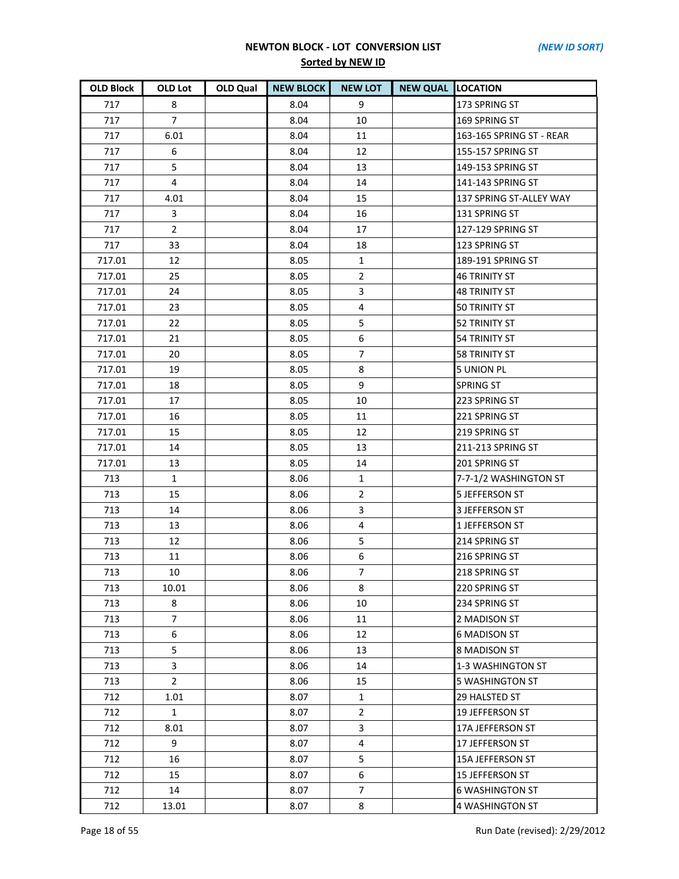# NEWTON BLOCK - LOT CONVERSION LIST

*(NEW ID SORT)*

**Sorted by NEW ID**

| OLD Block | OLD Lot | OLD Qual | NEW BLOCK | NEW LOT | NEW QUAL | LOCATION |
|---|---|---|---|---|---|---|
| 717 | 8 | | 8.04 | 9 | | 173 SPRING ST |
| 717 | 7 | | 8.04 | 10 | | 169 SPRING ST |
| 717 | 6.01 | | 8.04 | 11 | | 163-165 SPRING ST - REAR |
| 717 | 6 | | 8.04 | 12 | | 155-157 SPRING ST |
| 717 | 5 | | 8.04 | 13 | | 149-153 SPRING ST |
| 717 | 4 | | 8.04 | 14 | | 141-143 SPRING ST |
| 717 | 4.01 | | 8.04 | 15 | | 137 SPRING ST-ALLEY WAY |
| 717 | 3 | | 8.04 | 16 | | 131 SPRING ST |
| 717 | 2 | | 8.04 | 17 | | 127-129 SPRING ST |
| 717 | 33 | | 8.04 | 18 | | 123 SPRING ST |
| 717.01 | 12 | | 8.05 | 1 | | 189-191 SPRING ST |
| 717.01 | 25 | | 8.05 | 2 | | 46 TRINITY ST |
| 717.01 | 24 | | 8.05 | 3 | | 48 TRINITY ST |
| 717.01 | 23 | | 8.05 | 4 | | 50 TRINITY ST |
| 717.01 | 22 | | 8.05 | 5 | | 52 TRINITY ST |
| 717.01 | 21 | | 8.05 | 6 | | 54 TRINITY ST |
| 717.01 | 20 | | 8.05 | 7 | | 58 TRINITY ST |
| 717.01 | 19 | | 8.05 | 8 | | 5 UNION PL |
| 717.01 | 18 | | 8.05 | 9 | | SPRING ST |
| 717.01 | 17 | | 8.05 | 10 | | 223 SPRING ST |
| 717.01 | 16 | | 8.05 | 11 | | 221 SPRING ST |
| 717.01 | 15 | | 8.05 | 12 | | 219 SPRING ST |
| 717.01 | 14 | | 8.05 | 13 | | 211-213 SPRING ST |
| 717.01 | 13 | | 8.05 | 14 | | 201 SPRING ST |
| 713 | 1 | | 8.06 | 1 | | 7-7-1/2 WASHINGTON ST |
| 713 | 15 | | 8.06 | 2 | | 5 JEFFERSON ST |
| 713 | 14 | | 8.06 | 3 | | 3 JEFFERSON ST |
| 713 | 13 | | 8.06 | 4 | | 1 JEFFERSON ST |
| 713 | 12 | | 8.06 | 5 | | 214 SPRING ST |
| 713 | 11 | | 8.06 | 6 | | 216 SPRING ST |
| 713 | 10 | | 8.06 | 7 | | 218 SPRING ST |
| 713 | 10.01 | | 8.06 | 8 | | 220 SPRING ST |
| 713 | 8 | | 8.06 | 10 | | 234 SPRING ST |
| 713 | 7 | | 8.06 | 11 | | 2 MADISON ST |
| 713 | 6 | | 8.06 | 12 | | 6 MADISON ST |
| 713 | 5 | | 8.06 | 13 | | 8 MADISON ST |
| 713 | 3 | | 8.06 | 14 | | 1-3 WASHINGTON ST |
| 713 | 2 | | 8.06 | 15 | | 5 WASHINGTON ST |
| 712 | 1.01 | | 8.07 | 1 | | 29 HALSTED ST |
| 712 | 1 | | 8.07 | 2 | | 19 JEFFERSON ST |
| 712 | 8.01 | | 8.07 | 3 | | 17A JEFFERSON ST |
| 712 | 9 | | 8.07 | 4 | | 17 JEFFERSON ST |
| 712 | 16 | | 8.07 | 5 | | 15A JEFFERSON ST |
| 712 | 15 | | 8.07 | 6 | | 15 JEFFERSON ST |
| 712 | 14 | | 8.07 | 7 | | 6 WASHINGTON ST |
| 712 | 13.01 | | 8.07 | 8 | | 4 WASHINGTON ST |

Run Date (revised): 2/29/2012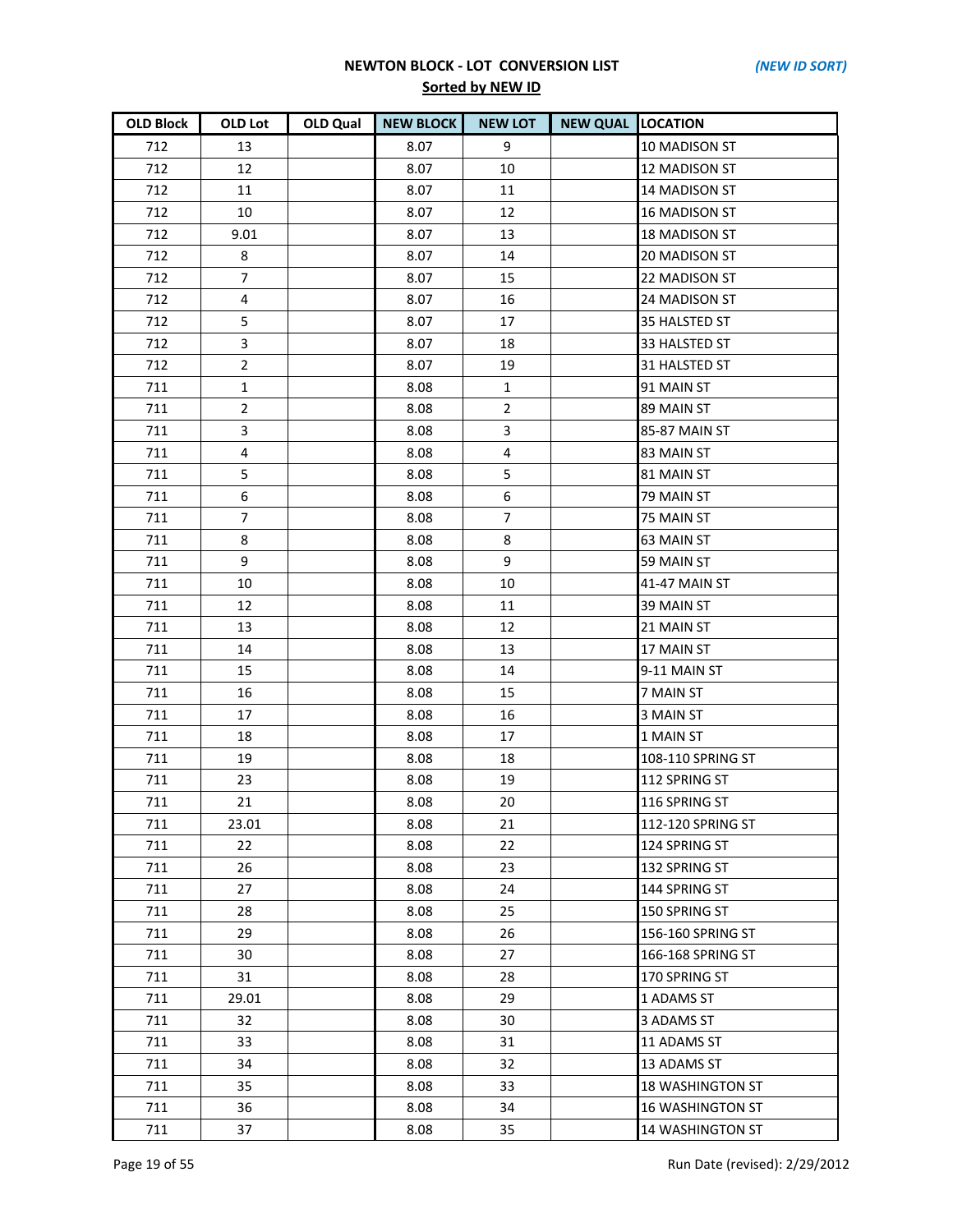# NEWTON BLOCK - LOT CONVERSION LIST

*(NEW ID SORT)*

**Sorted by NEW ID**

| OLD Block | OLD Lot | OLD Qual | NEW BLOCK | NEW LOT | NEW QUAL | LOCATION |
|---|---|---|---|---|---|---|
| 712 | 13 | | 8.07 | 9 | | 10 MADISON ST |
| 712 | 12 | | 8.07 | 10 | | 12 MADISON ST |
| 712 | 11 | | 8.07 | 11 | | 14 MADISON ST |
| 712 | 10 | | 8.07 | 12 | | 16 MADISON ST |
| 712 | 9.01 | | 8.07 | 13 | | 18 MADISON ST |
| 712 | 8 | | 8.07 | 14 | | 20 MADISON ST |
| 712 | 7 | | 8.07 | 15 | | 22 MADISON ST |
| 712 | 4 | | 8.07 | 16 | | 24 MADISON ST |
| 712 | 5 | | 8.07 | 17 | | 35 HALSTED ST |
| 712 | 3 | | 8.07 | 18 | | 33 HALSTED ST |
| 712 | 2 | | 8.07 | 19 | | 31 HALSTED ST |
| 711 | 1 | | 8.08 | 1 | | 91 MAIN ST |
| 711 | 2 | | 8.08 | 2 | | 89 MAIN ST |
| 711 | 3 | | 8.08 | 3 | | 85-87 MAIN ST |
| 711 | 4 | | 8.08 | 4 | | 83 MAIN ST |
| 711 | 5 | | 8.08 | 5 | | 81 MAIN ST |
| 711 | 6 | | 8.08 | 6 | | 79 MAIN ST |
| 711 | 7 | | 8.08 | 7 | | 75 MAIN ST |
| 711 | 8 | | 8.08 | 8 | | 63 MAIN ST |
| 711 | 9 | | 8.08 | 9 | | 59 MAIN ST |
| 711 | 10 | | 8.08 | 10 | | 41-47 MAIN ST |
| 711 | 12 | | 8.08 | 11 | | 39 MAIN ST |
| 711 | 13 | | 8.08 | 12 | | 21 MAIN ST |
| 711 | 14 | | 8.08 | 13 | | 17 MAIN ST |
| 711 | 15 | | 8.08 | 14 | | 9-11 MAIN ST |
| 711 | 16 | | 8.08 | 15 | | 7 MAIN ST |
| 711 | 17 | | 8.08 | 16 | | 3 MAIN ST |
| 711 | 18 | | 8.08 | 17 | | 1 MAIN ST |
| 711 | 19 | | 8.08 | 18 | | 108-110 SPRING ST |
| 711 | 23 | | 8.08 | 19 | | 112 SPRING ST |
| 711 | 21 | | 8.08 | 20 | | 116 SPRING ST |
| 711 | 23.01 | | 8.08 | 21 | | 112-120 SPRING ST |
| 711 | 22 | | 8.08 | 22 | | 124 SPRING ST |
| 711 | 26 | | 8.08 | 23 | | 132 SPRING ST |
| 711 | 27 | | 8.08 | 24 | | 144 SPRING ST |
| 711 | 28 | | 8.08 | 25 | | 150 SPRING ST |
| 711 | 29 | | 8.08 | 26 | | 156-160 SPRING ST |
| 711 | 30 | | 8.08 | 27 | | 166-168 SPRING ST |
| 711 | 31 | | 8.08 | 28 | | 170 SPRING ST |
| 711 | 29.01 | | 8.08 | 29 | | 1 ADAMS ST |
| 711 | 32 | | 8.08 | 30 | | 3 ADAMS ST |
| 711 | 33 | | 8.08 | 31 | | 11 ADAMS ST |
| 711 | 34 | | 8.08 | 32 | | 13 ADAMS ST |
| 711 | 35 | | 8.08 | 33 | | 18 WASHINGTON ST |
| 711 | 36 | | 8.08 | 34 | | 16 WASHINGTON ST |
| 711 | 37 | | 8.08 | 35 | | 14 WASHINGTON ST |

Run Date (revised): 2/29/2012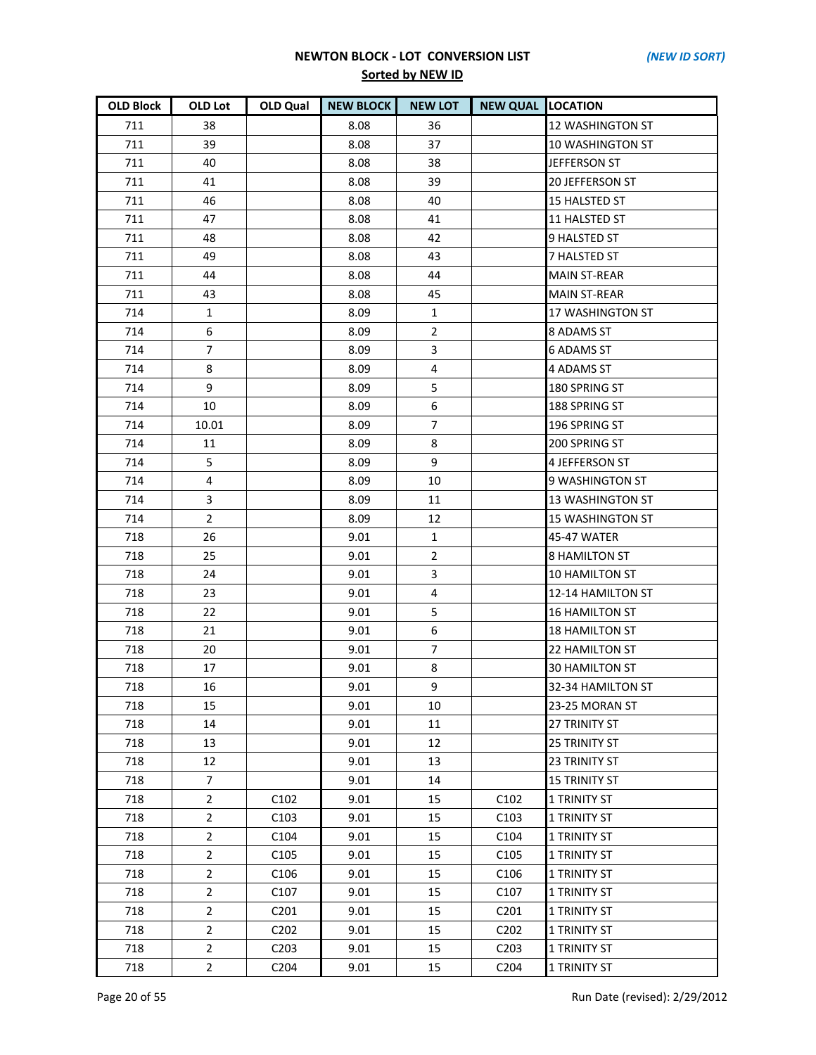**NEWTON BLOCK - LOT CONVERSION LIST** *(NEW ID SORT)*

**Sorted by NEW ID**

| OLD Block | OLD Lot | OLD Qual | NEW BLOCK | NEW LOT | NEW QUAL | LOCATION |
|---|---|---|---|---|---|---|
| 711 | 38 | | 8.08 | 36 | | 12 WASHINGTON ST |
| 711 | 39 | | 8.08 | 37 | | 10 WASHINGTON ST |
| 711 | 40 | | 8.08 | 38 | | JEFFERSON ST |
| 711 | 41 | | 8.08 | 39 | | 20 JEFFERSON ST |
| 711 | 46 | | 8.08 | 40 | | 15 HALSTED ST |
| 711 | 47 | | 8.08 | 41 | | 11 HALSTED ST |
| 711 | 48 | | 8.08 | 42 | | 9 HALSTED ST |
| 711 | 49 | | 8.08 | 43 | | 7 HALSTED ST |
| 711 | 44 | | 8.08 | 44 | | MAIN ST-REAR |
| 711 | 43 | | 8.08 | 45 | | MAIN ST-REAR |
| 714 | 1 | | 8.09 | 1 | | 17 WASHINGTON ST |
| 714 | 6 | | 8.09 | 2 | | 8 ADAMS ST |
| 714 | 7 | | 8.09 | 3 | | 6 ADAMS ST |
| 714 | 8 | | 8.09 | 4 | | 4 ADAMS ST |
| 714 | 9 | | 8.09 | 5 | | 180 SPRING ST |
| 714 | 10 | | 8.09 | 6 | | 188 SPRING ST |
| 714 | 10.01 | | 8.09 | 7 | | 196 SPRING ST |
| 714 | 11 | | 8.09 | 8 | | 200 SPRING ST |
| 714 | 5 | | 8.09 | 9 | | 4 JEFFERSON ST |
| 714 | 4 | | 8.09 | 10 | | 9 WASHINGTON ST |
| 714 | 3 | | 8.09 | 11 | | 13 WASHINGTON ST |
| 714 | 2 | | 8.09 | 12 | | 15 WASHINGTON ST |
| 718 | 26 | | 9.01 | 1 | | 45-47 WATER |
| 718 | 25 | | 9.01 | 2 | | 8 HAMILTON ST |
| 718 | 24 | | 9.01 | 3 | | 10 HAMILTON ST |
| 718 | 23 | | 9.01 | 4 | | 12-14 HAMILTON ST |
| 718 | 22 | | 9.01 | 5 | | 16 HAMILTON ST |
| 718 | 21 | | 9.01 | 6 | | 18 HAMILTON ST |
| 718 | 20 | | 9.01 | 7 | | 22 HAMILTON ST |
| 718 | 17 | | 9.01 | 8 | | 30 HAMILTON ST |
| 718 | 16 | | 9.01 | 9 | | 32-34 HAMILTON ST |
| 718 | 15 | | 9.01 | 10 | | 23-25 MORAN ST |
| 718 | 14 | | 9.01 | 11 | | 27 TRINITY ST |
| 718 | 13 | | 9.01 | 12 | | 25 TRINITY ST |
| 718 | 12 | | 9.01 | 13 | | 23 TRINITY ST |
| 718 | 7 | | 9.01 | 14 | | 15 TRINITY ST |
| 718 | 2 | C102 | 9.01 | 15 | C102 | 1 TRINITY ST |
| 718 | 2 | C103 | 9.01 | 15 | C103 | 1 TRINITY ST |
| 718 | 2 | C104 | 9.01 | 15 | C104 | 1 TRINITY ST |
| 718 | 2 | C105 | 9.01 | 15 | C105 | 1 TRINITY ST |
| 718 | 2 | C106 | 9.01 | 15 | C106 | 1 TRINITY ST |
| 718 | 2 | C107 | 9.01 | 15 | C107 | 1 TRINITY ST |
| 718 | 2 | C201 | 9.01 | 15 | C201 | 1 TRINITY ST |
| 718 | 2 | C202 | 9.01 | 15 | C202 | 1 TRINITY ST |
| 718 | 2 | C203 | 9.01 | 15 | C203 | 1 TRINITY ST |
| 718 | 2 | C204 | 9.01 | 15 | C204 | 1 TRINITY ST |

Run Date (revised): 2/29/2012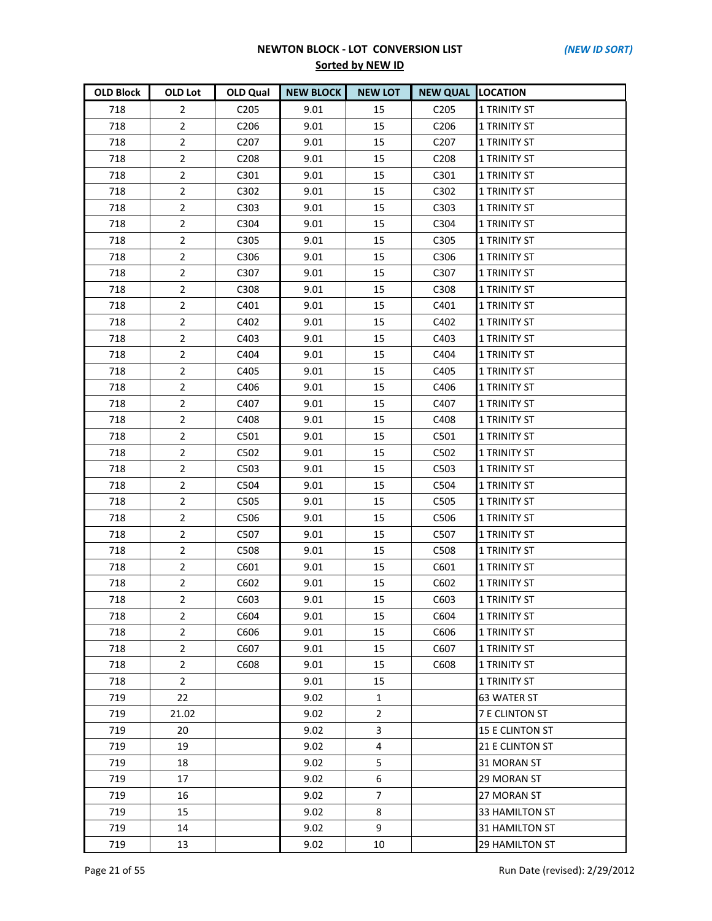# NEWTON BLOCK - LOT CONVERSION LIST

*(NEW ID SORT)*

**Sorted by NEW ID**

| OLD Block | OLD Lot | OLD Qual | NEW BLOCK | NEW LOT | NEW QUAL | LOCATION |
|---|---|---|---|---|---|---|
| 718 | 2 | C205 | 9.01 | 15 | C205 | 1 TRINITY ST |
| 718 | 2 | C206 | 9.01 | 15 | C206 | 1 TRINITY ST |
| 718 | 2 | C207 | 9.01 | 15 | C207 | 1 TRINITY ST |
| 718 | 2 | C208 | 9.01 | 15 | C208 | 1 TRINITY ST |
| 718 | 2 | C301 | 9.01 | 15 | C301 | 1 TRINITY ST |
| 718 | 2 | C302 | 9.01 | 15 | C302 | 1 TRINITY ST |
| 718 | 2 | C303 | 9.01 | 15 | C303 | 1 TRINITY ST |
| 718 | 2 | C304 | 9.01 | 15 | C304 | 1 TRINITY ST |
| 718 | 2 | C305 | 9.01 | 15 | C305 | 1 TRINITY ST |
| 718 | 2 | C306 | 9.01 | 15 | C306 | 1 TRINITY ST |
| 718 | 2 | C307 | 9.01 | 15 | C307 | 1 TRINITY ST |
| 718 | 2 | C308 | 9.01 | 15 | C308 | 1 TRINITY ST |
| 718 | 2 | C401 | 9.01 | 15 | C401 | 1 TRINITY ST |
| 718 | 2 | C402 | 9.01 | 15 | C402 | 1 TRINITY ST |
| 718 | 2 | C403 | 9.01 | 15 | C403 | 1 TRINITY ST |
| 718 | 2 | C404 | 9.01 | 15 | C404 | 1 TRINITY ST |
| 718 | 2 | C405 | 9.01 | 15 | C405 | 1 TRINITY ST |
| 718 | 2 | C406 | 9.01 | 15 | C406 | 1 TRINITY ST |
| 718 | 2 | C407 | 9.01 | 15 | C407 | 1 TRINITY ST |
| 718 | 2 | C408 | 9.01 | 15 | C408 | 1 TRINITY ST |
| 718 | 2 | C501 | 9.01 | 15 | C501 | 1 TRINITY ST |
| 718 | 2 | C502 | 9.01 | 15 | C502 | 1 TRINITY ST |
| 718 | 2 | C503 | 9.01 | 15 | C503 | 1 TRINITY ST |
| 718 | 2 | C504 | 9.01 | 15 | C504 | 1 TRINITY ST |
| 718 | 2 | C505 | 9.01 | 15 | C505 | 1 TRINITY ST |
| 718 | 2 | C506 | 9.01 | 15 | C506 | 1 TRINITY ST |
| 718 | 2 | C507 | 9.01 | 15 | C507 | 1 TRINITY ST |
| 718 | 2 | C508 | 9.01 | 15 | C508 | 1 TRINITY ST |
| 718 | 2 | C601 | 9.01 | 15 | C601 | 1 TRINITY ST |
| 718 | 2 | C602 | 9.01 | 15 | C602 | 1 TRINITY ST |
| 718 | 2 | C603 | 9.01 | 15 | C603 | 1 TRINITY ST |
| 718 | 2 | C604 | 9.01 | 15 | C604 | 1 TRINITY ST |
| 718 | 2 | C606 | 9.01 | 15 | C606 | 1 TRINITY ST |
| 718 | 2 | C607 | 9.01 | 15 | C607 | 1 TRINITY ST |
| 718 | 2 | C608 | 9.01 | 15 | C608 | 1 TRINITY ST |
| 718 | 2 | | 9.01 | 15 | | 1 TRINITY ST |
| 719 | 22 | | 9.02 | 1 | | 63 WATER ST |
| 719 | 21.02 | | 9.02 | 2 | | 7 E CLINTON ST |
| 719 | 20 | | 9.02 | 3 | | 15 E CLINTON ST |
| 719 | 19 | | 9.02 | 4 | | 21 E CLINTON ST |
| 719 | 18 | | 9.02 | 5 | | 31 MORAN ST |
| 719 | 17 | | 9.02 | 6 | | 29 MORAN ST |
| 719 | 16 | | 9.02 | 7 | | 27 MORAN ST |
| 719 | 15 | | 9.02 | 8 | | 33 HAMILTON ST |
| 719 | 14 | | 9.02 | 9 | | 31 HAMILTON ST |
| 719 | 13 | | 9.02 | 10 | | 29 HAMILTON ST |

Run Date (revised): 2/29/2012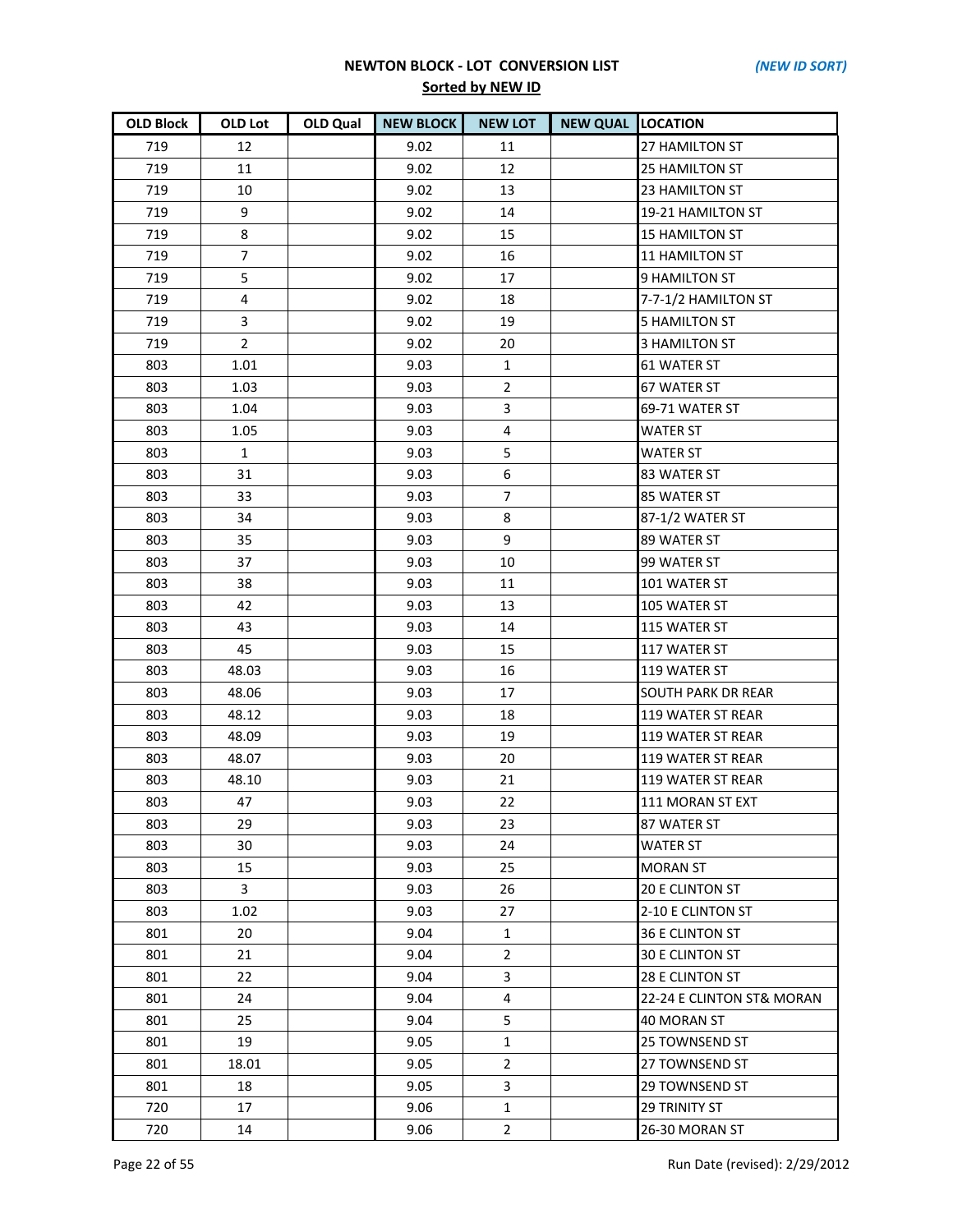## NEWTON BLOCK - LOT CONVERSION LIST

*(NEW ID SORT)*

**Sorted by NEW ID**

| OLD Block | OLD Lot | OLD Qual | NEW BLOCK | NEW LOT | NEW QUAL | LOCATION |
|---|---|---|---|---|---|---|
| 719 | 12 | | 9.02 | 11 | | 27 HAMILTON ST |
| 719 | 11 | | 9.02 | 12 | | 25 HAMILTON ST |
| 719 | 10 | | 9.02 | 13 | | 23 HAMILTON ST |
| 719 | 9 | | 9.02 | 14 | | 19-21 HAMILTON ST |
| 719 | 8 | | 9.02 | 15 | | 15 HAMILTON ST |
| 719 | 7 | | 9.02 | 16 | | 11 HAMILTON ST |
| 719 | 5 | | 9.02 | 17 | | 9 HAMILTON ST |
| 719 | 4 | | 9.02 | 18 | | 7-7-1/2 HAMILTON ST |
| 719 | 3 | | 9.02 | 19 | | 5 HAMILTON ST |
| 719 | 2 | | 9.02 | 20 | | 3 HAMILTON ST |
| 803 | 1.01 | | 9.03 | 1 | | 61 WATER ST |
| 803 | 1.03 | | 9.03 | 2 | | 67 WATER ST |
| 803 | 1.04 | | 9.03 | 3 | | 69-71 WATER ST |
| 803 | 1.05 | | 9.03 | 4 | | WATER ST |
| 803 | 1 | | 9.03 | 5 | | WATER ST |
| 803 | 31 | | 9.03 | 6 | | 83 WATER ST |
| 803 | 33 | | 9.03 | 7 | | 85 WATER ST |
| 803 | 34 | | 9.03 | 8 | | 87-1/2 WATER ST |
| 803 | 35 | | 9.03 | 9 | | 89 WATER ST |
| 803 | 37 | | 9.03 | 10 | | 99 WATER ST |
| 803 | 38 | | 9.03 | 11 | | 101 WATER ST |
| 803 | 42 | | 9.03 | 13 | | 105 WATER ST |
| 803 | 43 | | 9.03 | 14 | | 115 WATER ST |
| 803 | 45 | | 9.03 | 15 | | 117 WATER ST |
| 803 | 48.03 | | 9.03 | 16 | | 119 WATER ST |
| 803 | 48.06 | | 9.03 | 17 | | SOUTH PARK DR REAR |
| 803 | 48.12 | | 9.03 | 18 | | 119 WATER ST REAR |
| 803 | 48.09 | | 9.03 | 19 | | 119 WATER ST REAR |
| 803 | 48.07 | | 9.03 | 20 | | 119 WATER ST REAR |
| 803 | 48.10 | | 9.03 | 21 | | 119 WATER ST REAR |
| 803 | 47 | | 9.03 | 22 | | 111 MORAN ST EXT |
| 803 | 29 | | 9.03 | 23 | | 87 WATER ST |
| 803 | 30 | | 9.03 | 24 | | WATER ST |
| 803 | 15 | | 9.03 | 25 | | MORAN ST |
| 803 | 3 | | 9.03 | 26 | | 20 E CLINTON ST |
| 803 | 1.02 | | 9.03 | 27 | | 2-10 E CLINTON ST |
| 801 | 20 | | 9.04 | 1 | | 36 E CLINTON ST |
| 801 | 21 | | 9.04 | 2 | | 30 E CLINTON ST |
| 801 | 22 | | 9.04 | 3 | | 28 E CLINTON ST |
| 801 | 24 | | 9.04 | 4 | | 22-24 E CLINTON ST& MORAN |
| 801 | 25 | | 9.04 | 5 | | 40 MORAN ST |
| 801 | 19 | | 9.05 | 1 | | 25 TOWNSEND ST |
| 801 | 18.01 | | 9.05 | 2 | | 27 TOWNSEND ST |
| 801 | 18 | | 9.05 | 3 | | 29 TOWNSEND ST |
| 720 | 17 | | 9.06 | 1 | | 29 TRINITY ST |
| 720 | 14 | | 9.06 | 2 | | 26-30 MORAN ST |

Run Date (revised): 2/29/2012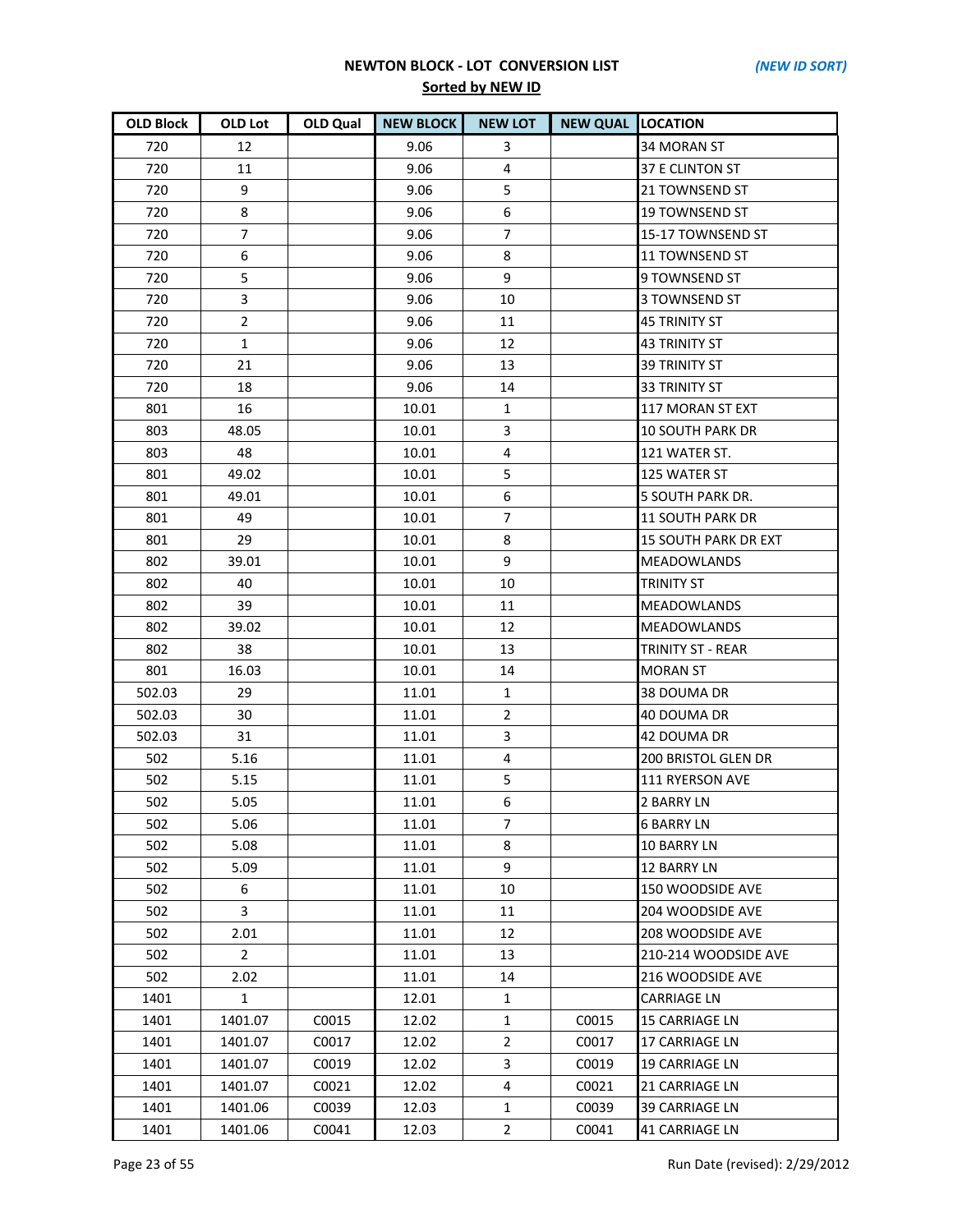## NEWTON BLOCK - LOT CONVERSION LIST

*(NEW ID SORT)*

**Sorted by NEW ID**

| OLD Block | OLD Lot | OLD Qual | NEW BLOCK | NEW LOT | NEW QUAL | LOCATION |
|---|---|---|---|---|---|---|
| 720 | 12 | | 9.06 | 3 | | 34 MORAN ST |
| 720 | 11 | | 9.06 | 4 | | 37 E CLINTON ST |
| 720 | 9 | | 9.06 | 5 | | 21 TOWNSEND ST |
| 720 | 8 | | 9.06 | 6 | | 19 TOWNSEND ST |
| 720 | 7 | | 9.06 | 7 | | 15-17 TOWNSEND ST |
| 720 | 6 | | 9.06 | 8 | | 11 TOWNSEND ST |
| 720 | 5 | | 9.06 | 9 | | 9 TOWNSEND ST |
| 720 | 3 | | 9.06 | 10 | | 3 TOWNSEND ST |
| 720 | 2 | | 9.06 | 11 | | 45 TRINITY ST |
| 720 | 1 | | 9.06 | 12 | | 43 TRINITY ST |
| 720 | 21 | | 9.06 | 13 | | 39 TRINITY ST |
| 720 | 18 | | 9.06 | 14 | | 33 TRINITY ST |
| 801 | 16 | | 10.01 | 1 | | 117 MORAN ST EXT |
| 803 | 48.05 | | 10.01 | 3 | | 10 SOUTH PARK DR |
| 803 | 48 | | 10.01 | 4 | | 121 WATER ST. |
| 801 | 49.02 | | 10.01 | 5 | | 125 WATER ST |
| 801 | 49.01 | | 10.01 | 6 | | 5 SOUTH PARK DR. |
| 801 | 49 | | 10.01 | 7 | | 11 SOUTH PARK DR |
| 801 | 29 | | 10.01 | 8 | | 15 SOUTH PARK DR EXT |
| 802 | 39.01 | | 10.01 | 9 | | MEADOWLANDS |
| 802 | 40 | | 10.01 | 10 | | TRINITY ST |
| 802 | 39 | | 10.01 | 11 | | MEADOWLANDS |
| 802 | 39.02 | | 10.01 | 12 | | MEADOWLANDS |
| 802 | 38 | | 10.01 | 13 | | TRINITY ST - REAR |
| 801 | 16.03 | | 10.01 | 14 | | MORAN ST |
| 502.03 | 29 | | 11.01 | 1 | | 38 DOUMA DR |
| 502.03 | 30 | | 11.01 | 2 | | 40 DOUMA DR |
| 502.03 | 31 | | 11.01 | 3 | | 42 DOUMA DR |
| 502 | 5.16 | | 11.01 | 4 | | 200 BRISTOL GLEN DR |
| 502 | 5.15 | | 11.01 | 5 | | 111 RYERSON AVE |
| 502 | 5.05 | | 11.01 | 6 | | 2 BARRY LN |
| 502 | 5.06 | | 11.01 | 7 | | 6 BARRY LN |
| 502 | 5.08 | | 11.01 | 8 | | 10 BARRY LN |
| 502 | 5.09 | | 11.01 | 9 | | 12 BARRY LN |
| 502 | 6 | | 11.01 | 10 | | 150 WOODSIDE AVE |
| 502 | 3 | | 11.01 | 11 | | 204 WOODSIDE AVE |
| 502 | 2.01 | | 11.01 | 12 | | 208 WOODSIDE AVE |
| 502 | 2 | | 11.01 | 13 | | 210-214 WOODSIDE AVE |
| 502 | 2.02 | | 11.01 | 14 | | 216 WOODSIDE AVE |
| 1401 | 1 | | 12.01 | 1 | | CARRIAGE LN |
| 1401 | 1401.07 | C0015 | 12.02 | 1 | C0015 | 15 CARRIAGE LN |
| 1401 | 1401.07 | C0017 | 12.02 | 2 | C0017 | 17 CARRIAGE LN |
| 1401 | 1401.07 | C0019 | 12.02 | 3 | C0019 | 19 CARRIAGE LN |
| 1401 | 1401.07 | C0021 | 12.02 | 4 | C0021 | 21 CARRIAGE LN |
| 1401 | 1401.06 | C0039 | 12.03 | 1 | C0039 | 39 CARRIAGE LN |
| 1401 | 1401.06 | C0041 | 12.03 | 2 | C0041 | 41 CARRIAGE LN |

Run Date (revised): 2/29/2012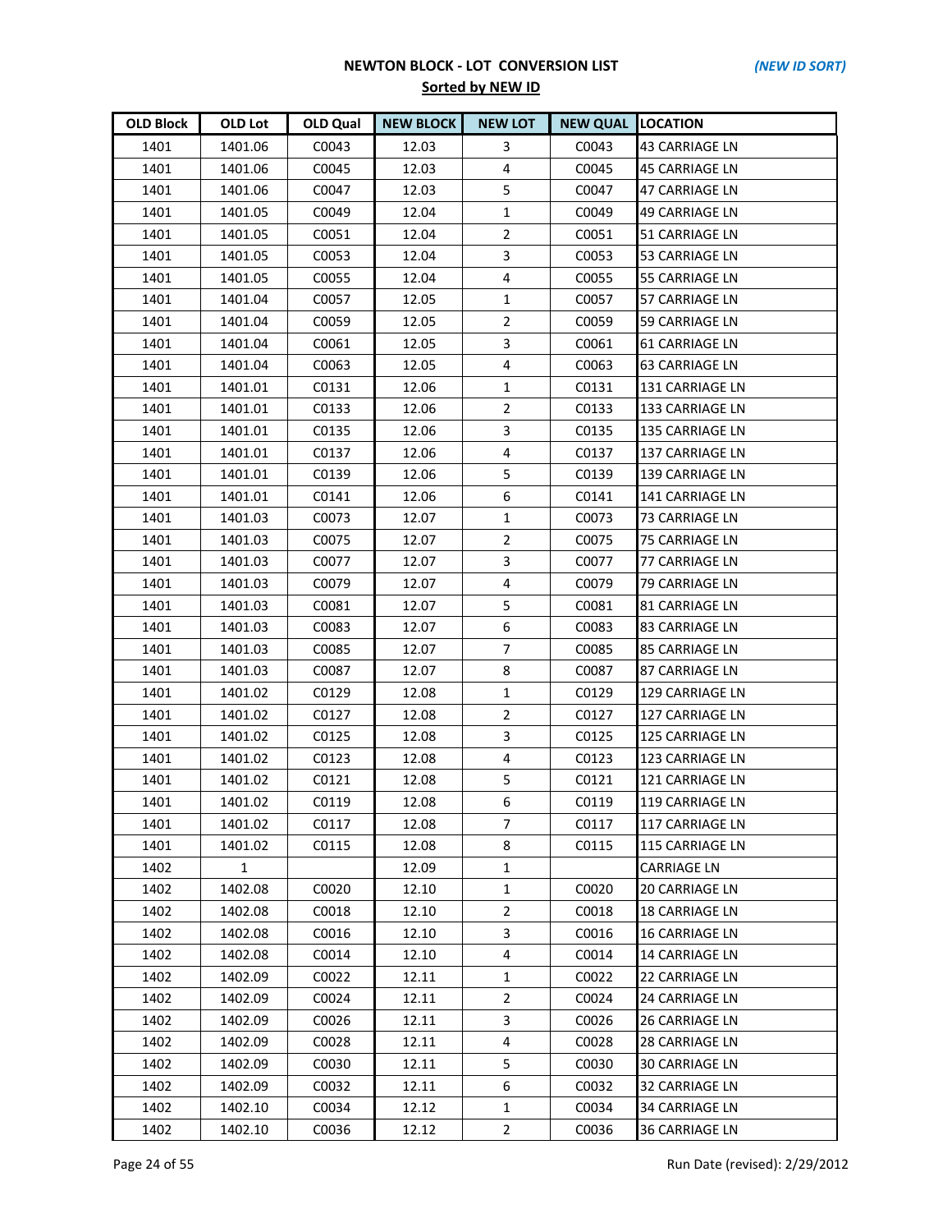# NEWTON BLOCK - LOT CONVERSION LIST

*(NEW ID SORT)*

**Sorted by NEW ID**

| OLD Block | OLD Lot | OLD Qual | NEW BLOCK | NEW LOT | NEW QUAL | LOCATION |
|---|---|---|---|---|---|---|
| 1401 | 1401.06 | C0043 | 12.03 | 3 | C0043 | 43 CARRIAGE LN |
| 1401 | 1401.06 | C0045 | 12.03 | 4 | C0045 | 45 CARRIAGE LN |
| 1401 | 1401.06 | C0047 | 12.03 | 5 | C0047 | 47 CARRIAGE LN |
| 1401 | 1401.05 | C0049 | 12.04 | 1 | C0049 | 49 CARRIAGE LN |
| 1401 | 1401.05 | C0051 | 12.04 | 2 | C0051 | 51 CARRIAGE LN |
| 1401 | 1401.05 | C0053 | 12.04 | 3 | C0053 | 53 CARRIAGE LN |
| 1401 | 1401.05 | C0055 | 12.04 | 4 | C0055 | 55 CARRIAGE LN |
| 1401 | 1401.04 | C0057 | 12.05 | 1 | C0057 | 57 CARRIAGE LN |
| 1401 | 1401.04 | C0059 | 12.05 | 2 | C0059 | 59 CARRIAGE LN |
| 1401 | 1401.04 | C0061 | 12.05 | 3 | C0061 | 61 CARRIAGE LN |
| 1401 | 1401.04 | C0063 | 12.05 | 4 | C0063 | 63 CARRIAGE LN |
| 1401 | 1401.01 | C0131 | 12.06 | 1 | C0131 | 131 CARRIAGE LN |
| 1401 | 1401.01 | C0133 | 12.06 | 2 | C0133 | 133 CARRIAGE LN |
| 1401 | 1401.01 | C0135 | 12.06 | 3 | C0135 | 135 CARRIAGE LN |
| 1401 | 1401.01 | C0137 | 12.06 | 4 | C0137 | 137 CARRIAGE LN |
| 1401 | 1401.01 | C0139 | 12.06 | 5 | C0139 | 139 CARRIAGE LN |
| 1401 | 1401.01 | C0141 | 12.06 | 6 | C0141 | 141 CARRIAGE LN |
| 1401 | 1401.03 | C0073 | 12.07 | 1 | C0073 | 73 CARRIAGE LN |
| 1401 | 1401.03 | C0075 | 12.07 | 2 | C0075 | 75 CARRIAGE LN |
| 1401 | 1401.03 | C0077 | 12.07 | 3 | C0077 | 77 CARRIAGE LN |
| 1401 | 1401.03 | C0079 | 12.07 | 4 | C0079 | 79 CARRIAGE LN |
| 1401 | 1401.03 | C0081 | 12.07 | 5 | C0081 | 81 CARRIAGE LN |
| 1401 | 1401.03 | C0083 | 12.07 | 6 | C0083 | 83 CARRIAGE LN |
| 1401 | 1401.03 | C0085 | 12.07 | 7 | C0085 | 85 CARRIAGE LN |
| 1401 | 1401.03 | C0087 | 12.07 | 8 | C0087 | 87 CARRIAGE LN |
| 1401 | 1401.02 | C0129 | 12.08 | 1 | C0129 | 129 CARRIAGE LN |
| 1401 | 1401.02 | C0127 | 12.08 | 2 | C0127 | 127 CARRIAGE LN |
| 1401 | 1401.02 | C0125 | 12.08 | 3 | C0125 | 125 CARRIAGE LN |
| 1401 | 1401.02 | C0123 | 12.08 | 4 | C0123 | 123 CARRIAGE LN |
| 1401 | 1401.02 | C0121 | 12.08 | 5 | C0121 | 121 CARRIAGE LN |
| 1401 | 1401.02 | C0119 | 12.08 | 6 | C0119 | 119 CARRIAGE LN |
| 1401 | 1401.02 | C0117 | 12.08 | 7 | C0117 | 117 CARRIAGE LN |
| 1401 | 1401.02 | C0115 | 12.08 | 8 | C0115 | 115 CARRIAGE LN |
| 1402 | 1 | | 12.09 | 1 | | CARRIAGE LN |
| 1402 | 1402.08 | C0020 | 12.10 | 1 | C0020 | 20 CARRIAGE LN |
| 1402 | 1402.08 | C0018 | 12.10 | 2 | C0018 | 18 CARRIAGE LN |
| 1402 | 1402.08 | C0016 | 12.10 | 3 | C0016 | 16 CARRIAGE LN |
| 1402 | 1402.08 | C0014 | 12.10 | 4 | C0014 | 14 CARRIAGE LN |
| 1402 | 1402.09 | C0022 | 12.11 | 1 | C0022 | 22 CARRIAGE LN |
| 1402 | 1402.09 | C0024 | 12.11 | 2 | C0024 | 24 CARRIAGE LN |
| 1402 | 1402.09 | C0026 | 12.11 | 3 | C0026 | 26 CARRIAGE LN |
| 1402 | 1402.09 | C0028 | 12.11 | 4 | C0028 | 28 CARRIAGE LN |
| 1402 | 1402.09 | C0030 | 12.11 | 5 | C0030 | 30 CARRIAGE LN |
| 1402 | 1402.09 | C0032 | 12.11 | 6 | C0032 | 32 CARRIAGE LN |
| 1402 | 1402.10 | C0034 | 12.12 | 1 | C0034 | 34 CARRIAGE LN |
| 1402 | 1402.10 | C0036 | 12.12 | 2 | C0036 | 36 CARRIAGE LN |

Run Date (revised): 2/29/2012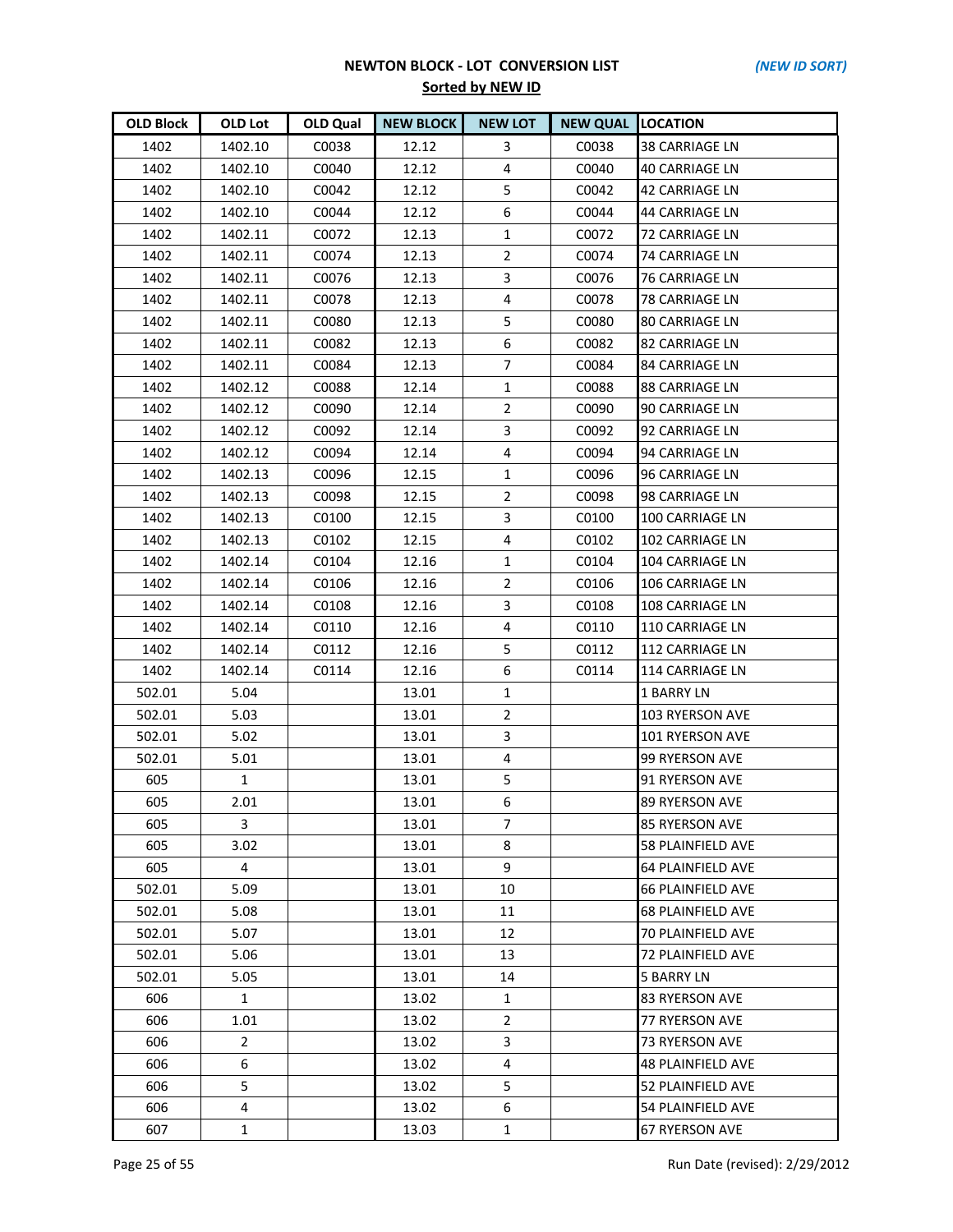## NEWTON BLOCK - LOT CONVERSION LIST

*(NEW ID SORT)*

**Sorted by NEW ID**

| OLD Block | OLD Lot | OLD Qual | NEW BLOCK | NEW LOT | NEW QUAL | LOCATION |
|---|---|---|---|---|---|---|
| 1402 | 1402.10 | C0038 | 12.12 | 3 | C0038 | 38 CARRIAGE LN |
| 1402 | 1402.10 | C0040 | 12.12 | 4 | C0040 | 40 CARRIAGE LN |
| 1402 | 1402.10 | C0042 | 12.12 | 5 | C0042 | 42 CARRIAGE LN |
| 1402 | 1402.10 | C0044 | 12.12 | 6 | C0044 | 44 CARRIAGE LN |
| 1402 | 1402.11 | C0072 | 12.13 | 1 | C0072 | 72 CARRIAGE LN |
| 1402 | 1402.11 | C0074 | 12.13 | 2 | C0074 | 74 CARRIAGE LN |
| 1402 | 1402.11 | C0076 | 12.13 | 3 | C0076 | 76 CARRIAGE LN |
| 1402 | 1402.11 | C0078 | 12.13 | 4 | C0078 | 78 CARRIAGE LN |
| 1402 | 1402.11 | C0080 | 12.13 | 5 | C0080 | 80 CARRIAGE LN |
| 1402 | 1402.11 | C0082 | 12.13 | 6 | C0082 | 82 CARRIAGE LN |
| 1402 | 1402.11 | C0084 | 12.13 | 7 | C0084 | 84 CARRIAGE LN |
| 1402 | 1402.12 | C0088 | 12.14 | 1 | C0088 | 88 CARRIAGE LN |
| 1402 | 1402.12 | C0090 | 12.14 | 2 | C0090 | 90 CARRIAGE LN |
| 1402 | 1402.12 | C0092 | 12.14 | 3 | C0092 | 92 CARRIAGE LN |
| 1402 | 1402.12 | C0094 | 12.14 | 4 | C0094 | 94 CARRIAGE LN |
| 1402 | 1402.13 | C0096 | 12.15 | 1 | C0096 | 96 CARRIAGE LN |
| 1402 | 1402.13 | C0098 | 12.15 | 2 | C0098 | 98 CARRIAGE LN |
| 1402 | 1402.13 | C0100 | 12.15 | 3 | C0100 | 100 CARRIAGE LN |
| 1402 | 1402.13 | C0102 | 12.15 | 4 | C0102 | 102 CARRIAGE LN |
| 1402 | 1402.14 | C0104 | 12.16 | 1 | C0104 | 104 CARRIAGE LN |
| 1402 | 1402.14 | C0106 | 12.16 | 2 | C0106 | 106 CARRIAGE LN |
| 1402 | 1402.14 | C0108 | 12.16 | 3 | C0108 | 108 CARRIAGE LN |
| 1402 | 1402.14 | C0110 | 12.16 | 4 | C0110 | 110 CARRIAGE LN |
| 1402 | 1402.14 | C0112 | 12.16 | 5 | C0112 | 112 CARRIAGE LN |
| 1402 | 1402.14 | C0114 | 12.16 | 6 | C0114 | 114 CARRIAGE LN |
| 502.01 | 5.04 | | 13.01 | 1 | | 1 BARRY LN |
| 502.01 | 5.03 | | 13.01 | 2 | | 103 RYERSON AVE |
| 502.01 | 5.02 | | 13.01 | 3 | | 101 RYERSON AVE |
| 502.01 | 5.01 | | 13.01 | 4 | | 99 RYERSON AVE |
| 605 | 1 | | 13.01 | 5 | | 91 RYERSON AVE |
| 605 | 2.01 | | 13.01 | 6 | | 89 RYERSON AVE |
| 605 | 3 | | 13.01 | 7 | | 85 RYERSON AVE |
| 605 | 3.02 | | 13.01 | 8 | | 58 PLAINFIELD AVE |
| 605 | 4 | | 13.01 | 9 | | 64 PLAINFIELD AVE |
| 502.01 | 5.09 | | 13.01 | 10 | | 66 PLAINFIELD AVE |
| 502.01 | 5.08 | | 13.01 | 11 | | 68 PLAINFIELD AVE |
| 502.01 | 5.07 | | 13.01 | 12 | | 70 PLAINFIELD AVE |
| 502.01 | 5.06 | | 13.01 | 13 | | 72 PLAINFIELD AVE |
| 502.01 | 5.05 | | 13.01 | 14 | | 5 BARRY LN |
| 606 | 1 | | 13.02 | 1 | | 83 RYERSON AVE |
| 606 | 1.01 | | 13.02 | 2 | | 77 RYERSON AVE |
| 606 | 2 | | 13.02 | 3 | | 73 RYERSON AVE |
| 606 | 6 | | 13.02 | 4 | | 48 PLAINFIELD AVE |
| 606 | 5 | | 13.02 | 5 | | 52 PLAINFIELD AVE |
| 606 | 4 | | 13.02 | 6 | | 54 PLAINFIELD AVE |
| 607 | 1 | | 13.03 | 1 | | 67 RYERSON AVE |

Run Date (revised): 2/29/2012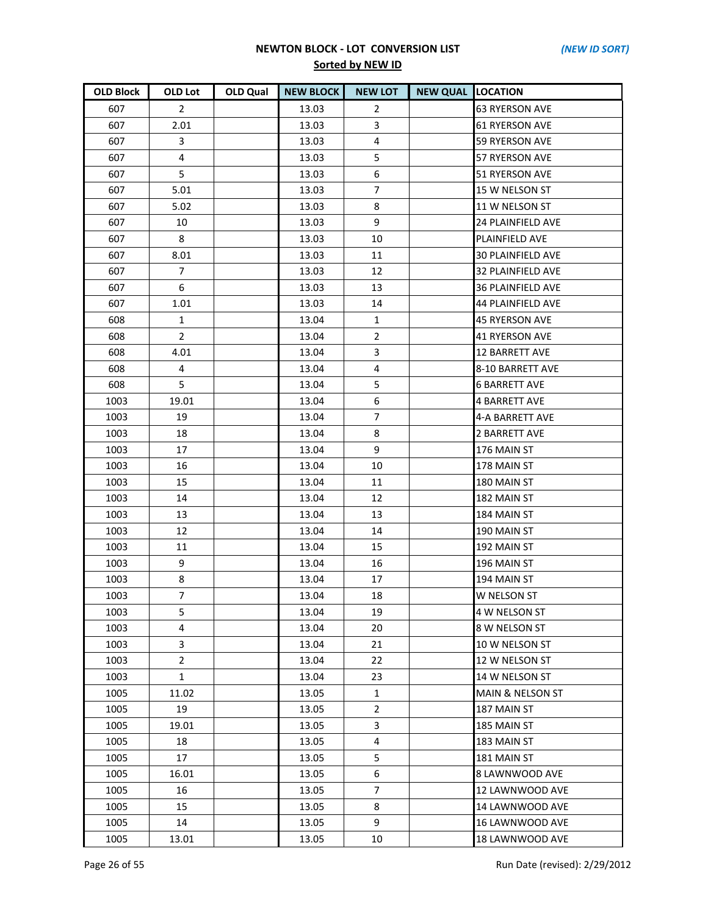# NEWTON BLOCK - LOT CONVERSION LIST

*(NEW ID SORT)*

**Sorted by NEW ID**

| OLD Block | OLD Lot | OLD Qual | NEW BLOCK | NEW LOT | NEW QUAL | LOCATION |
|---|---|---|---|---|---|---|
| 607 | 2 | | 13.03 | 2 | | 63 RYERSON AVE |
| 607 | 2.01 | | 13.03 | 3 | | 61 RYERSON AVE |
| 607 | 3 | | 13.03 | 4 | | 59 RYERSON AVE |
| 607 | 4 | | 13.03 | 5 | | 57 RYERSON AVE |
| 607 | 5 | | 13.03 | 6 | | 51 RYERSON AVE |
| 607 | 5.01 | | 13.03 | 7 | | 15 W NELSON ST |
| 607 | 5.02 | | 13.03 | 8 | | 11 W NELSON ST |
| 607 | 10 | | 13.03 | 9 | | 24 PLAINFIELD AVE |
| 607 | 8 | | 13.03 | 10 | | PLAINFIELD AVE |
| 607 | 8.01 | | 13.03 | 11 | | 30 PLAINFIELD AVE |
| 607 | 7 | | 13.03 | 12 | | 32 PLAINFIELD AVE |
| 607 | 6 | | 13.03 | 13 | | 36 PLAINFIELD AVE |
| 607 | 1.01 | | 13.03 | 14 | | 44 PLAINFIELD AVE |
| 608 | 1 | | 13.04 | 1 | | 45 RYERSON AVE |
| 608 | 2 | | 13.04 | 2 | | 41 RYERSON AVE |
| 608 | 4.01 | | 13.04 | 3 | | 12 BARRETT AVE |
| 608 | 4 | | 13.04 | 4 | | 8-10 BARRETT AVE |
| 608 | 5 | | 13.04 | 5 | | 6 BARRETT AVE |
| 1003 | 19.01 | | 13.04 | 6 | | 4 BARRETT AVE |
| 1003 | 19 | | 13.04 | 7 | | 4-A BARRETT AVE |
| 1003 | 18 | | 13.04 | 8 | | 2 BARRETT AVE |
| 1003 | 17 | | 13.04 | 9 | | 176 MAIN ST |
| 1003 | 16 | | 13.04 | 10 | | 178 MAIN ST |
| 1003 | 15 | | 13.04 | 11 | | 180 MAIN ST |
| 1003 | 14 | | 13.04 | 12 | | 182 MAIN ST |
| 1003 | 13 | | 13.04 | 13 | | 184 MAIN ST |
| 1003 | 12 | | 13.04 | 14 | | 190 MAIN ST |
| 1003 | 11 | | 13.04 | 15 | | 192 MAIN ST |
| 1003 | 9 | | 13.04 | 16 | | 196 MAIN ST |
| 1003 | 8 | | 13.04 | 17 | | 194 MAIN ST |
| 1003 | 7 | | 13.04 | 18 | | W NELSON ST |
| 1003 | 5 | | 13.04 | 19 | | 4 W NELSON ST |
| 1003 | 4 | | 13.04 | 20 | | 8 W NELSON ST |
| 1003 | 3 | | 13.04 | 21 | | 10 W NELSON ST |
| 1003 | 2 | | 13.04 | 22 | | 12 W NELSON ST |
| 1003 | 1 | | 13.04 | 23 | | 14 W NELSON ST |
| 1005 | 11.02 | | 13.05 | 1 | | MAIN & NELSON ST |
| 1005 | 19 | | 13.05 | 2 | | 187 MAIN ST |
| 1005 | 19.01 | | 13.05 | 3 | | 185 MAIN ST |
| 1005 | 18 | | 13.05 | 4 | | 183 MAIN ST |
| 1005 | 17 | | 13.05 | 5 | | 181 MAIN ST |
| 1005 | 16.01 | | 13.05 | 6 | | 8 LAWNWOOD AVE |
| 1005 | 16 | | 13.05 | 7 | | 12 LAWNWOOD AVE |
| 1005 | 15 | | 13.05 | 8 | | 14 LAWNWOOD AVE |
| 1005 | 14 | | 13.05 | 9 | | 16 LAWNWOOD AVE |
| 1005 | 13.01 | | 13.05 | 10 | | 18 LAWNWOOD AVE |

Run Date (revised): 2/29/2012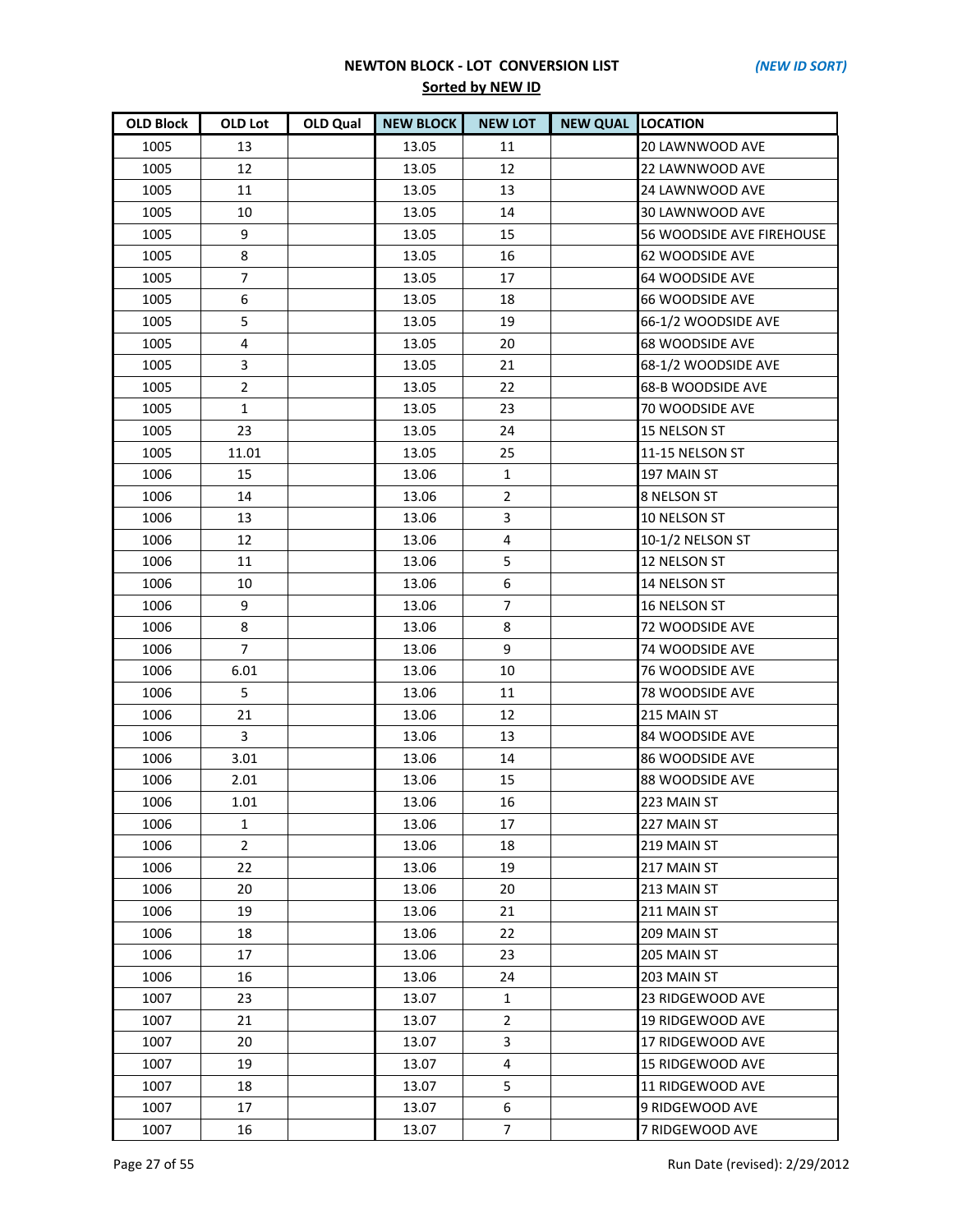## NEWTON BLOCK - LOT CONVERSION LIST

*(NEW ID SORT)*

**Sorted by NEW ID**

| OLD Block | OLD Lot | OLD Qual | NEW BLOCK | NEW LOT | NEW QUAL | LOCATION |
|---|---|---|---|---|---|---|
| 1005 | 13 | | 13.05 | 11 | | 20 LAWNWOOD AVE |
| 1005 | 12 | | 13.05 | 12 | | 22 LAWNWOOD AVE |
| 1005 | 11 | | 13.05 | 13 | | 24 LAWNWOOD AVE |
| 1005 | 10 | | 13.05 | 14 | | 30 LAWNWOOD AVE |
| 1005 | 9 | | 13.05 | 15 | | 56 WOODSIDE AVE FIREHOUSE |
| 1005 | 8 | | 13.05 | 16 | | 62 WOODSIDE AVE |
| 1005 | 7 | | 13.05 | 17 | | 64 WOODSIDE AVE |
| 1005 | 6 | | 13.05 | 18 | | 66 WOODSIDE AVE |
| 1005 | 5 | | 13.05 | 19 | | 66-1/2 WOODSIDE AVE |
| 1005 | 4 | | 13.05 | 20 | | 68 WOODSIDE AVE |
| 1005 | 3 | | 13.05 | 21 | | 68-1/2 WOODSIDE AVE |
| 1005 | 2 | | 13.05 | 22 | | 68-B WOODSIDE AVE |
| 1005 | 1 | | 13.05 | 23 | | 70 WOODSIDE AVE |
| 1005 | 23 | | 13.05 | 24 | | 15 NELSON ST |
| 1005 | 11.01 | | 13.05 | 25 | | 11-15 NELSON ST |
| 1006 | 15 | | 13.06 | 1 | | 197 MAIN ST |
| 1006 | 14 | | 13.06 | 2 | | 8 NELSON ST |
| 1006 | 13 | | 13.06 | 3 | | 10 NELSON ST |
| 1006 | 12 | | 13.06 | 4 | | 10-1/2 NELSON ST |
| 1006 | 11 | | 13.06 | 5 | | 12 NELSON ST |
| 1006 | 10 | | 13.06 | 6 | | 14 NELSON ST |
| 1006 | 9 | | 13.06 | 7 | | 16 NELSON ST |
| 1006 | 8 | | 13.06 | 8 | | 72 WOODSIDE AVE |
| 1006 | 7 | | 13.06 | 9 | | 74 WOODSIDE AVE |
| 1006 | 6.01 | | 13.06 | 10 | | 76 WOODSIDE AVE |
| 1006 | 5 | | 13.06 | 11 | | 78 WOODSIDE AVE |
| 1006 | 21 | | 13.06 | 12 | | 215 MAIN ST |
| 1006 | 3 | | 13.06 | 13 | | 84 WOODSIDE AVE |
| 1006 | 3.01 | | 13.06 | 14 | | 86 WOODSIDE AVE |
| 1006 | 2.01 | | 13.06 | 15 | | 88 WOODSIDE AVE |
| 1006 | 1.01 | | 13.06 | 16 | | 223 MAIN ST |
| 1006 | 1 | | 13.06 | 17 | | 227 MAIN ST |
| 1006 | 2 | | 13.06 | 18 | | 219 MAIN ST |
| 1006 | 22 | | 13.06 | 19 | | 217 MAIN ST |
| 1006 | 20 | | 13.06 | 20 | | 213 MAIN ST |
| 1006 | 19 | | 13.06 | 21 | | 211 MAIN ST |
| 1006 | 18 | | 13.06 | 22 | | 209 MAIN ST |
| 1006 | 17 | | 13.06 | 23 | | 205 MAIN ST |
| 1006 | 16 | | 13.06 | 24 | | 203 MAIN ST |
| 1007 | 23 | | 13.07 | 1 | | 23 RIDGEWOOD AVE |
| 1007 | 21 | | 13.07 | 2 | | 19 RIDGEWOOD AVE |
| 1007 | 20 | | 13.07 | 3 | | 17 RIDGEWOOD AVE |
| 1007 | 19 | | 13.07 | 4 | | 15 RIDGEWOOD AVE |
| 1007 | 18 | | 13.07 | 5 | | 11 RIDGEWOOD AVE |
| 1007 | 17 | | 13.07 | 6 | | 9 RIDGEWOOD AVE |
| 1007 | 16 | | 13.07 | 7 | | 7 RIDGEWOOD AVE |

Run Date (revised): 2/29/2012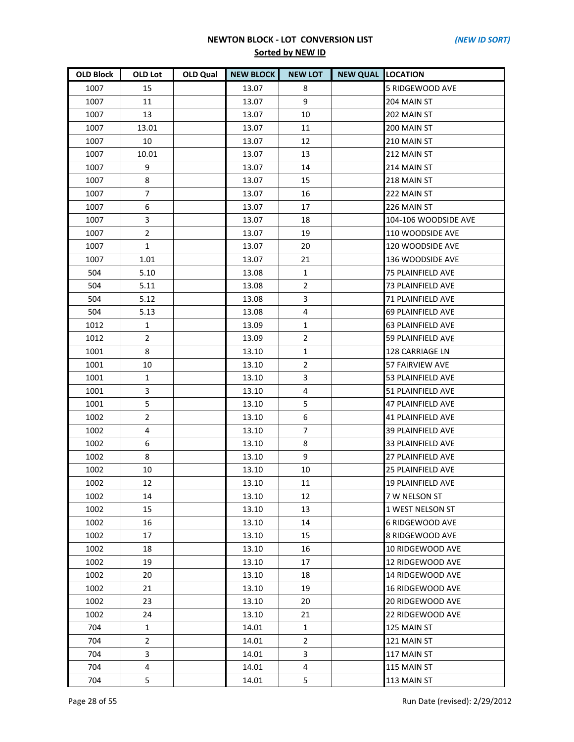**NEWTON BLOCK - LOT CONVERSION LIST** *(NEW ID SORT)*

**Sorted by NEW ID**

| OLD Block | OLD Lot | OLD Qual | NEW BLOCK | NEW LOT | NEW QUAL | LOCATION |
|---|---|---|---|---|---|---|
| 1007 | 15 | | 13.07 | 8 | | 5 RIDGEWOOD AVE |
| 1007 | 11 | | 13.07 | 9 | | 204 MAIN ST |
| 1007 | 13 | | 13.07 | 10 | | 202 MAIN ST |
| 1007 | 13.01 | | 13.07 | 11 | | 200 MAIN ST |
| 1007 | 10 | | 13.07 | 12 | | 210 MAIN ST |
| 1007 | 10.01 | | 13.07 | 13 | | 212 MAIN ST |
| 1007 | 9 | | 13.07 | 14 | | 214 MAIN ST |
| 1007 | 8 | | 13.07 | 15 | | 218 MAIN ST |
| 1007 | 7 | | 13.07 | 16 | | 222 MAIN ST |
| 1007 | 6 | | 13.07 | 17 | | 226 MAIN ST |
| 1007 | 3 | | 13.07 | 18 | | 104-106 WOODSIDE AVE |
| 1007 | 2 | | 13.07 | 19 | | 110 WOODSIDE AVE |
| 1007 | 1 | | 13.07 | 20 | | 120 WOODSIDE AVE |
| 1007 | 1.01 | | 13.07 | 21 | | 136 WOODSIDE AVE |
| 504 | 5.10 | | 13.08 | 1 | | 75 PLAINFIELD AVE |
| 504 | 5.11 | | 13.08 | 2 | | 73 PLAINFIELD AVE |
| 504 | 5.12 | | 13.08 | 3 | | 71 PLAINFIELD AVE |
| 504 | 5.13 | | 13.08 | 4 | | 69 PLAINFIELD AVE |
| 1012 | 1 | | 13.09 | 1 | | 63 PLAINFIELD AVE |
| 1012 | 2 | | 13.09 | 2 | | 59 PLAINFIELD AVE |
| 1001 | 8 | | 13.10 | 1 | | 128 CARRIAGE LN |
| 1001 | 10 | | 13.10 | 2 | | 57 FAIRVIEW AVE |
| 1001 | 1 | | 13.10 | 3 | | 53 PLAINFIELD AVE |
| 1001 | 3 | | 13.10 | 4 | | 51 PLAINFIELD AVE |
| 1001 | 5 | | 13.10 | 5 | | 47 PLAINFIELD AVE |
| 1002 | 2 | | 13.10 | 6 | | 41 PLAINFIELD AVE |
| 1002 | 4 | | 13.10 | 7 | | 39 PLAINFIELD AVE |
| 1002 | 6 | | 13.10 | 8 | | 33 PLAINFIELD AVE |
| 1002 | 8 | | 13.10 | 9 | | 27 PLAINFIELD AVE |
| 1002 | 10 | | 13.10 | 10 | | 25 PLAINFIELD AVE |
| 1002 | 12 | | 13.10 | 11 | | 19 PLAINFIELD AVE |
| 1002 | 14 | | 13.10 | 12 | | 7 W NELSON ST |
| 1002 | 15 | | 13.10 | 13 | | 1 WEST NELSON ST |
| 1002 | 16 | | 13.10 | 14 | | 6 RIDGEWOOD AVE |
| 1002 | 17 | | 13.10 | 15 | | 8 RIDGEWOOD AVE |
| 1002 | 18 | | 13.10 | 16 | | 10 RIDGEWOOD AVE |
| 1002 | 19 | | 13.10 | 17 | | 12 RIDGEWOOD AVE |
| 1002 | 20 | | 13.10 | 18 | | 14 RIDGEWOOD AVE |
| 1002 | 21 | | 13.10 | 19 | | 16 RIDGEWOOD AVE |
| 1002 | 23 | | 13.10 | 20 | | 20 RIDGEWOOD AVE |
| 1002 | 24 | | 13.10 | 21 | | 22 RIDGEWOOD AVE |
| 704 | 1 | | 14.01 | 1 | | 125 MAIN ST |
| 704 | 2 | | 14.01 | 2 | | 121 MAIN ST |
| 704 | 3 | | 14.01 | 3 | | 117 MAIN ST |
| 704 | 4 | | 14.01 | 4 | | 115 MAIN ST |
| 704 | 5 | | 14.01 | 5 | | 113 MAIN ST |

Run Date (revised): 2/29/2012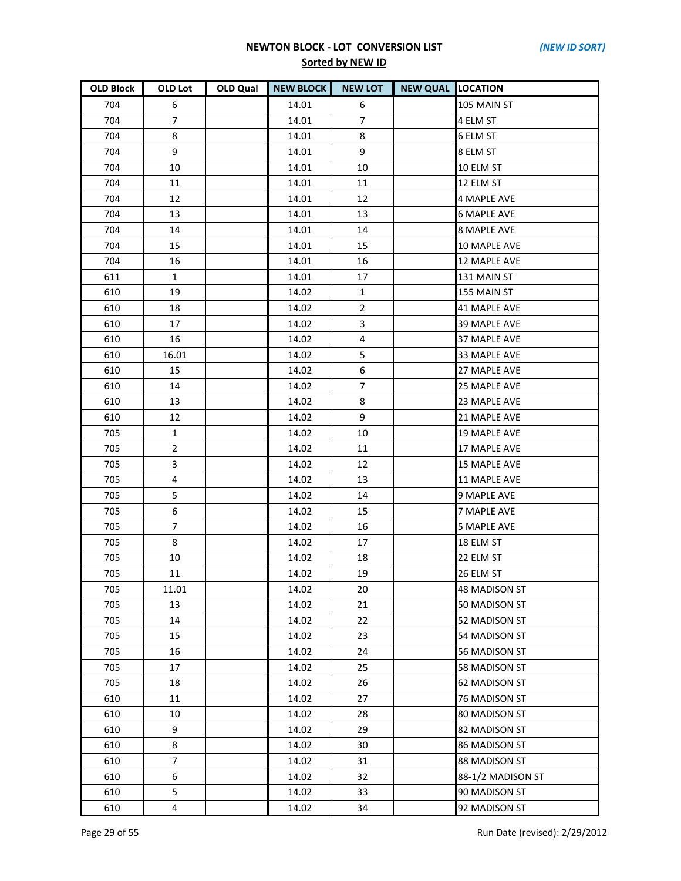**NEWTON BLOCK - LOT CONVERSION LIST** *(NEW ID SORT)*

**Sorted by NEW ID**

| OLD Block | OLD Lot | OLD Qual | NEW BLOCK | NEW LOT | NEW QUAL | LOCATION |
|---|---|---|---|---|---|---|
| 704 | 6 | | 14.01 | 6 | | 105 MAIN ST |
| 704 | 7 | | 14.01 | 7 | | 4 ELM ST |
| 704 | 8 | | 14.01 | 8 | | 6 ELM ST |
| 704 | 9 | | 14.01 | 9 | | 8 ELM ST |
| 704 | 10 | | 14.01 | 10 | | 10 ELM ST |
| 704 | 11 | | 14.01 | 11 | | 12 ELM ST |
| 704 | 12 | | 14.01 | 12 | | 4 MAPLE AVE |
| 704 | 13 | | 14.01 | 13 | | 6 MAPLE AVE |
| 704 | 14 | | 14.01 | 14 | | 8 MAPLE AVE |
| 704 | 15 | | 14.01 | 15 | | 10 MAPLE AVE |
| 704 | 16 | | 14.01 | 16 | | 12 MAPLE AVE |
| 611 | 1 | | 14.01 | 17 | | 131 MAIN ST |
| 610 | 19 | | 14.02 | 1 | | 155 MAIN ST |
| 610 | 18 | | 14.02 | 2 | | 41 MAPLE AVE |
| 610 | 17 | | 14.02 | 3 | | 39 MAPLE AVE |
| 610 | 16 | | 14.02 | 4 | | 37 MAPLE AVE |
| 610 | 16.01 | | 14.02 | 5 | | 33 MAPLE AVE |
| 610 | 15 | | 14.02 | 6 | | 27 MAPLE AVE |
| 610 | 14 | | 14.02 | 7 | | 25 MAPLE AVE |
| 610 | 13 | | 14.02 | 8 | | 23 MAPLE AVE |
| 610 | 12 | | 14.02 | 9 | | 21 MAPLE AVE |
| 705 | 1 | | 14.02 | 10 | | 19 MAPLE AVE |
| 705 | 2 | | 14.02 | 11 | | 17 MAPLE AVE |
| 705 | 3 | | 14.02 | 12 | | 15 MAPLE AVE |
| 705 | 4 | | 14.02 | 13 | | 11 MAPLE AVE |
| 705 | 5 | | 14.02 | 14 | | 9 MAPLE AVE |
| 705 | 6 | | 14.02 | 15 | | 7 MAPLE AVE |
| 705 | 7 | | 14.02 | 16 | | 5 MAPLE AVE |
| 705 | 8 | | 14.02 | 17 | | 18 ELM ST |
| 705 | 10 | | 14.02 | 18 | | 22 ELM ST |
| 705 | 11 | | 14.02 | 19 | | 26 ELM ST |
| 705 | 11.01 | | 14.02 | 20 | | 48 MADISON ST |
| 705 | 13 | | 14.02 | 21 | | 50 MADISON ST |
| 705 | 14 | | 14.02 | 22 | | 52 MADISON ST |
| 705 | 15 | | 14.02 | 23 | | 54 MADISON ST |
| 705 | 16 | | 14.02 | 24 | | 56 MADISON ST |
| 705 | 17 | | 14.02 | 25 | | 58 MADISON ST |
| 705 | 18 | | 14.02 | 26 | | 62 MADISON ST |
| 610 | 11 | | 14.02 | 27 | | 76 MADISON ST |
| 610 | 10 | | 14.02 | 28 | | 80 MADISON ST |
| 610 | 9 | | 14.02 | 29 | | 82 MADISON ST |
| 610 | 8 | | 14.02 | 30 | | 86 MADISON ST |
| 610 | 7 | | 14.02 | 31 | | 88 MADISON ST |
| 610 | 6 | | 14.02 | 32 | | 88-1/2 MADISON ST |
| 610 | 5 | | 14.02 | 33 | | 90 MADISON ST |
| 610 | 4 | | 14.02 | 34 | | 92 MADISON ST |

Run Date (revised): 2/29/2012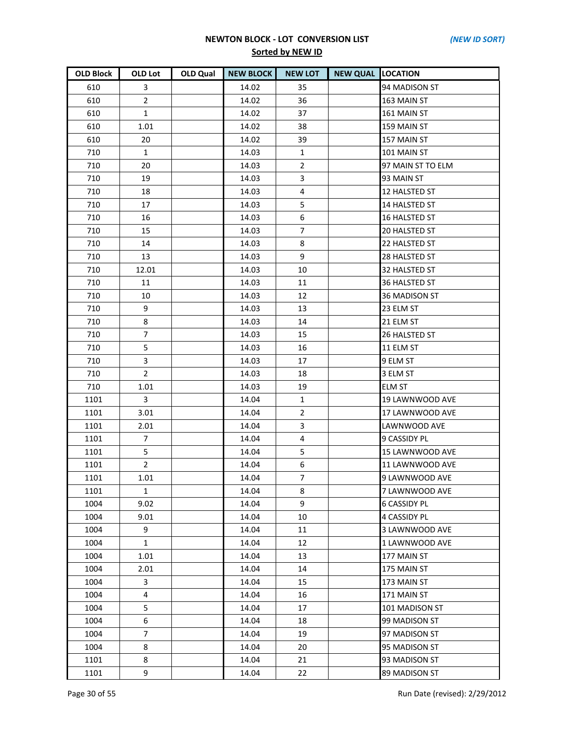**NEWTON BLOCK - LOT CONVERSION LIST** *(NEW ID SORT)*

**Sorted by NEW ID**

| OLD Block | OLD Lot | OLD Qual | NEW BLOCK | NEW LOT | NEW QUAL | LOCATION |
|---|---|---|---|---|---|---|
| 610 | 3 | | 14.02 | 35 | | 94 MADISON ST |
| 610 | 2 | | 14.02 | 36 | | 163 MAIN ST |
| 610 | 1 | | 14.02 | 37 | | 161 MAIN ST |
| 610 | 1.01 | | 14.02 | 38 | | 159 MAIN ST |
| 610 | 20 | | 14.02 | 39 | | 157 MAIN ST |
| 710 | 1 | | 14.03 | 1 | | 101 MAIN ST |
| 710 | 20 | | 14.03 | 2 | | 97 MAIN ST TO ELM |
| 710 | 19 | | 14.03 | 3 | | 93 MAIN ST |
| 710 | 18 | | 14.03 | 4 | | 12 HALSTED ST |
| 710 | 17 | | 14.03 | 5 | | 14 HALSTED ST |
| 710 | 16 | | 14.03 | 6 | | 16 HALSTED ST |
| 710 | 15 | | 14.03 | 7 | | 20 HALSTED ST |
| 710 | 14 | | 14.03 | 8 | | 22 HALSTED ST |
| 710 | 13 | | 14.03 | 9 | | 28 HALSTED ST |
| 710 | 12.01 | | 14.03 | 10 | | 32 HALSTED ST |
| 710 | 11 | | 14.03 | 11 | | 36 HALSTED ST |
| 710 | 10 | | 14.03 | 12 | | 36 MADISON ST |
| 710 | 9 | | 14.03 | 13 | | 23 ELM ST |
| 710 | 8 | | 14.03 | 14 | | 21 ELM ST |
| 710 | 7 | | 14.03 | 15 | | 26 HALSTED ST |
| 710 | 5 | | 14.03 | 16 | | 11 ELM ST |
| 710 | 3 | | 14.03 | 17 | | 9 ELM ST |
| 710 | 2 | | 14.03 | 18 | | 3 ELM ST |
| 710 | 1.01 | | 14.03 | 19 | | ELM ST |
| 1101 | 3 | | 14.04 | 1 | | 19 LAWNWOOD AVE |
| 1101 | 3.01 | | 14.04 | 2 | | 17 LAWNWOOD AVE |
| 1101 | 2.01 | | 14.04 | 3 | | LAWNWOOD AVE |
| 1101 | 7 | | 14.04 | 4 | | 9 CASSIDY PL |
| 1101 | 5 | | 14.04 | 5 | | 15 LAWNWOOD AVE |
| 1101 | 2 | | 14.04 | 6 | | 11 LAWNWOOD AVE |
| 1101 | 1.01 | | 14.04 | 7 | | 9 LAWNWOOD AVE |
| 1101 | 1 | | 14.04 | 8 | | 7 LAWNWOOD AVE |
| 1004 | 9.02 | | 14.04 | 9 | | 6 CASSIDY PL |
| 1004 | 9.01 | | 14.04 | 10 | | 4 CASSIDY PL |
| 1004 | 9 | | 14.04 | 11 | | 3 LAWNWOOD AVE |
| 1004 | 1 | | 14.04 | 12 | | 1 LAWNWOOD AVE |
| 1004 | 1.01 | | 14.04 | 13 | | 177 MAIN ST |
| 1004 | 2.01 | | 14.04 | 14 | | 175 MAIN ST |
| 1004 | 3 | | 14.04 | 15 | | 173 MAIN ST |
| 1004 | 4 | | 14.04 | 16 | | 171 MAIN ST |
| 1004 | 5 | | 14.04 | 17 | | 101 MADISON ST |
| 1004 | 6 | | 14.04 | 18 | | 99 MADISON ST |
| 1004 | 7 | | 14.04 | 19 | | 97 MADISON ST |
| 1004 | 8 | | 14.04 | 20 | | 95 MADISON ST |
| 1101 | 8 | | 14.04 | 21 | | 93 MADISON ST |
| 1101 | 9 | | 14.04 | 22 | | 89 MADISON ST |

Run Date (revised): 2/29/2012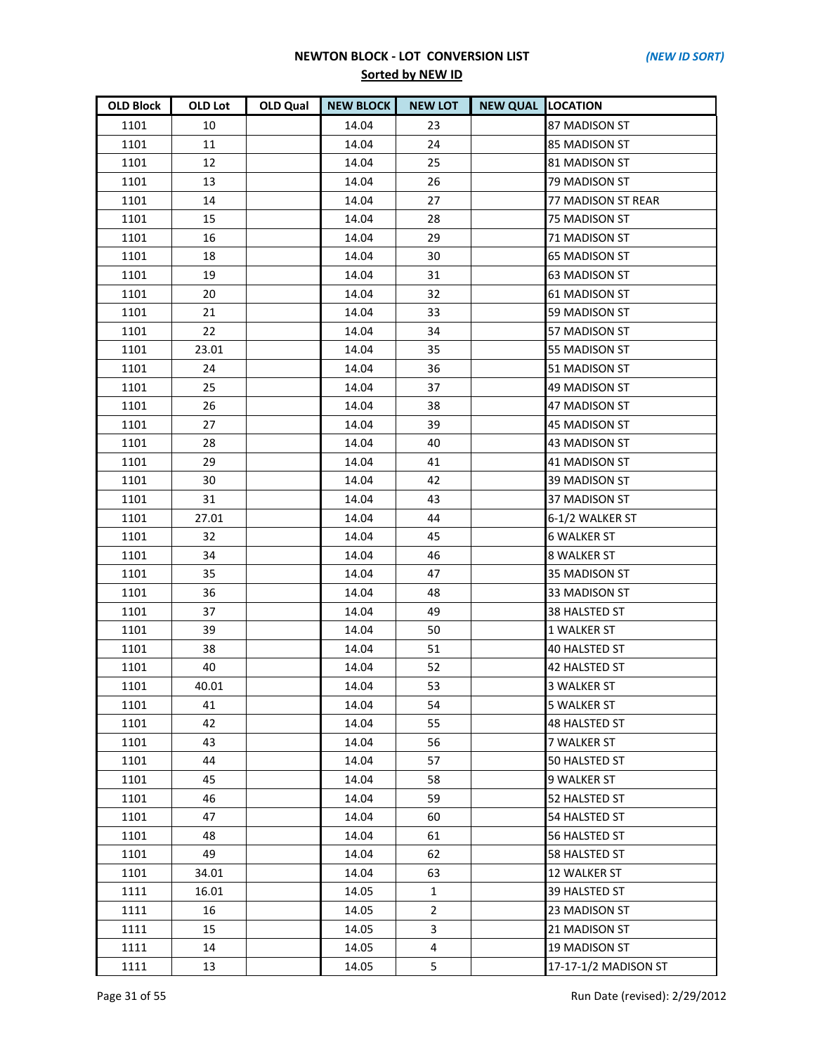## NEWTON BLOCK - LOT CONVERSION LIST

*(NEW ID SORT)*

**Sorted by NEW ID**

| OLD Block | OLD Lot | OLD Qual | NEW BLOCK | NEW LOT | NEW QUAL | LOCATION |
|---|---|---|---|---|---|---|
| 1101 | 10 | | 14.04 | 23 | | 87 MADISON ST |
| 1101 | 11 | | 14.04 | 24 | | 85 MADISON ST |
| 1101 | 12 | | 14.04 | 25 | | 81 MADISON ST |
| 1101 | 13 | | 14.04 | 26 | | 79 MADISON ST |
| 1101 | 14 | | 14.04 | 27 | | 77 MADISON ST REAR |
| 1101 | 15 | | 14.04 | 28 | | 75 MADISON ST |
| 1101 | 16 | | 14.04 | 29 | | 71 MADISON ST |
| 1101 | 18 | | 14.04 | 30 | | 65 MADISON ST |
| 1101 | 19 | | 14.04 | 31 | | 63 MADISON ST |
| 1101 | 20 | | 14.04 | 32 | | 61 MADISON ST |
| 1101 | 21 | | 14.04 | 33 | | 59 MADISON ST |
| 1101 | 22 | | 14.04 | 34 | | 57 MADISON ST |
| 1101 | 23.01 | | 14.04 | 35 | | 55 MADISON ST |
| 1101 | 24 | | 14.04 | 36 | | 51 MADISON ST |
| 1101 | 25 | | 14.04 | 37 | | 49 MADISON ST |
| 1101 | 26 | | 14.04 | 38 | | 47 MADISON ST |
| 1101 | 27 | | 14.04 | 39 | | 45 MADISON ST |
| 1101 | 28 | | 14.04 | 40 | | 43 MADISON ST |
| 1101 | 29 | | 14.04 | 41 | | 41 MADISON ST |
| 1101 | 30 | | 14.04 | 42 | | 39 MADISON ST |
| 1101 | 31 | | 14.04 | 43 | | 37 MADISON ST |
| 1101 | 27.01 | | 14.04 | 44 | | 6-1/2 WALKER ST |
| 1101 | 32 | | 14.04 | 45 | | 6 WALKER ST |
| 1101 | 34 | | 14.04 | 46 | | 8 WALKER ST |
| 1101 | 35 | | 14.04 | 47 | | 35 MADISON ST |
| 1101 | 36 | | 14.04 | 48 | | 33 MADISON ST |
| 1101 | 37 | | 14.04 | 49 | | 38 HALSTED ST |
| 1101 | 39 | | 14.04 | 50 | | 1 WALKER ST |
| 1101 | 38 | | 14.04 | 51 | | 40 HALSTED ST |
| 1101 | 40 | | 14.04 | 52 | | 42 HALSTED ST |
| 1101 | 40.01 | | 14.04 | 53 | | 3 WALKER ST |
| 1101 | 41 | | 14.04 | 54 | | 5 WALKER ST |
| 1101 | 42 | | 14.04 | 55 | | 48 HALSTED ST |
| 1101 | 43 | | 14.04 | 56 | | 7 WALKER ST |
| 1101 | 44 | | 14.04 | 57 | | 50 HALSTED ST |
| 1101 | 45 | | 14.04 | 58 | | 9 WALKER ST |
| 1101 | 46 | | 14.04 | 59 | | 52 HALSTED ST |
| 1101 | 47 | | 14.04 | 60 | | 54 HALSTED ST |
| 1101 | 48 | | 14.04 | 61 | | 56 HALSTED ST |
| 1101 | 49 | | 14.04 | 62 | | 58 HALSTED ST |
| 1101 | 34.01 | | 14.04 | 63 | | 12 WALKER ST |
| 1111 | 16.01 | | 14.05 | 1 | | 39 HALSTED ST |
| 1111 | 16 | | 14.05 | 2 | | 23 MADISON ST |
| 1111 | 15 | | 14.05 | 3 | | 21 MADISON ST |
| 1111 | 14 | | 14.05 | 4 | | 19 MADISON ST |
| 1111 | 13 | | 14.05 | 5 | | 17-17-1/2 MADISON ST |

Run Date (revised): 2/29/2012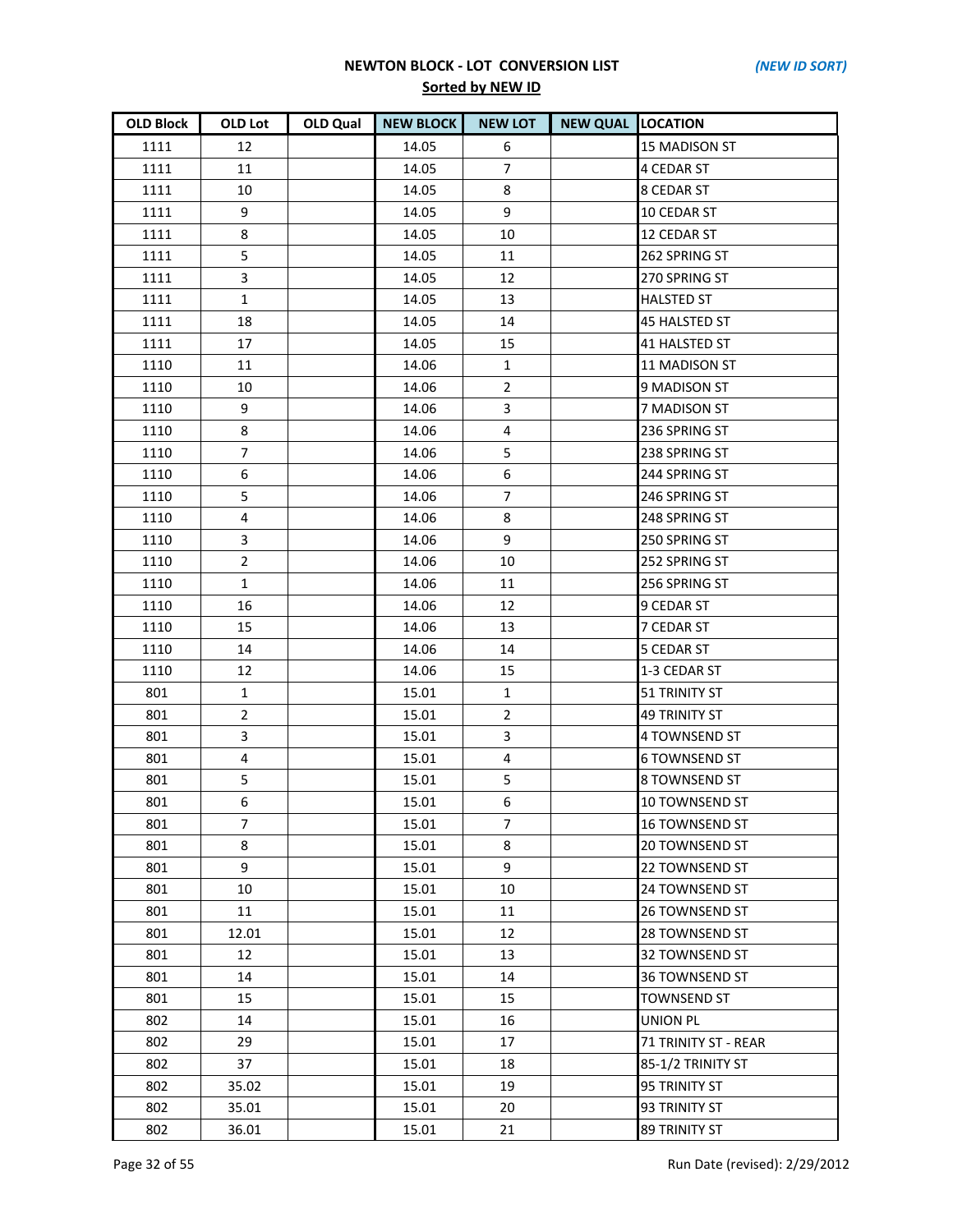**NEWTON BLOCK - LOT CONVERSION LIST** *(NEW ID SORT)*

**Sorted by NEW ID**

| OLD Block | OLD Lot | OLD Qual | NEW BLOCK | NEW LOT | NEW QUAL | LOCATION |
|---|---|---|---|---|---|---|
| 1111 | 12 | | 14.05 | 6 | | 15 MADISON ST |
| 1111 | 11 | | 14.05 | 7 | | 4 CEDAR ST |
| 1111 | 10 | | 14.05 | 8 | | 8 CEDAR ST |
| 1111 | 9 | | 14.05 | 9 | | 10 CEDAR ST |
| 1111 | 8 | | 14.05 | 10 | | 12 CEDAR ST |
| 1111 | 5 | | 14.05 | 11 | | 262 SPRING ST |
| 1111 | 3 | | 14.05 | 12 | | 270 SPRING ST |
| 1111 | 1 | | 14.05 | 13 | | HALSTED ST |
| 1111 | 18 | | 14.05 | 14 | | 45 HALSTED ST |
| 1111 | 17 | | 14.05 | 15 | | 41 HALSTED ST |
| 1110 | 11 | | 14.06 | 1 | | 11 MADISON ST |
| 1110 | 10 | | 14.06 | 2 | | 9 MADISON ST |
| 1110 | 9 | | 14.06 | 3 | | 7 MADISON ST |
| 1110 | 8 | | 14.06 | 4 | | 236 SPRING ST |
| 1110 | 7 | | 14.06 | 5 | | 238 SPRING ST |
| 1110 | 6 | | 14.06 | 6 | | 244 SPRING ST |
| 1110 | 5 | | 14.06 | 7 | | 246 SPRING ST |
| 1110 | 4 | | 14.06 | 8 | | 248 SPRING ST |
| 1110 | 3 | | 14.06 | 9 | | 250 SPRING ST |
| 1110 | 2 | | 14.06 | 10 | | 252 SPRING ST |
| 1110 | 1 | | 14.06 | 11 | | 256 SPRING ST |
| 1110 | 16 | | 14.06 | 12 | | 9 CEDAR ST |
| 1110 | 15 | | 14.06 | 13 | | 7 CEDAR ST |
| 1110 | 14 | | 14.06 | 14 | | 5 CEDAR ST |
| 1110 | 12 | | 14.06 | 15 | | 1-3 CEDAR ST |
| 801 | 1 | | 15.01 | 1 | | 51 TRINITY ST |
| 801 | 2 | | 15.01 | 2 | | 49 TRINITY ST |
| 801 | 3 | | 15.01 | 3 | | 4 TOWNSEND ST |
| 801 | 4 | | 15.01 | 4 | | 6 TOWNSEND ST |
| 801 | 5 | | 15.01 | 5 | | 8 TOWNSEND ST |
| 801 | 6 | | 15.01 | 6 | | 10 TOWNSEND ST |
| 801 | 7 | | 15.01 | 7 | | 16 TOWNSEND ST |
| 801 | 8 | | 15.01 | 8 | | 20 TOWNSEND ST |
| 801 | 9 | | 15.01 | 9 | | 22 TOWNSEND ST |
| 801 | 10 | | 15.01 | 10 | | 24 TOWNSEND ST |
| 801 | 11 | | 15.01 | 11 | | 26 TOWNSEND ST |
| 801 | 12.01 | | 15.01 | 12 | | 28 TOWNSEND ST |
| 801 | 12 | | 15.01 | 13 | | 32 TOWNSEND ST |
| 801 | 14 | | 15.01 | 14 | | 36 TOWNSEND ST |
| 801 | 15 | | 15.01 | 15 | | TOWNSEND ST |
| 802 | 14 | | 15.01 | 16 | | UNION PL |
| 802 | 29 | | 15.01 | 17 | | 71 TRINITY ST - REAR |
| 802 | 37 | | 15.01 | 18 | | 85-1/2 TRINITY ST |
| 802 | 35.02 | | 15.01 | 19 | | 95 TRINITY ST |
| 802 | 35.01 | | 15.01 | 20 | | 93 TRINITY ST |
| 802 | 36.01 | | 15.01 | 21 | | 89 TRINITY ST |

Run Date (revised): 2/29/2012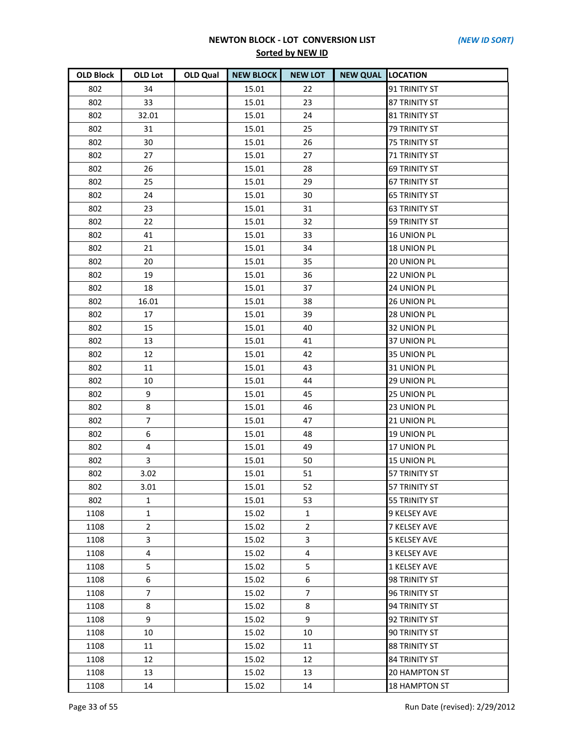## NEWTON BLOCK - LOT CONVERSION LIST

*(NEW ID SORT)*

**Sorted by NEW ID**

| OLD Block | OLD Lot | OLD Qual | NEW BLOCK | NEW LOT | NEW QUAL | LOCATION |
|---|---|---|---|---|---|---|
| 802 | 34 | | 15.01 | 22 | | 91 TRINITY ST |
| 802 | 33 | | 15.01 | 23 | | 87 TRINITY ST |
| 802 | 32.01 | | 15.01 | 24 | | 81 TRINITY ST |
| 802 | 31 | | 15.01 | 25 | | 79 TRINITY ST |
| 802 | 30 | | 15.01 | 26 | | 75 TRINITY ST |
| 802 | 27 | | 15.01 | 27 | | 71 TRINITY ST |
| 802 | 26 | | 15.01 | 28 | | 69 TRINITY ST |
| 802 | 25 | | 15.01 | 29 | | 67 TRINITY ST |
| 802 | 24 | | 15.01 | 30 | | 65 TRINITY ST |
| 802 | 23 | | 15.01 | 31 | | 63 TRINITY ST |
| 802 | 22 | | 15.01 | 32 | | 59 TRINITY ST |
| 802 | 41 | | 15.01 | 33 | | 16 UNION PL |
| 802 | 21 | | 15.01 | 34 | | 18 UNION PL |
| 802 | 20 | | 15.01 | 35 | | 20 UNION PL |
| 802 | 19 | | 15.01 | 36 | | 22 UNION PL |
| 802 | 18 | | 15.01 | 37 | | 24 UNION PL |
| 802 | 16.01 | | 15.01 | 38 | | 26 UNION PL |
| 802 | 17 | | 15.01 | 39 | | 28 UNION PL |
| 802 | 15 | | 15.01 | 40 | | 32 UNION PL |
| 802 | 13 | | 15.01 | 41 | | 37 UNION PL |
| 802 | 12 | | 15.01 | 42 | | 35 UNION PL |
| 802 | 11 | | 15.01 | 43 | | 31 UNION PL |
| 802 | 10 | | 15.01 | 44 | | 29 UNION PL |
| 802 | 9 | | 15.01 | 45 | | 25 UNION PL |
| 802 | 8 | | 15.01 | 46 | | 23 UNION PL |
| 802 | 7 | | 15.01 | 47 | | 21 UNION PL |
| 802 | 6 | | 15.01 | 48 | | 19 UNION PL |
| 802 | 4 | | 15.01 | 49 | | 17 UNION PL |
| 802 | 3 | | 15.01 | 50 | | 15 UNION PL |
| 802 | 3.02 | | 15.01 | 51 | | 57 TRINITY ST |
| 802 | 3.01 | | 15.01 | 52 | | 57 TRINITY ST |
| 802 | 1 | | 15.01 | 53 | | 55 TRINITY ST |
| 1108 | 1 | | 15.02 | 1 | | 9 KELSEY AVE |
| 1108 | 2 | | 15.02 | 2 | | 7 KELSEY AVE |
| 1108 | 3 | | 15.02 | 3 | | 5 KELSEY AVE |
| 1108 | 4 | | 15.02 | 4 | | 3 KELSEY AVE |
| 1108 | 5 | | 15.02 | 5 | | 1 KELSEY AVE |
| 1108 | 6 | | 15.02 | 6 | | 98 TRINITY ST |
| 1108 | 7 | | 15.02 | 7 | | 96 TRINITY ST |
| 1108 | 8 | | 15.02 | 8 | | 94 TRINITY ST |
| 1108 | 9 | | 15.02 | 9 | | 92 TRINITY ST |
| 1108 | 10 | | 15.02 | 10 | | 90 TRINITY ST |
| 1108 | 11 | | 15.02 | 11 | | 88 TRINITY ST |
| 1108 | 12 | | 15.02 | 12 | | 84 TRINITY ST |
| 1108 | 13 | | 15.02 | 13 | | 20 HAMPTON ST |
| 1108 | 14 | | 15.02 | 14 | | 18 HAMPTON ST |

Run Date (revised): 2/29/2012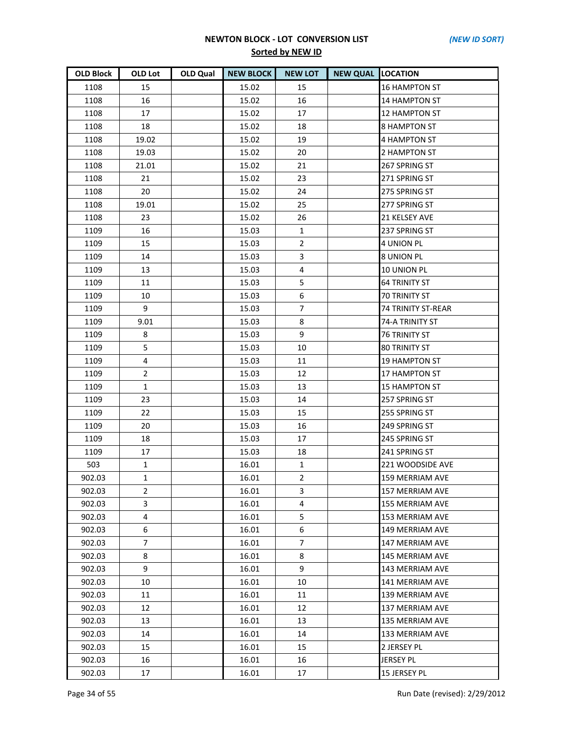## NEWTON BLOCK - LOT CONVERSION LIST

*(NEW ID SORT)*

**Sorted by NEW ID**

| OLD Block | OLD Lot | OLD Qual | NEW BLOCK | NEW LOT | NEW QUAL | LOCATION |
|---|---|---|---|---|---|---|
| 1108 | 15 | | 15.02 | 15 | | 16 HAMPTON ST |
| 1108 | 16 | | 15.02 | 16 | | 14 HAMPTON ST |
| 1108 | 17 | | 15.02 | 17 | | 12 HAMPTON ST |
| 1108 | 18 | | 15.02 | 18 | | 8 HAMPTON ST |
| 1108 | 19.02 | | 15.02 | 19 | | 4 HAMPTON ST |
| 1108 | 19.03 | | 15.02 | 20 | | 2 HAMPTON ST |
| 1108 | 21.01 | | 15.02 | 21 | | 267 SPRING ST |
| 1108 | 21 | | 15.02 | 23 | | 271 SPRING ST |
| 1108 | 20 | | 15.02 | 24 | | 275 SPRING ST |
| 1108 | 19.01 | | 15.02 | 25 | | 277 SPRING ST |
| 1108 | 23 | | 15.02 | 26 | | 21 KELSEY AVE |
| 1109 | 16 | | 15.03 | 1 | | 237 SPRING ST |
| 1109 | 15 | | 15.03 | 2 | | 4 UNION PL |
| 1109 | 14 | | 15.03 | 3 | | 8 UNION PL |
| 1109 | 13 | | 15.03 | 4 | | 10 UNION PL |
| 1109 | 11 | | 15.03 | 5 | | 64 TRINITY ST |
| 1109 | 10 | | 15.03 | 6 | | 70 TRINITY ST |
| 1109 | 9 | | 15.03 | 7 | | 74 TRINITY ST-REAR |
| 1109 | 9.01 | | 15.03 | 8 | | 74-A TRINITY ST |
| 1109 | 8 | | 15.03 | 9 | | 76 TRINITY ST |
| 1109 | 5 | | 15.03 | 10 | | 80 TRINITY ST |
| 1109 | 4 | | 15.03 | 11 | | 19 HAMPTON ST |
| 1109 | 2 | | 15.03 | 12 | | 17 HAMPTON ST |
| 1109 | 1 | | 15.03 | 13 | | 15 HAMPTON ST |
| 1109 | 23 | | 15.03 | 14 | | 257 SPRING ST |
| 1109 | 22 | | 15.03 | 15 | | 255 SPRING ST |
| 1109 | 20 | | 15.03 | 16 | | 249 SPRING ST |
| 1109 | 18 | | 15.03 | 17 | | 245 SPRING ST |
| 1109 | 17 | | 15.03 | 18 | | 241 SPRING ST |
| 503 | 1 | | 16.01 | 1 | | 221 WOODSIDE AVE |
| 902.03 | 1 | | 16.01 | 2 | | 159 MERRIAM AVE |
| 902.03 | 2 | | 16.01 | 3 | | 157 MERRIAM AVE |
| 902.03 | 3 | | 16.01 | 4 | | 155 MERRIAM AVE |
| 902.03 | 4 | | 16.01 | 5 | | 153 MERRIAM AVE |
| 902.03 | 6 | | 16.01 | 6 | | 149 MERRIAM AVE |
| 902.03 | 7 | | 16.01 | 7 | | 147 MERRIAM AVE |
| 902.03 | 8 | | 16.01 | 8 | | 145 MERRIAM AVE |
| 902.03 | 9 | | 16.01 | 9 | | 143 MERRIAM AVE |
| 902.03 | 10 | | 16.01 | 10 | | 141 MERRIAM AVE |
| 902.03 | 11 | | 16.01 | 11 | | 139 MERRIAM AVE |
| 902.03 | 12 | | 16.01 | 12 | | 137 MERRIAM AVE |
| 902.03 | 13 | | 16.01 | 13 | | 135 MERRIAM AVE |
| 902.03 | 14 | | 16.01 | 14 | | 133 MERRIAM AVE |
| 902.03 | 15 | | 16.01 | 15 | | 2 JERSEY PL |
| 902.03 | 16 | | 16.01 | 16 | | JERSEY PL |
| 902.03 | 17 | | 16.01 | 17 | | 15 JERSEY PL |

Run Date (revised): 2/29/2012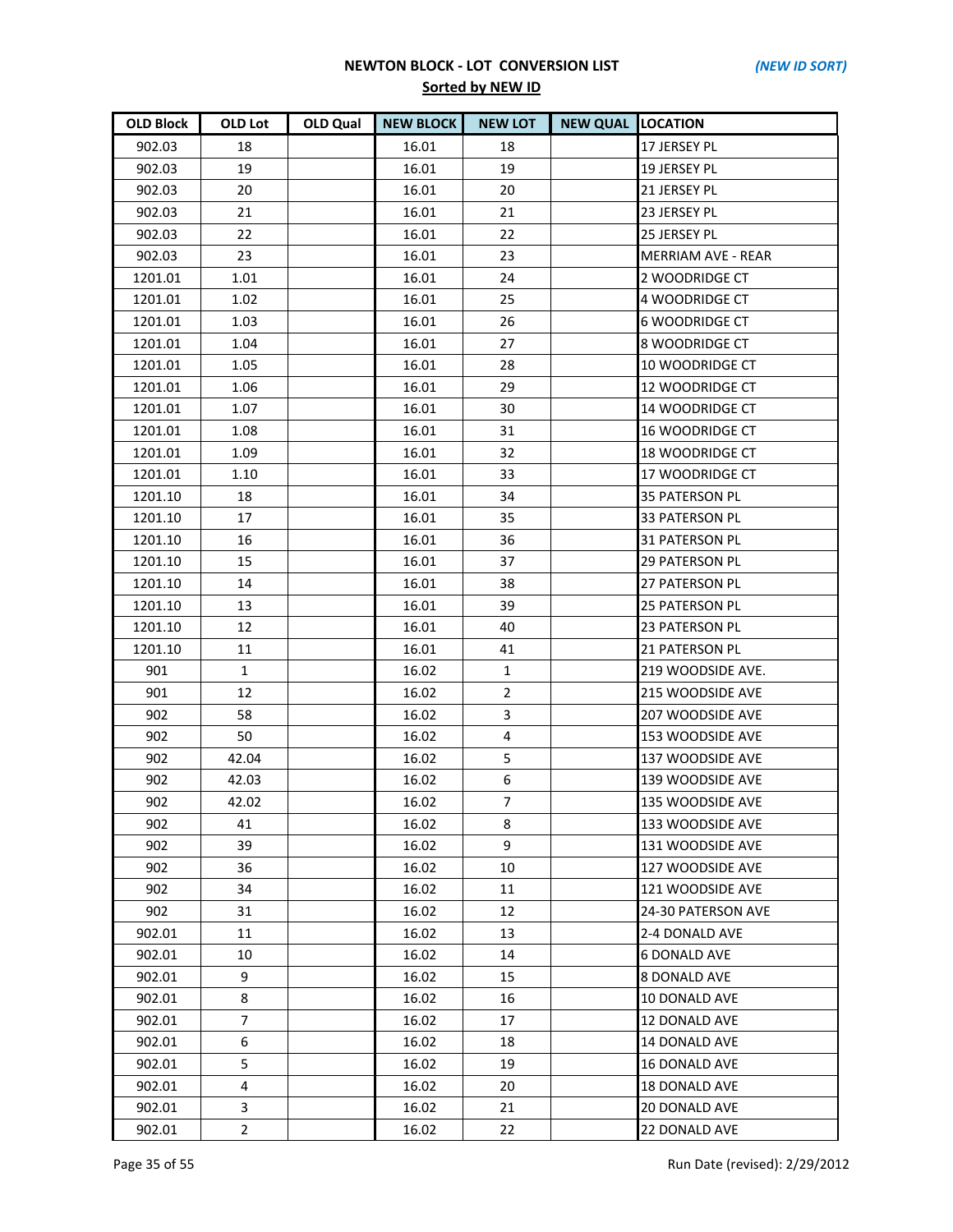## NEWTON BLOCK - LOT CONVERSION LIST

*(NEW ID SORT)*

**Sorted by NEW ID**

| OLD Block | OLD Lot | OLD Qual | NEW BLOCK | NEW LOT | NEW QUAL | LOCATION |
|---|---|---|---|---|---|---|
| 902.03 | 18 | | 16.01 | 18 | | 17 JERSEY PL |
| 902.03 | 19 | | 16.01 | 19 | | 19 JERSEY PL |
| 902.03 | 20 | | 16.01 | 20 | | 21 JERSEY PL |
| 902.03 | 21 | | 16.01 | 21 | | 23 JERSEY PL |
| 902.03 | 22 | | 16.01 | 22 | | 25 JERSEY PL |
| 902.03 | 23 | | 16.01 | 23 | | MERRIAM AVE - REAR |
| 1201.01 | 1.01 | | 16.01 | 24 | | 2 WOODRIDGE CT |
| 1201.01 | 1.02 | | 16.01 | 25 | | 4 WOODRIDGE CT |
| 1201.01 | 1.03 | | 16.01 | 26 | | 6 WOODRIDGE CT |
| 1201.01 | 1.04 | | 16.01 | 27 | | 8 WOODRIDGE CT |
| 1201.01 | 1.05 | | 16.01 | 28 | | 10 WOODRIDGE CT |
| 1201.01 | 1.06 | | 16.01 | 29 | | 12 WOODRIDGE CT |
| 1201.01 | 1.07 | | 16.01 | 30 | | 14 WOODRIDGE CT |
| 1201.01 | 1.08 | | 16.01 | 31 | | 16 WOODRIDGE CT |
| 1201.01 | 1.09 | | 16.01 | 32 | | 18 WOODRIDGE CT |
| 1201.01 | 1.10 | | 16.01 | 33 | | 17 WOODRIDGE CT |
| 1201.10 | 18 | | 16.01 | 34 | | 35 PATERSON PL |
| 1201.10 | 17 | | 16.01 | 35 | | 33 PATERSON PL |
| 1201.10 | 16 | | 16.01 | 36 | | 31 PATERSON PL |
| 1201.10 | 15 | | 16.01 | 37 | | 29 PATERSON PL |
| 1201.10 | 14 | | 16.01 | 38 | | 27 PATERSON PL |
| 1201.10 | 13 | | 16.01 | 39 | | 25 PATERSON PL |
| 1201.10 | 12 | | 16.01 | 40 | | 23 PATERSON PL |
| 1201.10 | 11 | | 16.01 | 41 | | 21 PATERSON PL |
| 901 | 1 | | 16.02 | 1 | | 219 WOODSIDE AVE. |
| 901 | 12 | | 16.02 | 2 | | 215 WOODSIDE AVE |
| 902 | 58 | | 16.02 | 3 | | 207 WOODSIDE AVE |
| 902 | 50 | | 16.02 | 4 | | 153 WOODSIDE AVE |
| 902 | 42.04 | | 16.02 | 5 | | 137 WOODSIDE AVE |
| 902 | 42.03 | | 16.02 | 6 | | 139 WOODSIDE AVE |
| 902 | 42.02 | | 16.02 | 7 | | 135 WOODSIDE AVE |
| 902 | 41 | | 16.02 | 8 | | 133 WOODSIDE AVE |
| 902 | 39 | | 16.02 | 9 | | 131 WOODSIDE AVE |
| 902 | 36 | | 16.02 | 10 | | 127 WOODSIDE AVE |
| 902 | 34 | | 16.02 | 11 | | 121 WOODSIDE AVE |
| 902 | 31 | | 16.02 | 12 | | 24-30 PATERSON AVE |
| 902.01 | 11 | | 16.02 | 13 | | 2-4 DONALD AVE |
| 902.01 | 10 | | 16.02 | 14 | | 6 DONALD AVE |
| 902.01 | 9 | | 16.02 | 15 | | 8 DONALD AVE |
| 902.01 | 8 | | 16.02 | 16 | | 10 DONALD AVE |
| 902.01 | 7 | | 16.02 | 17 | | 12 DONALD AVE |
| 902.01 | 6 | | 16.02 | 18 | | 14 DONALD AVE |
| 902.01 | 5 | | 16.02 | 19 | | 16 DONALD AVE |
| 902.01 | 4 | | 16.02 | 20 | | 18 DONALD AVE |
| 902.01 | 3 | | 16.02 | 21 | | 20 DONALD AVE |
| 902.01 | 2 | | 16.02 | 22 | | 22 DONALD AVE |

Run Date (revised): 2/29/2012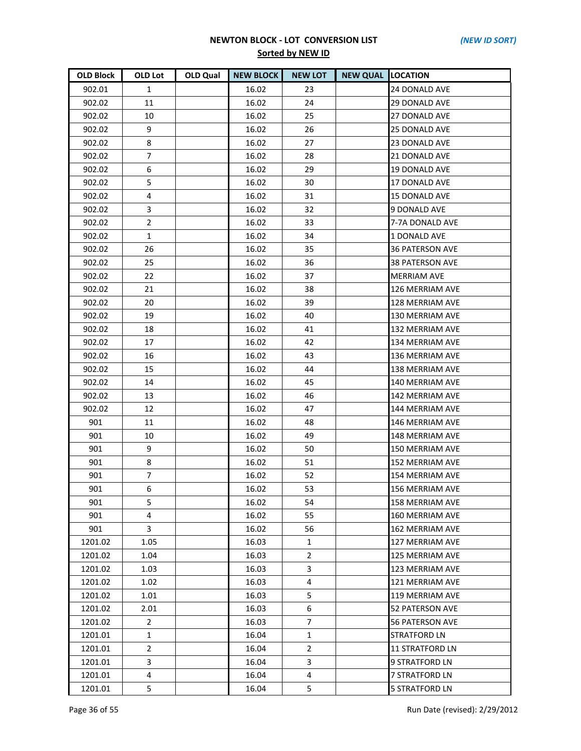**NEWTON BLOCK - LOT CONVERSION LIST** *(NEW ID SORT)*

**Sorted by NEW ID**

| OLD Block | OLD Lot | OLD Qual | NEW BLOCK | NEW LOT | NEW QUAL | LOCATION |
|---|---|---|---|---|---|---|
| 902.01 | 1 | | 16.02 | 23 | | 24 DONALD AVE |
| 902.02 | 11 | | 16.02 | 24 | | 29 DONALD AVE |
| 902.02 | 10 | | 16.02 | 25 | | 27 DONALD AVE |
| 902.02 | 9 | | 16.02 | 26 | | 25 DONALD AVE |
| 902.02 | 8 | | 16.02 | 27 | | 23 DONALD AVE |
| 902.02 | 7 | | 16.02 | 28 | | 21 DONALD AVE |
| 902.02 | 6 | | 16.02 | 29 | | 19 DONALD AVE |
| 902.02 | 5 | | 16.02 | 30 | | 17 DONALD AVE |
| 902.02 | 4 | | 16.02 | 31 | | 15 DONALD AVE |
| 902.02 | 3 | | 16.02 | 32 | | 9 DONALD AVE |
| 902.02 | 2 | | 16.02 | 33 | | 7-7A DONALD AVE |
| 902.02 | 1 | | 16.02 | 34 | | 1 DONALD AVE |
| 902.02 | 26 | | 16.02 | 35 | | 36 PATERSON AVE |
| 902.02 | 25 | | 16.02 | 36 | | 38 PATERSON AVE |
| 902.02 | 22 | | 16.02 | 37 | | MERRIAM AVE |
| 902.02 | 21 | | 16.02 | 38 | | 126 MERRIAM AVE |
| 902.02 | 20 | | 16.02 | 39 | | 128 MERRIAM AVE |
| 902.02 | 19 | | 16.02 | 40 | | 130 MERRIAM AVE |
| 902.02 | 18 | | 16.02 | 41 | | 132 MERRIAM AVE |
| 902.02 | 17 | | 16.02 | 42 | | 134 MERRIAM AVE |
| 902.02 | 16 | | 16.02 | 43 | | 136 MERRIAM AVE |
| 902.02 | 15 | | 16.02 | 44 | | 138 MERRIAM AVE |
| 902.02 | 14 | | 16.02 | 45 | | 140 MERRIAM AVE |
| 902.02 | 13 | | 16.02 | 46 | | 142 MERRIAM AVE |
| 902.02 | 12 | | 16.02 | 47 | | 144 MERRIAM AVE |
| 901 | 11 | | 16.02 | 48 | | 146 MERRIAM AVE |
| 901 | 10 | | 16.02 | 49 | | 148 MERRIAM AVE |
| 901 | 9 | | 16.02 | 50 | | 150 MERRIAM AVE |
| 901 | 8 | | 16.02 | 51 | | 152 MERRIAM AVE |
| 901 | 7 | | 16.02 | 52 | | 154 MERRIAM AVE |
| 901 | 6 | | 16.02 | 53 | | 156 MERRIAM AVE |
| 901 | 5 | | 16.02 | 54 | | 158 MERRIAM AVE |
| 901 | 4 | | 16.02 | 55 | | 160 MERRIAM AVE |
| 901 | 3 | | 16.02 | 56 | | 162 MERRIAM AVE |
| 1201.02 | 1.05 | | 16.03 | 1 | | 127 MERRIAM AVE |
| 1201.02 | 1.04 | | 16.03 | 2 | | 125 MERRIAM AVE |
| 1201.02 | 1.03 | | 16.03 | 3 | | 123 MERRIAM AVE |
| 1201.02 | 1.02 | | 16.03 | 4 | | 121 MERRIAM AVE |
| 1201.02 | 1.01 | | 16.03 | 5 | | 119 MERRIAM AVE |
| 1201.02 | 2.01 | | 16.03 | 6 | | 52 PATERSON AVE |
| 1201.02 | 2 | | 16.03 | 7 | | 56 PATERSON AVE |
| 1201.01 | 1 | | 16.04 | 1 | | STRATFORD LN |
| 1201.01 | 2 | | 16.04 | 2 | | 11 STRATFORD LN |
| 1201.01 | 3 | | 16.04 | 3 | | 9 STRATFORD LN |
| 1201.01 | 4 | | 16.04 | 4 | | 7 STRATFORD LN |
| 1201.01 | 5 | | 16.04 | 5 | | 5 STRATFORD LN |

Run Date (revised): 2/29/2012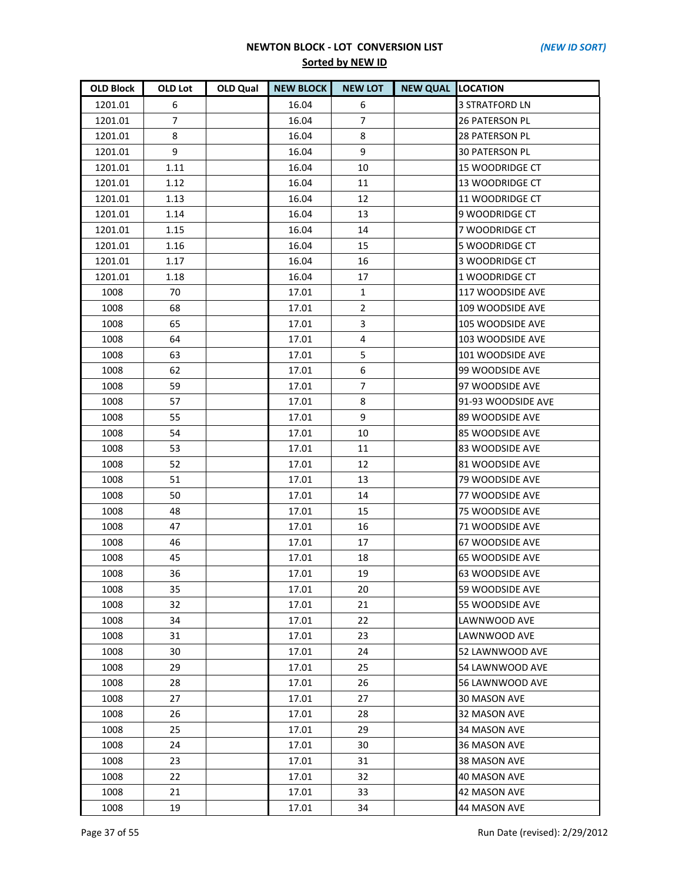**NEWTON BLOCK - LOT CONVERSION LIST** *(NEW ID SORT)*

**Sorted by NEW ID**

| OLD Block | OLD Lot | OLD Qual | NEW BLOCK | NEW LOT | NEW QUAL | LOCATION |
|---|---|---|---|---|---|---|
| 1201.01 | 6 | | 16.04 | 6 | | 3 STRATFORD LN |
| 1201.01 | 7 | | 16.04 | 7 | | 26 PATERSON PL |
| 1201.01 | 8 | | 16.04 | 8 | | 28 PATERSON PL |
| 1201.01 | 9 | | 16.04 | 9 | | 30 PATERSON PL |
| 1201.01 | 1.11 | | 16.04 | 10 | | 15 WOODRIDGE CT |
| 1201.01 | 1.12 | | 16.04 | 11 | | 13 WOODRIDGE CT |
| 1201.01 | 1.13 | | 16.04 | 12 | | 11 WOODRIDGE CT |
| 1201.01 | 1.14 | | 16.04 | 13 | | 9 WOODRIDGE CT |
| 1201.01 | 1.15 | | 16.04 | 14 | | 7 WOODRIDGE CT |
| 1201.01 | 1.16 | | 16.04 | 15 | | 5 WOODRIDGE CT |
| 1201.01 | 1.17 | | 16.04 | 16 | | 3 WOODRIDGE CT |
| 1201.01 | 1.18 | | 16.04 | 17 | | 1 WOODRIDGE CT |
| 1008 | 70 | | 17.01 | 1 | | 117 WOODSIDE AVE |
| 1008 | 68 | | 17.01 | 2 | | 109 WOODSIDE AVE |
| 1008 | 65 | | 17.01 | 3 | | 105 WOODSIDE AVE |
| 1008 | 64 | | 17.01 | 4 | | 103 WOODSIDE AVE |
| 1008 | 63 | | 17.01 | 5 | | 101 WOODSIDE AVE |
| 1008 | 62 | | 17.01 | 6 | | 99 WOODSIDE AVE |
| 1008 | 59 | | 17.01 | 7 | | 97 WOODSIDE AVE |
| 1008 | 57 | | 17.01 | 8 | | 91-93 WOODSIDE AVE |
| 1008 | 55 | | 17.01 | 9 | | 89 WOODSIDE AVE |
| 1008 | 54 | | 17.01 | 10 | | 85 WOODSIDE AVE |
| 1008 | 53 | | 17.01 | 11 | | 83 WOODSIDE AVE |
| 1008 | 52 | | 17.01 | 12 | | 81 WOODSIDE AVE |
| 1008 | 51 | | 17.01 | 13 | | 79 WOODSIDE AVE |
| 1008 | 50 | | 17.01 | 14 | | 77 WOODSIDE AVE |
| 1008 | 48 | | 17.01 | 15 | | 75 WOODSIDE AVE |
| 1008 | 47 | | 17.01 | 16 | | 71 WOODSIDE AVE |
| 1008 | 46 | | 17.01 | 17 | | 67 WOODSIDE AVE |
| 1008 | 45 | | 17.01 | 18 | | 65 WOODSIDE AVE |
| 1008 | 36 | | 17.01 | 19 | | 63 WOODSIDE AVE |
| 1008 | 35 | | 17.01 | 20 | | 59 WOODSIDE AVE |
| 1008 | 32 | | 17.01 | 21 | | 55 WOODSIDE AVE |
| 1008 | 34 | | 17.01 | 22 | | LAWNWOOD AVE |
| 1008 | 31 | | 17.01 | 23 | | LAWNWOOD AVE |
| 1008 | 30 | | 17.01 | 24 | | 52 LAWNWOOD AVE |
| 1008 | 29 | | 17.01 | 25 | | 54 LAWNWOOD AVE |
| 1008 | 28 | | 17.01 | 26 | | 56 LAWNWOOD AVE |
| 1008 | 27 | | 17.01 | 27 | | 30 MASON AVE |
| 1008 | 26 | | 17.01 | 28 | | 32 MASON AVE |
| 1008 | 25 | | 17.01 | 29 | | 34 MASON AVE |
| 1008 | 24 | | 17.01 | 30 | | 36 MASON AVE |
| 1008 | 23 | | 17.01 | 31 | | 38 MASON AVE |
| 1008 | 22 | | 17.01 | 32 | | 40 MASON AVE |
| 1008 | 21 | | 17.01 | 33 | | 42 MASON AVE |
| 1008 | 19 | | 17.01 | 34 | | 44 MASON AVE |

Run Date (revised): 2/29/2012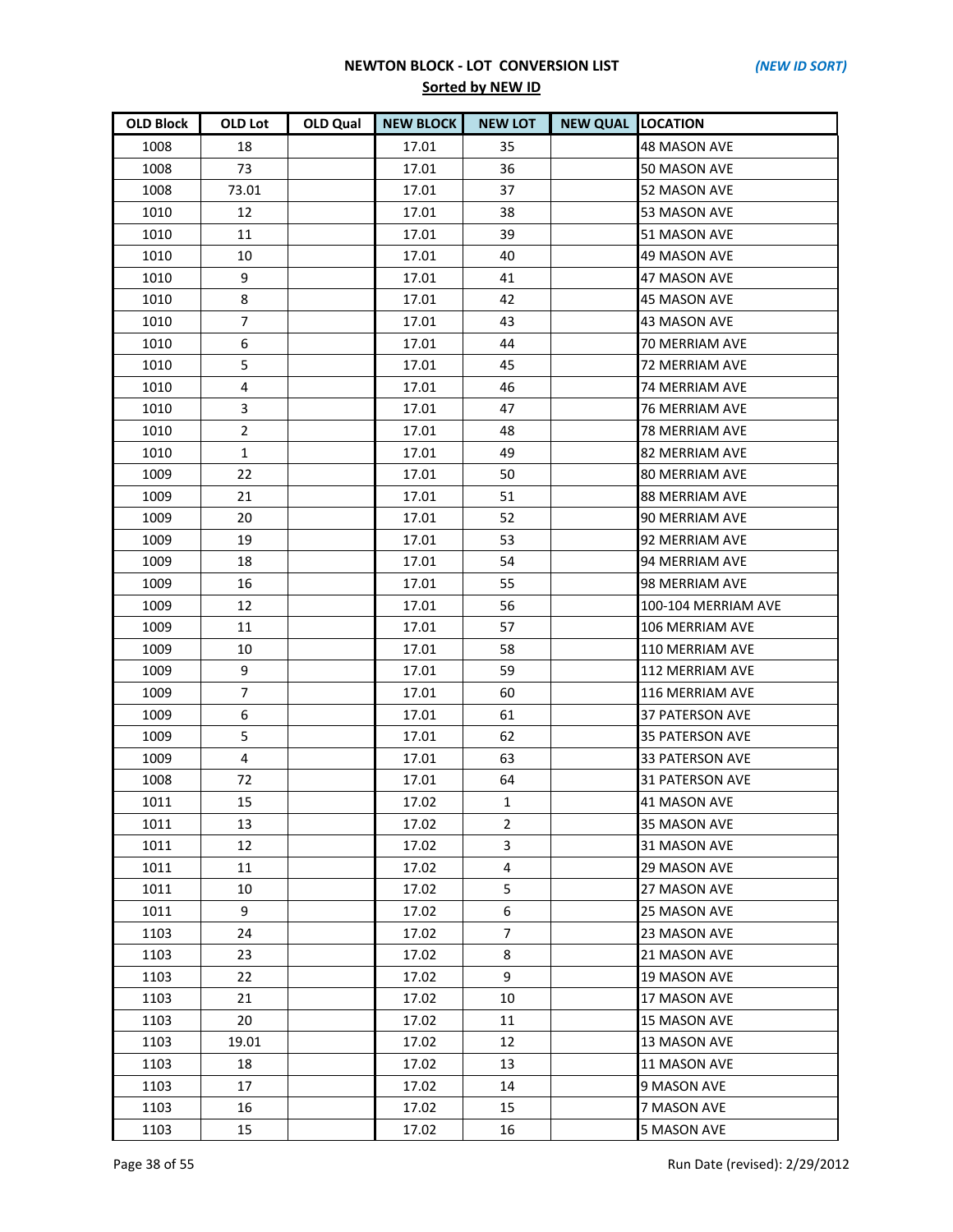## NEWTON BLOCK - LOT CONVERSION LIST

*(NEW ID SORT)*

**Sorted by NEW ID**

| OLD Block | OLD Lot | OLD Qual | NEW BLOCK | NEW LOT | NEW QUAL | LOCATION |
|---|---|---|---|---|---|---|
| 1008 | 18 | | 17.01 | 35 | | 48 MASON AVE |
| 1008 | 73 | | 17.01 | 36 | | 50 MASON AVE |
| 1008 | 73.01 | | 17.01 | 37 | | 52 MASON AVE |
| 1010 | 12 | | 17.01 | 38 | | 53 MASON AVE |
| 1010 | 11 | | 17.01 | 39 | | 51 MASON AVE |
| 1010 | 10 | | 17.01 | 40 | | 49 MASON AVE |
| 1010 | 9 | | 17.01 | 41 | | 47 MASON AVE |
| 1010 | 8 | | 17.01 | 42 | | 45 MASON AVE |
| 1010 | 7 | | 17.01 | 43 | | 43 MASON AVE |
| 1010 | 6 | | 17.01 | 44 | | 70 MERRIAM AVE |
| 1010 | 5 | | 17.01 | 45 | | 72 MERRIAM AVE |
| 1010 | 4 | | 17.01 | 46 | | 74 MERRIAM AVE |
| 1010 | 3 | | 17.01 | 47 | | 76 MERRIAM AVE |
| 1010 | 2 | | 17.01 | 48 | | 78 MERRIAM AVE |
| 1010 | 1 | | 17.01 | 49 | | 82 MERRIAM AVE |
| 1009 | 22 | | 17.01 | 50 | | 80 MERRIAM AVE |
| 1009 | 21 | | 17.01 | 51 | | 88 MERRIAM AVE |
| 1009 | 20 | | 17.01 | 52 | | 90 MERRIAM AVE |
| 1009 | 19 | | 17.01 | 53 | | 92 MERRIAM AVE |
| 1009 | 18 | | 17.01 | 54 | | 94 MERRIAM AVE |
| 1009 | 16 | | 17.01 | 55 | | 98 MERRIAM AVE |
| 1009 | 12 | | 17.01 | 56 | | 100-104 MERRIAM AVE |
| 1009 | 11 | | 17.01 | 57 | | 106 MERRIAM AVE |
| 1009 | 10 | | 17.01 | 58 | | 110 MERRIAM AVE |
| 1009 | 9 | | 17.01 | 59 | | 112 MERRIAM AVE |
| 1009 | 7 | | 17.01 | 60 | | 116 MERRIAM AVE |
| 1009 | 6 | | 17.01 | 61 | | 37 PATERSON AVE |
| 1009 | 5 | | 17.01 | 62 | | 35 PATERSON AVE |
| 1009 | 4 | | 17.01 | 63 | | 33 PATERSON AVE |
| 1008 | 72 | | 17.01 | 64 | | 31 PATERSON AVE |
| 1011 | 15 | | 17.02 | 1 | | 41 MASON AVE |
| 1011 | 13 | | 17.02 | 2 | | 35 MASON AVE |
| 1011 | 12 | | 17.02 | 3 | | 31 MASON AVE |
| 1011 | 11 | | 17.02 | 4 | | 29 MASON AVE |
| 1011 | 10 | | 17.02 | 5 | | 27 MASON AVE |
| 1011 | 9 | | 17.02 | 6 | | 25 MASON AVE |
| 1103 | 24 | | 17.02 | 7 | | 23 MASON AVE |
| 1103 | 23 | | 17.02 | 8 | | 21 MASON AVE |
| 1103 | 22 | | 17.02 | 9 | | 19 MASON AVE |
| 1103 | 21 | | 17.02 | 10 | | 17 MASON AVE |
| 1103 | 20 | | 17.02 | 11 | | 15 MASON AVE |
| 1103 | 19.01 | | 17.02 | 12 | | 13 MASON AVE |
| 1103 | 18 | | 17.02 | 13 | | 11 MASON AVE |
| 1103 | 17 | | 17.02 | 14 | | 9 MASON AVE |
| 1103 | 16 | | 17.02 | 15 | | 7 MASON AVE |
| 1103 | 15 | | 17.02 | 16 | | 5 MASON AVE |

Run Date (revised): 2/29/2012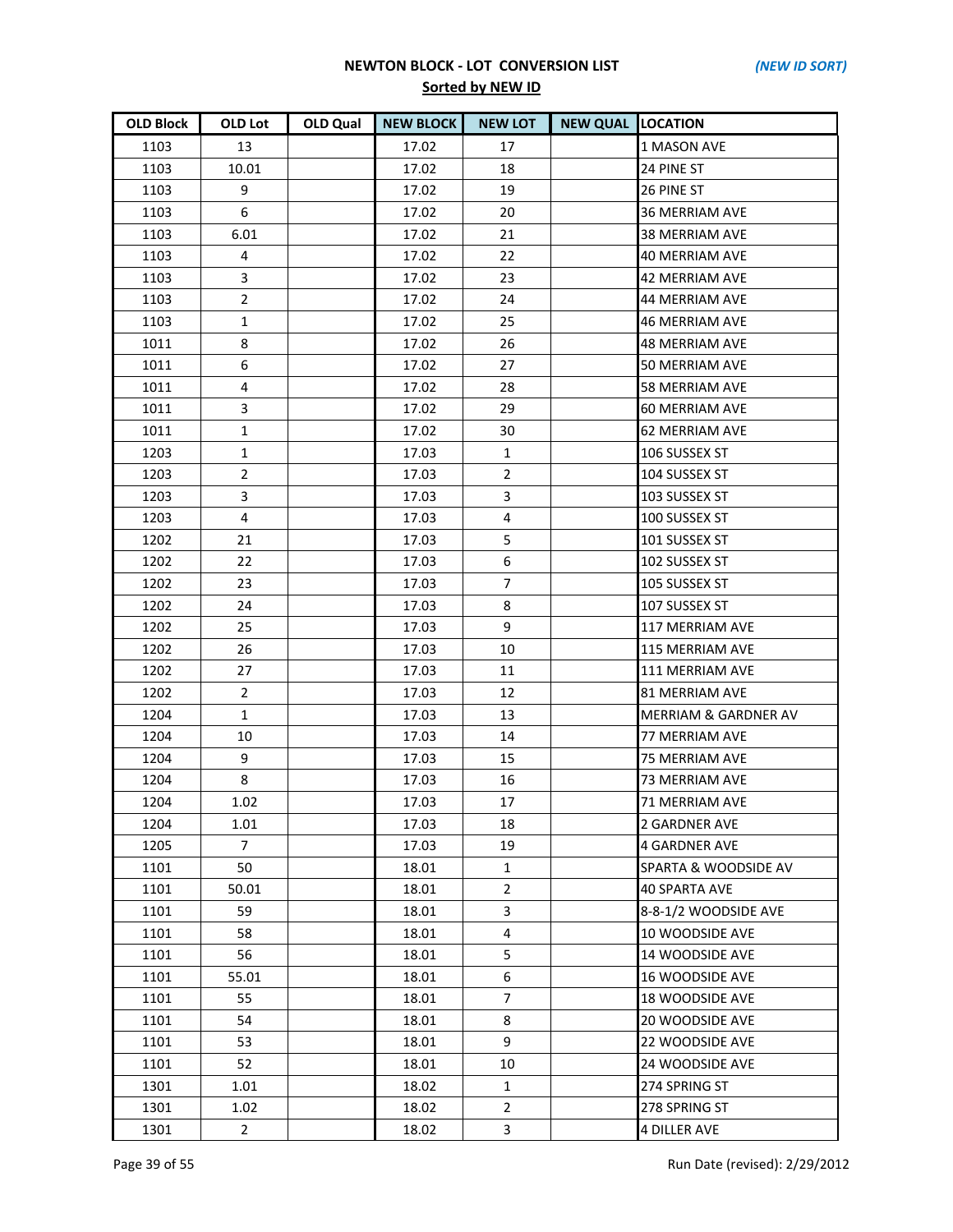# NEWTON BLOCK - LOT CONVERSION LIST

*(NEW ID SORT)*

**Sorted by NEW ID**

| OLD Block | OLD Lot | OLD Qual | NEW BLOCK | NEW LOT | NEW QUAL | LOCATION |
|---|---|---|---|---|---|---|
| 1103 | 13 | | 17.02 | 17 | | 1 MASON AVE |
| 1103 | 10.01 | | 17.02 | 18 | | 24 PINE ST |
| 1103 | 9 | | 17.02 | 19 | | 26 PINE ST |
| 1103 | 6 | | 17.02 | 20 | | 36 MERRIAM AVE |
| 1103 | 6.01 | | 17.02 | 21 | | 38 MERRIAM AVE |
| 1103 | 4 | | 17.02 | 22 | | 40 MERRIAM AVE |
| 1103 | 3 | | 17.02 | 23 | | 42 MERRIAM AVE |
| 1103 | 2 | | 17.02 | 24 | | 44 MERRIAM AVE |
| 1103 | 1 | | 17.02 | 25 | | 46 MERRIAM AVE |
| 1011 | 8 | | 17.02 | 26 | | 48 MERRIAM AVE |
| 1011 | 6 | | 17.02 | 27 | | 50 MERRIAM AVE |
| 1011 | 4 | | 17.02 | 28 | | 58 MERRIAM AVE |
| 1011 | 3 | | 17.02 | 29 | | 60 MERRIAM AVE |
| 1011 | 1 | | 17.02 | 30 | | 62 MERRIAM AVE |
| 1203 | 1 | | 17.03 | 1 | | 106 SUSSEX ST |
| 1203 | 2 | | 17.03 | 2 | | 104 SUSSEX ST |
| 1203 | 3 | | 17.03 | 3 | | 103 SUSSEX ST |
| 1203 | 4 | | 17.03 | 4 | | 100 SUSSEX ST |
| 1202 | 21 | | 17.03 | 5 | | 101 SUSSEX ST |
| 1202 | 22 | | 17.03 | 6 | | 102 SUSSEX ST |
| 1202 | 23 | | 17.03 | 7 | | 105 SUSSEX ST |
| 1202 | 24 | | 17.03 | 8 | | 107 SUSSEX ST |
| 1202 | 25 | | 17.03 | 9 | | 117 MERRIAM AVE |
| 1202 | 26 | | 17.03 | 10 | | 115 MERRIAM AVE |
| 1202 | 27 | | 17.03 | 11 | | 111 MERRIAM AVE |
| 1202 | 2 | | 17.03 | 12 | | 81 MERRIAM AVE |
| 1204 | 1 | | 17.03 | 13 | | MERRIAM & GARDNER AV |
| 1204 | 10 | | 17.03 | 14 | | 77 MERRIAM AVE |
| 1204 | 9 | | 17.03 | 15 | | 75 MERRIAM AVE |
| 1204 | 8 | | 17.03 | 16 | | 73 MERRIAM AVE |
| 1204 | 1.02 | | 17.03 | 17 | | 71 MERRIAM AVE |
| 1204 | 1.01 | | 17.03 | 18 | | 2 GARDNER AVE |
| 1205 | 7 | | 17.03 | 19 | | 4 GARDNER AVE |
| 1101 | 50 | | 18.01 | 1 | | SPARTA & WOODSIDE AV |
| 1101 | 50.01 | | 18.01 | 2 | | 40 SPARTA AVE |
| 1101 | 59 | | 18.01 | 3 | | 8-8-1/2 WOODSIDE AVE |
| 1101 | 58 | | 18.01 | 4 | | 10 WOODSIDE AVE |
| 1101 | 56 | | 18.01 | 5 | | 14 WOODSIDE AVE |
| 1101 | 55.01 | | 18.01 | 6 | | 16 WOODSIDE AVE |
| 1101 | 55 | | 18.01 | 7 | | 18 WOODSIDE AVE |
| 1101 | 54 | | 18.01 | 8 | | 20 WOODSIDE AVE |
| 1101 | 53 | | 18.01 | 9 | | 22 WOODSIDE AVE |
| 1101 | 52 | | 18.01 | 10 | | 24 WOODSIDE AVE |
| 1301 | 1.01 | | 18.02 | 1 | | 274 SPRING ST |
| 1301 | 1.02 | | 18.02 | 2 | | 278 SPRING ST |
| 1301 | 2 | | 18.02 | 3 | | 4 DILLER AVE |

Run Date (revised): 2/29/2012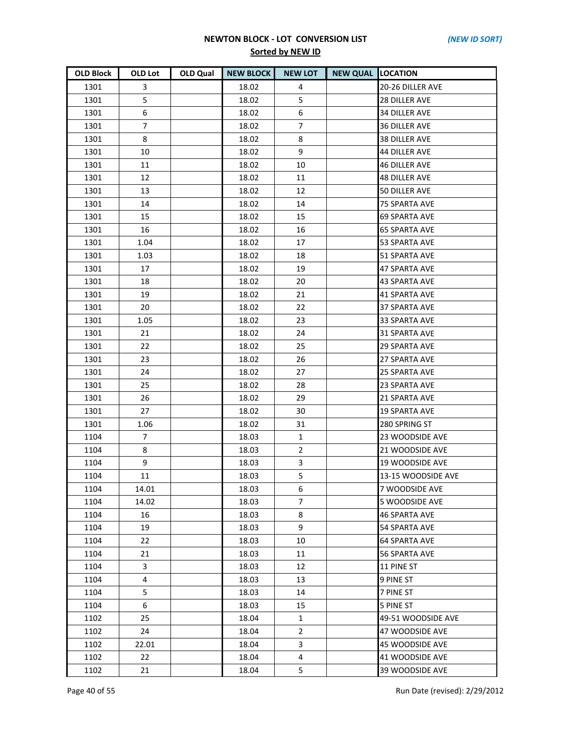**NEWTON BLOCK - LOT CONVERSION LIST** *(NEW ID SORT)*

**Sorted by NEW ID**

| OLD Block | OLD Lot | OLD Qual | NEW BLOCK | NEW LOT | NEW QUAL | LOCATION |
|---|---|---|---|---|---|---|
| 1301 | 3 | | 18.02 | 4 | | 20-26 DILLER AVE |
| 1301 | 5 | | 18.02 | 5 | | 28 DILLER AVE |
| 1301 | 6 | | 18.02 | 6 | | 34 DILLER AVE |
| 1301 | 7 | | 18.02 | 7 | | 36 DILLER AVE |
| 1301 | 8 | | 18.02 | 8 | | 38 DILLER AVE |
| 1301 | 10 | | 18.02 | 9 | | 44 DILLER AVE |
| 1301 | 11 | | 18.02 | 10 | | 46 DILLER AVE |
| 1301 | 12 | | 18.02 | 11 | | 48 DILLER AVE |
| 1301 | 13 | | 18.02 | 12 | | 50 DILLER AVE |
| 1301 | 14 | | 18.02 | 14 | | 75 SPARTA AVE |
| 1301 | 15 | | 18.02 | 15 | | 69 SPARTA AVE |
| 1301 | 16 | | 18.02 | 16 | | 65 SPARTA AVE |
| 1301 | 1.04 | | 18.02 | 17 | | 53 SPARTA AVE |
| 1301 | 1.03 | | 18.02 | 18 | | 51 SPARTA AVE |
| 1301 | 17 | | 18.02 | 19 | | 47 SPARTA AVE |
| 1301 | 18 | | 18.02 | 20 | | 43 SPARTA AVE |
| 1301 | 19 | | 18.02 | 21 | | 41 SPARTA AVE |
| 1301 | 20 | | 18.02 | 22 | | 37 SPARTA AVE |
| 1301 | 1.05 | | 18.02 | 23 | | 33 SPARTA AVE |
| 1301 | 21 | | 18.02 | 24 | | 31 SPARTA AVE |
| 1301 | 22 | | 18.02 | 25 | | 29 SPARTA AVE |
| 1301 | 23 | | 18.02 | 26 | | 27 SPARTA AVE |
| 1301 | 24 | | 18.02 | 27 | | 25 SPARTA AVE |
| 1301 | 25 | | 18.02 | 28 | | 23 SPARTA AVE |
| 1301 | 26 | | 18.02 | 29 | | 21 SPARTA AVE |
| 1301 | 27 | | 18.02 | 30 | | 19 SPARTA AVE |
| 1301 | 1.06 | | 18.02 | 31 | | 280 SPRING ST |
| 1104 | 7 | | 18.03 | 1 | | 23 WOODSIDE AVE |
| 1104 | 8 | | 18.03 | 2 | | 21 WOODSIDE AVE |
| 1104 | 9 | | 18.03 | 3 | | 19 WOODSIDE AVE |
| 1104 | 11 | | 18.03 | 5 | | 13-15 WOODSIDE AVE |
| 1104 | 14.01 | | 18.03 | 6 | | 7 WOODSIDE AVE |
| 1104 | 14.02 | | 18.03 | 7 | | 5 WOODSIDE AVE |
| 1104 | 16 | | 18.03 | 8 | | 46 SPARTA AVE |
| 1104 | 19 | | 18.03 | 9 | | 54 SPARTA AVE |
| 1104 | 22 | | 18.03 | 10 | | 64 SPARTA AVE |
| 1104 | 21 | | 18.03 | 11 | | 56 SPARTA AVE |
| 1104 | 3 | | 18.03 | 12 | | 11 PINE ST |
| 1104 | 4 | | 18.03 | 13 | | 9 PINE ST |
| 1104 | 5 | | 18.03 | 14 | | 7 PINE ST |
| 1104 | 6 | | 18.03 | 15 | | 5 PINE ST |
| 1102 | 25 | | 18.04 | 1 | | 49-51 WOODSIDE AVE |
| 1102 | 24 | | 18.04 | 2 | | 47 WOODSIDE AVE |
| 1102 | 22.01 | | 18.04 | 3 | | 45 WOODSIDE AVE |
| 1102 | 22 | | 18.04 | 4 | | 41 WOODSIDE AVE |
| 1102 | 21 | | 18.04 | 5 | | 39 WOODSIDE AVE |

Run Date (revised): 2/29/2012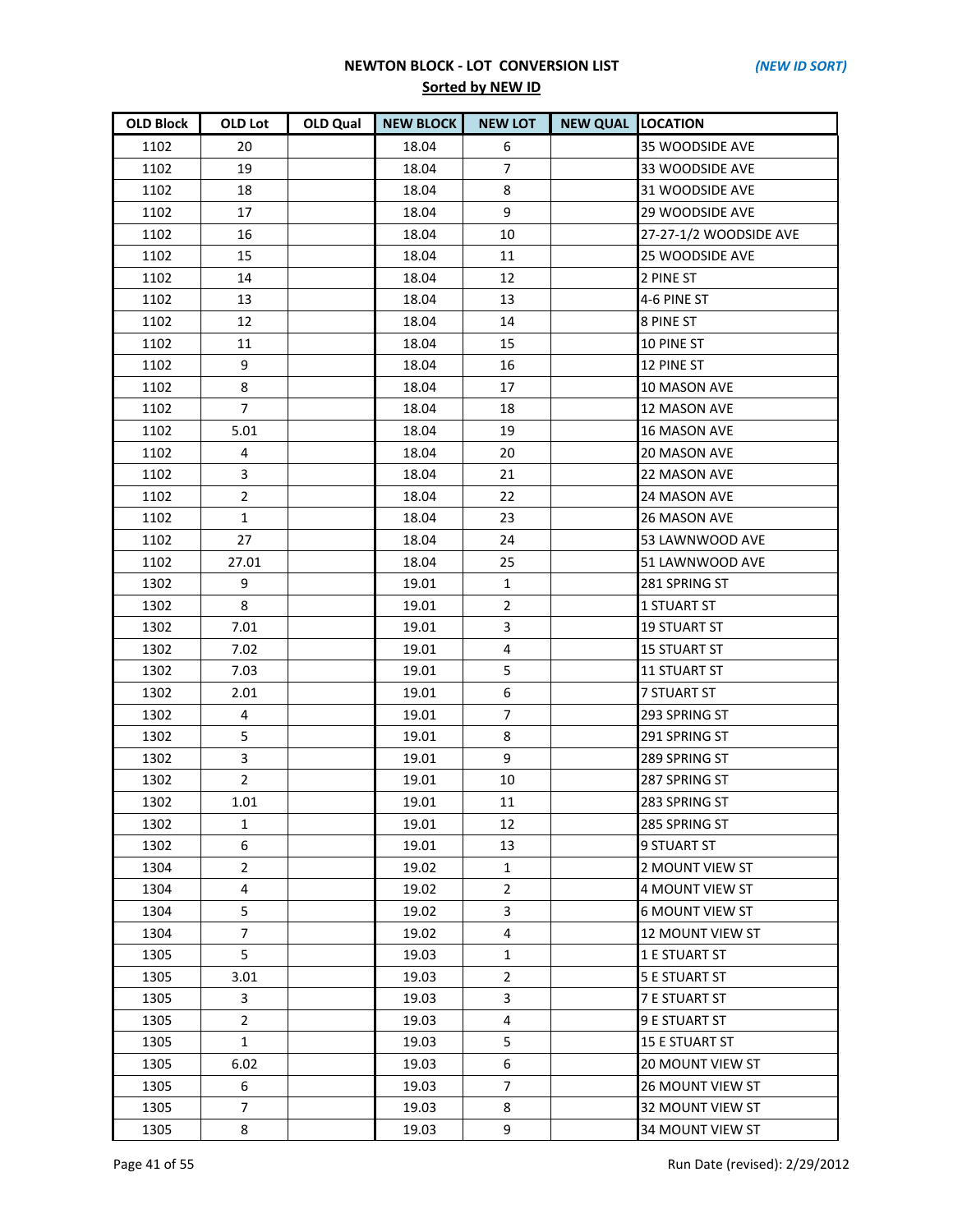**NEWTON BLOCK - LOT CONVERSION LIST** *(NEW ID SORT)*

**Sorted by NEW ID**

| OLD Block | OLD Lot | OLD Qual | NEW BLOCK | NEW LOT | NEW QUAL | LOCATION |
|---|---|---|---|---|---|---|
| 1102 | 20 | | 18.04 | 6 | | 35 WOODSIDE AVE |
| 1102 | 19 | | 18.04 | 7 | | 33 WOODSIDE AVE |
| 1102 | 18 | | 18.04 | 8 | | 31 WOODSIDE AVE |
| 1102 | 17 | | 18.04 | 9 | | 29 WOODSIDE AVE |
| 1102 | 16 | | 18.04 | 10 | | 27-27-1/2 WOODSIDE AVE |
| 1102 | 15 | | 18.04 | 11 | | 25 WOODSIDE AVE |
| 1102 | 14 | | 18.04 | 12 | | 2 PINE ST |
| 1102 | 13 | | 18.04 | 13 | | 4-6 PINE ST |
| 1102 | 12 | | 18.04 | 14 | | 8 PINE ST |
| 1102 | 11 | | 18.04 | 15 | | 10 PINE ST |
| 1102 | 9 | | 18.04 | 16 | | 12 PINE ST |
| 1102 | 8 | | 18.04 | 17 | | 10 MASON AVE |
| 1102 | 7 | | 18.04 | 18 | | 12 MASON AVE |
| 1102 | 5.01 | | 18.04 | 19 | | 16 MASON AVE |
| 1102 | 4 | | 18.04 | 20 | | 20 MASON AVE |
| 1102 | 3 | | 18.04 | 21 | | 22 MASON AVE |
| 1102 | 2 | | 18.04 | 22 | | 24 MASON AVE |
| 1102 | 1 | | 18.04 | 23 | | 26 MASON AVE |
| 1102 | 27 | | 18.04 | 24 | | 53 LAWNWOOD AVE |
| 1102 | 27.01 | | 18.04 | 25 | | 51 LAWNWOOD AVE |
| 1302 | 9 | | 19.01 | 1 | | 281 SPRING ST |
| 1302 | 8 | | 19.01 | 2 | | 1 STUART ST |
| 1302 | 7.01 | | 19.01 | 3 | | 19 STUART ST |
| 1302 | 7.02 | | 19.01 | 4 | | 15 STUART ST |
| 1302 | 7.03 | | 19.01 | 5 | | 11 STUART ST |
| 1302 | 2.01 | | 19.01 | 6 | | 7 STUART ST |
| 1302 | 4 | | 19.01 | 7 | | 293 SPRING ST |
| 1302 | 5 | | 19.01 | 8 | | 291 SPRING ST |
| 1302 | 3 | | 19.01 | 9 | | 289 SPRING ST |
| 1302 | 2 | | 19.01 | 10 | | 287 SPRING ST |
| 1302 | 1.01 | | 19.01 | 11 | | 283 SPRING ST |
| 1302 | 1 | | 19.01 | 12 | | 285 SPRING ST |
| 1302 | 6 | | 19.01 | 13 | | 9 STUART ST |
| 1304 | 2 | | 19.02 | 1 | | 2 MOUNT VIEW ST |
| 1304 | 4 | | 19.02 | 2 | | 4 MOUNT VIEW ST |
| 1304 | 5 | | 19.02 | 3 | | 6 MOUNT VIEW ST |
| 1304 | 7 | | 19.02 | 4 | | 12 MOUNT VIEW ST |
| 1305 | 5 | | 19.03 | 1 | | 1 E STUART ST |
| 1305 | 3.01 | | 19.03 | 2 | | 5 E STUART ST |
| 1305 | 3 | | 19.03 | 3 | | 7 E STUART ST |
| 1305 | 2 | | 19.03 | 4 | | 9 E STUART ST |
| 1305 | 1 | | 19.03 | 5 | | 15 E STUART ST |
| 1305 | 6.02 | | 19.03 | 6 | | 20 MOUNT VIEW ST |
| 1305 | 6 | | 19.03 | 7 | | 26 MOUNT VIEW ST |
| 1305 | 7 | | 19.03 | 8 | | 32 MOUNT VIEW ST |
| 1305 | 8 | | 19.03 | 9 | | 34 MOUNT VIEW ST |

Run Date (revised): 2/29/2012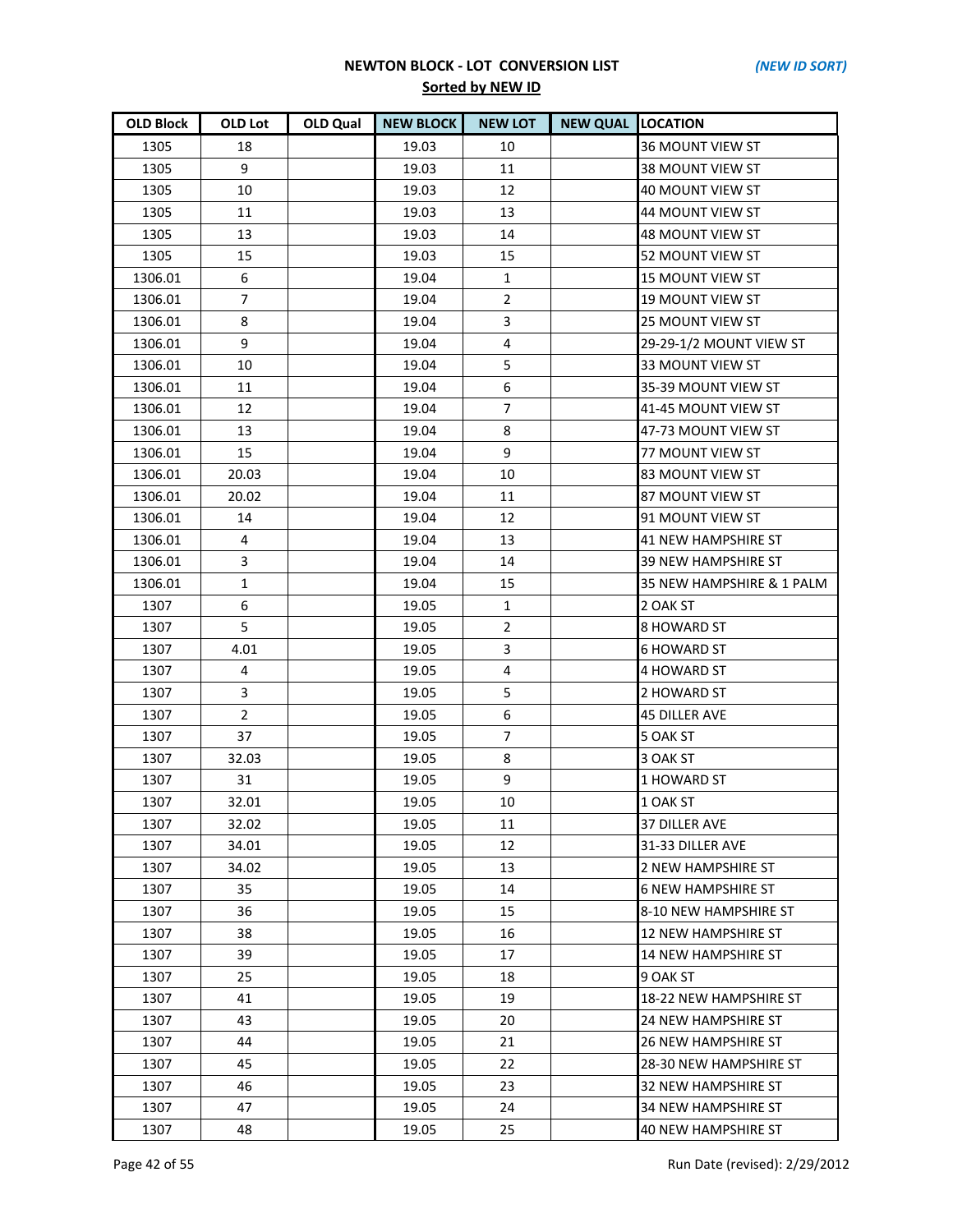**NEWTON BLOCK - LOT CONVERSION LIST** *(NEW ID SORT)*

**Sorted by NEW ID**

| OLD Block | OLD Lot | OLD Qual | NEW BLOCK | NEW LOT | NEW QUAL | LOCATION |
|---|---|---|---|---|---|---|
| 1305 | 18 | | 19.03 | 10 | | 36 MOUNT VIEW ST |
| 1305 | 9 | | 19.03 | 11 | | 38 MOUNT VIEW ST |
| 1305 | 10 | | 19.03 | 12 | | 40 MOUNT VIEW ST |
| 1305 | 11 | | 19.03 | 13 | | 44 MOUNT VIEW ST |
| 1305 | 13 | | 19.03 | 14 | | 48 MOUNT VIEW ST |
| 1305 | 15 | | 19.03 | 15 | | 52 MOUNT VIEW ST |
| 1306.01 | 6 | | 19.04 | 1 | | 15 MOUNT VIEW ST |
| 1306.01 | 7 | | 19.04 | 2 | | 19 MOUNT VIEW ST |
| 1306.01 | 8 | | 19.04 | 3 | | 25 MOUNT VIEW ST |
| 1306.01 | 9 | | 19.04 | 4 | | 29-29-1/2 MOUNT VIEW ST |
| 1306.01 | 10 | | 19.04 | 5 | | 33 MOUNT VIEW ST |
| 1306.01 | 11 | | 19.04 | 6 | | 35-39 MOUNT VIEW ST |
| 1306.01 | 12 | | 19.04 | 7 | | 41-45 MOUNT VIEW ST |
| 1306.01 | 13 | | 19.04 | 8 | | 47-73 MOUNT VIEW ST |
| 1306.01 | 15 | | 19.04 | 9 | | 77 MOUNT VIEW ST |
| 1306.01 | 20.03 | | 19.04 | 10 | | 83 MOUNT VIEW ST |
| 1306.01 | 20.02 | | 19.04 | 11 | | 87 MOUNT VIEW ST |
| 1306.01 | 14 | | 19.04 | 12 | | 91 MOUNT VIEW ST |
| 1306.01 | 4 | | 19.04 | 13 | | 41 NEW HAMPSHIRE ST |
| 1306.01 | 3 | | 19.04 | 14 | | 39 NEW HAMPSHIRE ST |
| 1306.01 | 1 | | 19.04 | 15 | | 35 NEW HAMPSHIRE & 1 PALM |
| 1307 | 6 | | 19.05 | 1 | | 2 OAK ST |
| 1307 | 5 | | 19.05 | 2 | | 8 HOWARD ST |
| 1307 | 4.01 | | 19.05 | 3 | | 6 HOWARD ST |
| 1307 | 4 | | 19.05 | 4 | | 4 HOWARD ST |
| 1307 | 3 | | 19.05 | 5 | | 2 HOWARD ST |
| 1307 | 2 | | 19.05 | 6 | | 45 DILLER AVE |
| 1307 | 37 | | 19.05 | 7 | | 5 OAK ST |
| 1307 | 32.03 | | 19.05 | 8 | | 3 OAK ST |
| 1307 | 31 | | 19.05 | 9 | | 1 HOWARD ST |
| 1307 | 32.01 | | 19.05 | 10 | | 1 OAK ST |
| 1307 | 32.02 | | 19.05 | 11 | | 37 DILLER AVE |
| 1307 | 34.01 | | 19.05 | 12 | | 31-33 DILLER AVE |
| 1307 | 34.02 | | 19.05 | 13 | | 2 NEW HAMPSHIRE ST |
| 1307 | 35 | | 19.05 | 14 | | 6 NEW HAMPSHIRE ST |
| 1307 | 36 | | 19.05 | 15 | | 8-10 NEW HAMPSHIRE ST |
| 1307 | 38 | | 19.05 | 16 | | 12 NEW HAMPSHIRE ST |
| 1307 | 39 | | 19.05 | 17 | | 14 NEW HAMPSHIRE ST |
| 1307 | 25 | | 19.05 | 18 | | 9 OAK ST |
| 1307 | 41 | | 19.05 | 19 | | 18-22 NEW HAMPSHIRE ST |
| 1307 | 43 | | 19.05 | 20 | | 24 NEW HAMPSHIRE ST |
| 1307 | 44 | | 19.05 | 21 | | 26 NEW HAMPSHIRE ST |
| 1307 | 45 | | 19.05 | 22 | | 28-30 NEW HAMPSHIRE ST |
| 1307 | 46 | | 19.05 | 23 | | 32 NEW HAMPSHIRE ST |
| 1307 | 47 | | 19.05 | 24 | | 34 NEW HAMPSHIRE ST |
| 1307 | 48 | | 19.05 | 25 | | 40 NEW HAMPSHIRE ST |

Run Date (revised): 2/29/2012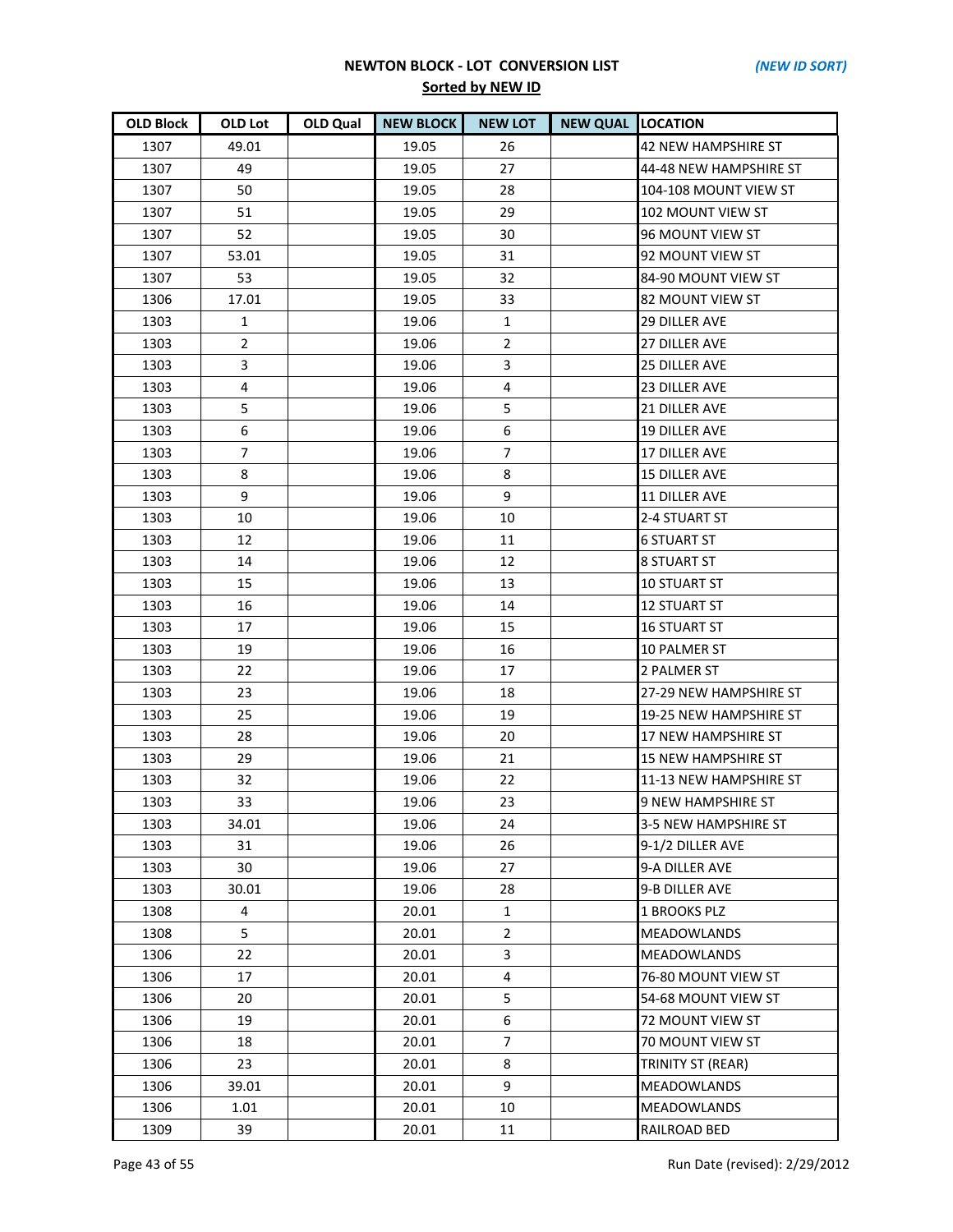## NEWTON BLOCK - LOT CONVERSION LIST

*(NEW ID SORT)*

**Sorted by NEW ID**

| OLD Block | OLD Lot | OLD Qual | NEW BLOCK | NEW LOT | NEW QUAL | LOCATION |
|---|---|---|---|---|---|---|
| 1307 | 49.01 | | 19.05 | 26 | | 42 NEW HAMPSHIRE ST |
| 1307 | 49 | | 19.05 | 27 | | 44-48 NEW HAMPSHIRE ST |
| 1307 | 50 | | 19.05 | 28 | | 104-108 MOUNT VIEW ST |
| 1307 | 51 | | 19.05 | 29 | | 102 MOUNT VIEW ST |
| 1307 | 52 | | 19.05 | 30 | | 96 MOUNT VIEW ST |
| 1307 | 53.01 | | 19.05 | 31 | | 92 MOUNT VIEW ST |
| 1307 | 53 | | 19.05 | 32 | | 84-90 MOUNT VIEW ST |
| 1306 | 17.01 | | 19.05 | 33 | | 82 MOUNT VIEW ST |
| 1303 | 1 | | 19.06 | 1 | | 29 DILLER AVE |
| 1303 | 2 | | 19.06 | 2 | | 27 DILLER AVE |
| 1303 | 3 | | 19.06 | 3 | | 25 DILLER AVE |
| 1303 | 4 | | 19.06 | 4 | | 23 DILLER AVE |
| 1303 | 5 | | 19.06 | 5 | | 21 DILLER AVE |
| 1303 | 6 | | 19.06 | 6 | | 19 DILLER AVE |
| 1303 | 7 | | 19.06 | 7 | | 17 DILLER AVE |
| 1303 | 8 | | 19.06 | 8 | | 15 DILLER AVE |
| 1303 | 9 | | 19.06 | 9 | | 11 DILLER AVE |
| 1303 | 10 | | 19.06 | 10 | | 2-4 STUART ST |
| 1303 | 12 | | 19.06 | 11 | | 6 STUART ST |
| 1303 | 14 | | 19.06 | 12 | | 8 STUART ST |
| 1303 | 15 | | 19.06 | 13 | | 10 STUART ST |
| 1303 | 16 | | 19.06 | 14 | | 12 STUART ST |
| 1303 | 17 | | 19.06 | 15 | | 16 STUART ST |
| 1303 | 19 | | 19.06 | 16 | | 10 PALMER ST |
| 1303 | 22 | | 19.06 | 17 | | 2 PALMER ST |
| 1303 | 23 | | 19.06 | 18 | | 27-29 NEW HAMPSHIRE ST |
| 1303 | 25 | | 19.06 | 19 | | 19-25 NEW HAMPSHIRE ST |
| 1303 | 28 | | 19.06 | 20 | | 17 NEW HAMPSHIRE ST |
| 1303 | 29 | | 19.06 | 21 | | 15 NEW HAMPSHIRE ST |
| 1303 | 32 | | 19.06 | 22 | | 11-13 NEW HAMPSHIRE ST |
| 1303 | 33 | | 19.06 | 23 | | 9 NEW HAMPSHIRE ST |
| 1303 | 34.01 | | 19.06 | 24 | | 3-5 NEW HAMPSHIRE ST |
| 1303 | 31 | | 19.06 | 26 | | 9-1/2 DILLER AVE |
| 1303 | 30 | | 19.06 | 27 | | 9-A DILLER AVE |
| 1303 | 30.01 | | 19.06 | 28 | | 9-B DILLER AVE |
| 1308 | 4 | | 20.01 | 1 | | 1 BROOKS PLZ |
| 1308 | 5 | | 20.01 | 2 | | MEADOWLANDS |
| 1306 | 22 | | 20.01 | 3 | | MEADOWLANDS |
| 1306 | 17 | | 20.01 | 4 | | 76-80 MOUNT VIEW ST |
| 1306 | 20 | | 20.01 | 5 | | 54-68 MOUNT VIEW ST |
| 1306 | 19 | | 20.01 | 6 | | 72 MOUNT VIEW ST |
| 1306 | 18 | | 20.01 | 7 | | 70 MOUNT VIEW ST |
| 1306 | 23 | | 20.01 | 8 | | TRINITY ST (REAR) |
| 1306 | 39.01 | | 20.01 | 9 | | MEADOWLANDS |
| 1306 | 1.01 | | 20.01 | 10 | | MEADOWLANDS |
| 1309 | 39 | | 20.01 | 11 | | RAILROAD BED |

Run Date (revised): 2/29/2012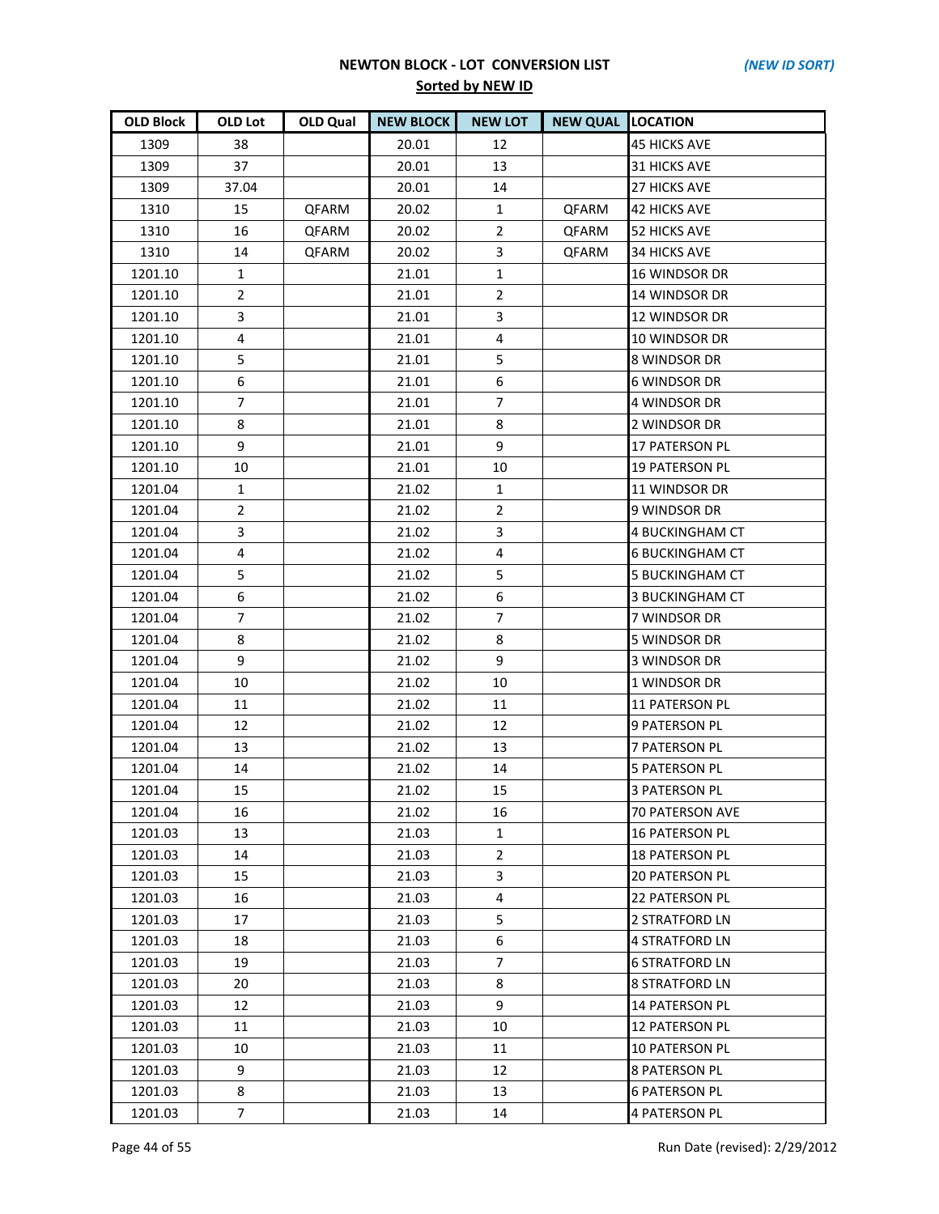**NEWTON BLOCK - LOT CONVERSION LIST**

*(NEW ID SORT)*

**Sorted by NEW ID**

| OLD Block | OLD Lot | OLD Qual | NEW BLOCK | NEW LOT | NEW QUAL | LOCATION |
|---|---|---|---|---|---|---|
| 1309 | 38 | | 20.01 | 12 | | 45 HICKS AVE |
| 1309 | 37 | | 20.01 | 13 | | 31 HICKS AVE |
| 1309 | 37.04 | | 20.01 | 14 | | 27 HICKS AVE |
| 1310 | 15 | QFARM | 20.02 | 1 | QFARM | 42 HICKS AVE |
| 1310 | 16 | QFARM | 20.02 | 2 | QFARM | 52 HICKS AVE |
| 1310 | 14 | QFARM | 20.02 | 3 | QFARM | 34 HICKS AVE |
| 1201.10 | 1 | | 21.01 | 1 | | 16 WINDSOR DR |
| 1201.10 | 2 | | 21.01 | 2 | | 14 WINDSOR DR |
| 1201.10 | 3 | | 21.01 | 3 | | 12 WINDSOR DR |
| 1201.10 | 4 | | 21.01 | 4 | | 10 WINDSOR DR |
| 1201.10 | 5 | | 21.01 | 5 | | 8 WINDSOR DR |
| 1201.10 | 6 | | 21.01 | 6 | | 6 WINDSOR DR |
| 1201.10 | 7 | | 21.01 | 7 | | 4 WINDSOR DR |
| 1201.10 | 8 | | 21.01 | 8 | | 2 WINDSOR DR |
| 1201.10 | 9 | | 21.01 | 9 | | 17 PATERSON PL |
| 1201.10 | 10 | | 21.01 | 10 | | 19 PATERSON PL |
| 1201.04 | 1 | | 21.02 | 1 | | 11 WINDSOR DR |
| 1201.04 | 2 | | 21.02 | 2 | | 9 WINDSOR DR |
| 1201.04 | 3 | | 21.02 | 3 | | 4 BUCKINGHAM CT |
| 1201.04 | 4 | | 21.02 | 4 | | 6 BUCKINGHAM CT |
| 1201.04 | 5 | | 21.02 | 5 | | 5 BUCKINGHAM CT |
| 1201.04 | 6 | | 21.02 | 6 | | 3 BUCKINGHAM CT |
| 1201.04 | 7 | | 21.02 | 7 | | 7 WINDSOR DR |
| 1201.04 | 8 | | 21.02 | 8 | | 5 WINDSOR DR |
| 1201.04 | 9 | | 21.02 | 9 | | 3 WINDSOR DR |
| 1201.04 | 10 | | 21.02 | 10 | | 1 WINDSOR DR |
| 1201.04 | 11 | | 21.02 | 11 | | 11 PATERSON PL |
| 1201.04 | 12 | | 21.02 | 12 | | 9 PATERSON PL |
| 1201.04 | 13 | | 21.02 | 13 | | 7 PATERSON PL |
| 1201.04 | 14 | | 21.02 | 14 | | 5 PATERSON PL |
| 1201.04 | 15 | | 21.02 | 15 | | 3 PATERSON PL |
| 1201.04 | 16 | | 21.02 | 16 | | 70 PATERSON AVE |
| 1201.03 | 13 | | 21.03 | 1 | | 16 PATERSON PL |
| 1201.03 | 14 | | 21.03 | 2 | | 18 PATERSON PL |
| 1201.03 | 15 | | 21.03 | 3 | | 20 PATERSON PL |
| 1201.03 | 16 | | 21.03 | 4 | | 22 PATERSON PL |
| 1201.03 | 17 | | 21.03 | 5 | | 2 STRATFORD LN |
| 1201.03 | 18 | | 21.03 | 6 | | 4 STRATFORD LN |
| 1201.03 | 19 | | 21.03 | 7 | | 6 STRATFORD LN |
| 1201.03 | 20 | | 21.03 | 8 | | 8 STRATFORD LN |
| 1201.03 | 12 | | 21.03 | 9 | | 14 PATERSON PL |
| 1201.03 | 11 | | 21.03 | 10 | | 12 PATERSON PL |
| 1201.03 | 10 | | 21.03 | 11 | | 10 PATERSON PL |
| 1201.03 | 9 | | 21.03 | 12 | | 8 PATERSON PL |
| 1201.03 | 8 | | 21.03 | 13 | | 6 PATERSON PL |
| 1201.03 | 7 | | 21.03 | 14 | | 4 PATERSON PL |

Run Date (revised): 2/29/2012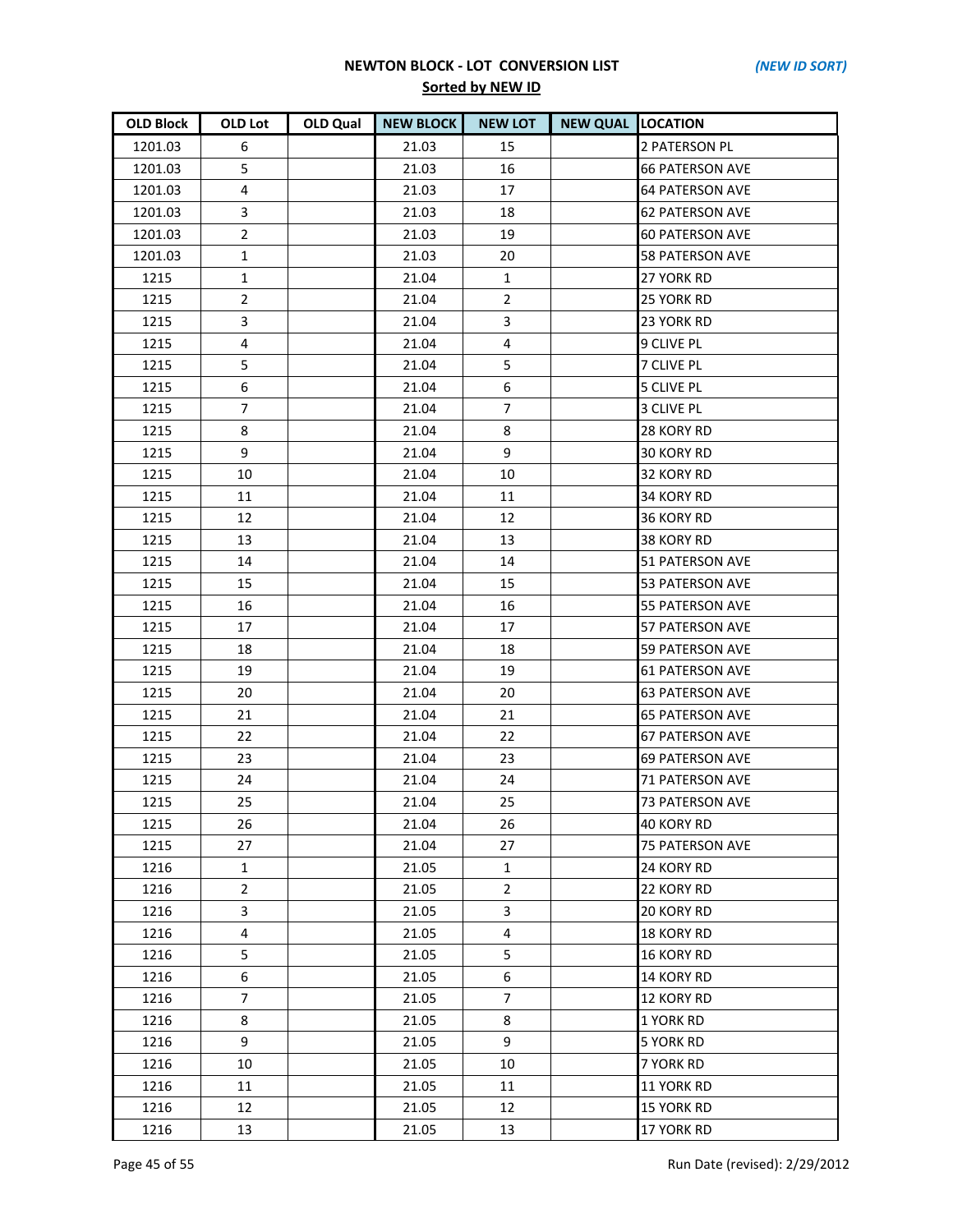**NEWTON BLOCK - LOT CONVERSION LIST** *(NEW ID SORT)*

**Sorted by NEW ID**

| OLD Block | OLD Lot | OLD Qual | NEW BLOCK | NEW LOT | NEW QUAL | LOCATION |
|---|---|---|---|---|---|---|
| 1201.03 | 6 | | 21.03 | 15 | | 2 PATERSON PL |
| 1201.03 | 5 | | 21.03 | 16 | | 66 PATERSON AVE |
| 1201.03 | 4 | | 21.03 | 17 | | 64 PATERSON AVE |
| 1201.03 | 3 | | 21.03 | 18 | | 62 PATERSON AVE |
| 1201.03 | 2 | | 21.03 | 19 | | 60 PATERSON AVE |
| 1201.03 | 1 | | 21.03 | 20 | | 58 PATERSON AVE |
| 1215 | 1 | | 21.04 | 1 | | 27 YORK RD |
| 1215 | 2 | | 21.04 | 2 | | 25 YORK RD |
| 1215 | 3 | | 21.04 | 3 | | 23 YORK RD |
| 1215 | 4 | | 21.04 | 4 | | 9 CLIVE PL |
| 1215 | 5 | | 21.04 | 5 | | 7 CLIVE PL |
| 1215 | 6 | | 21.04 | 6 | | 5 CLIVE PL |
| 1215 | 7 | | 21.04 | 7 | | 3 CLIVE PL |
| 1215 | 8 | | 21.04 | 8 | | 28 KORY RD |
| 1215 | 9 | | 21.04 | 9 | | 30 KORY RD |
| 1215 | 10 | | 21.04 | 10 | | 32 KORY RD |
| 1215 | 11 | | 21.04 | 11 | | 34 KORY RD |
| 1215 | 12 | | 21.04 | 12 | | 36 KORY RD |
| 1215 | 13 | | 21.04 | 13 | | 38 KORY RD |
| 1215 | 14 | | 21.04 | 14 | | 51 PATERSON AVE |
| 1215 | 15 | | 21.04 | 15 | | 53 PATERSON AVE |
| 1215 | 16 | | 21.04 | 16 | | 55 PATERSON AVE |
| 1215 | 17 | | 21.04 | 17 | | 57 PATERSON AVE |
| 1215 | 18 | | 21.04 | 18 | | 59 PATERSON AVE |
| 1215 | 19 | | 21.04 | 19 | | 61 PATERSON AVE |
| 1215 | 20 | | 21.04 | 20 | | 63 PATERSON AVE |
| 1215 | 21 | | 21.04 | 21 | | 65 PATERSON AVE |
| 1215 | 22 | | 21.04 | 22 | | 67 PATERSON AVE |
| 1215 | 23 | | 21.04 | 23 | | 69 PATERSON AVE |
| 1215 | 24 | | 21.04 | 24 | | 71 PATERSON AVE |
| 1215 | 25 | | 21.04 | 25 | | 73 PATERSON AVE |
| 1215 | 26 | | 21.04 | 26 | | 40 KORY RD |
| 1215 | 27 | | 21.04 | 27 | | 75 PATERSON AVE |
| 1216 | 1 | | 21.05 | 1 | | 24 KORY RD |
| 1216 | 2 | | 21.05 | 2 | | 22 KORY RD |
| 1216 | 3 | | 21.05 | 3 | | 20 KORY RD |
| 1216 | 4 | | 21.05 | 4 | | 18 KORY RD |
| 1216 | 5 | | 21.05 | 5 | | 16 KORY RD |
| 1216 | 6 | | 21.05 | 6 | | 14 KORY RD |
| 1216 | 7 | | 21.05 | 7 | | 12 KORY RD |
| 1216 | 8 | | 21.05 | 8 | | 1 YORK RD |
| 1216 | 9 | | 21.05 | 9 | | 5 YORK RD |
| 1216 | 10 | | 21.05 | 10 | | 7 YORK RD |
| 1216 | 11 | | 21.05 | 11 | | 11 YORK RD |
| 1216 | 12 | | 21.05 | 12 | | 15 YORK RD |
| 1216 | 13 | | 21.05 | 13 | | 17 YORK RD |

Run Date (revised): 2/29/2012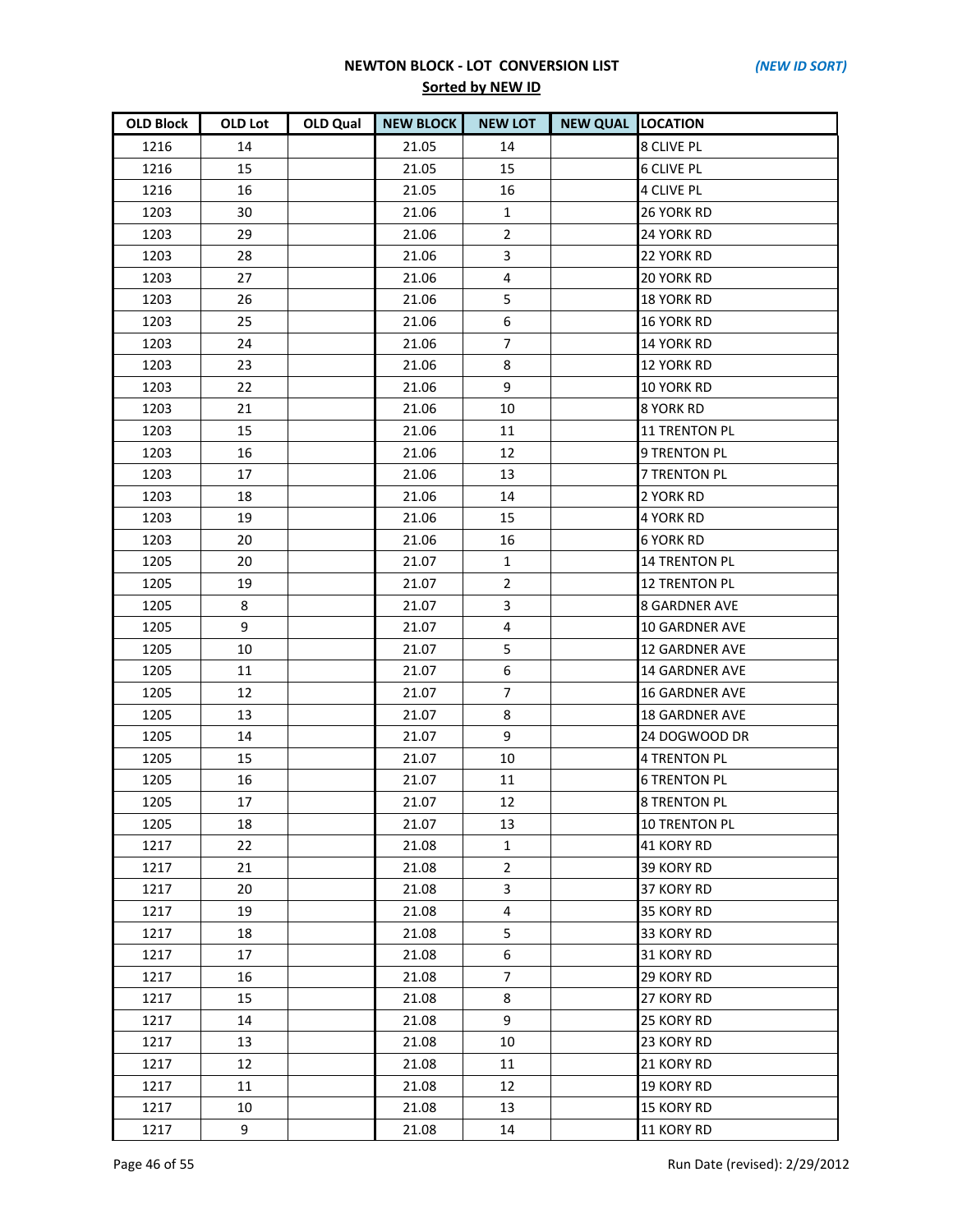**NEWTON BLOCK - LOT CONVERSION LIST** *(NEW ID SORT)*

**Sorted by NEW ID**

| OLD Block | OLD Lot | OLD Qual | NEW BLOCK | NEW LOT | NEW QUAL | LOCATION |
|---|---|---|---|---|---|---|
| 1216 | 14 | | 21.05 | 14 | | 8 CLIVE PL |
| 1216 | 15 | | 21.05 | 15 | | 6 CLIVE PL |
| 1216 | 16 | | 21.05 | 16 | | 4 CLIVE PL |
| 1203 | 30 | | 21.06 | 1 | | 26 YORK RD |
| 1203 | 29 | | 21.06 | 2 | | 24 YORK RD |
| 1203 | 28 | | 21.06 | 3 | | 22 YORK RD |
| 1203 | 27 | | 21.06 | 4 | | 20 YORK RD |
| 1203 | 26 | | 21.06 | 5 | | 18 YORK RD |
| 1203 | 25 | | 21.06 | 6 | | 16 YORK RD |
| 1203 | 24 | | 21.06 | 7 | | 14 YORK RD |
| 1203 | 23 | | 21.06 | 8 | | 12 YORK RD |
| 1203 | 22 | | 21.06 | 9 | | 10 YORK RD |
| 1203 | 21 | | 21.06 | 10 | | 8 YORK RD |
| 1203 | 15 | | 21.06 | 11 | | 11 TRENTON PL |
| 1203 | 16 | | 21.06 | 12 | | 9 TRENTON PL |
| 1203 | 17 | | 21.06 | 13 | | 7 TRENTON PL |
| 1203 | 18 | | 21.06 | 14 | | 2 YORK RD |
| 1203 | 19 | | 21.06 | 15 | | 4 YORK RD |
| 1203 | 20 | | 21.06 | 16 | | 6 YORK RD |
| 1205 | 20 | | 21.07 | 1 | | 14 TRENTON PL |
| 1205 | 19 | | 21.07 | 2 | | 12 TRENTON PL |
| 1205 | 8 | | 21.07 | 3 | | 8 GARDNER AVE |
| 1205 | 9 | | 21.07 | 4 | | 10 GARDNER AVE |
| 1205 | 10 | | 21.07 | 5 | | 12 GARDNER AVE |
| 1205 | 11 | | 21.07 | 6 | | 14 GARDNER AVE |
| 1205 | 12 | | 21.07 | 7 | | 16 GARDNER AVE |
| 1205 | 13 | | 21.07 | 8 | | 18 GARDNER AVE |
| 1205 | 14 | | 21.07 | 9 | | 24 DOGWOOD DR |
| 1205 | 15 | | 21.07 | 10 | | 4 TRENTON PL |
| 1205 | 16 | | 21.07 | 11 | | 6 TRENTON PL |
| 1205 | 17 | | 21.07 | 12 | | 8 TRENTON PL |
| 1205 | 18 | | 21.07 | 13 | | 10 TRENTON PL |
| 1217 | 22 | | 21.08 | 1 | | 41 KORY RD |
| 1217 | 21 | | 21.08 | 2 | | 39 KORY RD |
| 1217 | 20 | | 21.08 | 3 | | 37 KORY RD |
| 1217 | 19 | | 21.08 | 4 | | 35 KORY RD |
| 1217 | 18 | | 21.08 | 5 | | 33 KORY RD |
| 1217 | 17 | | 21.08 | 6 | | 31 KORY RD |
| 1217 | 16 | | 21.08 | 7 | | 29 KORY RD |
| 1217 | 15 | | 21.08 | 8 | | 27 KORY RD |
| 1217 | 14 | | 21.08 | 9 | | 25 KORY RD |
| 1217 | 13 | | 21.08 | 10 | | 23 KORY RD |
| 1217 | 12 | | 21.08 | 11 | | 21 KORY RD |
| 1217 | 11 | | 21.08 | 12 | | 19 KORY RD |
| 1217 | 10 | | 21.08 | 13 | | 15 KORY RD |
| 1217 | 9 | | 21.08 | 14 | | 11 KORY RD |

Run Date (revised): 2/29/2012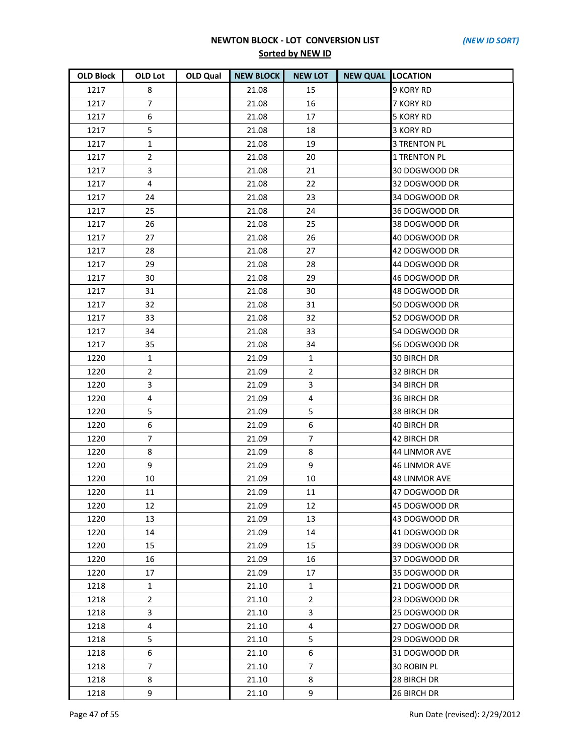**NEWTON BLOCK - LOT CONVERSION LIST** *(NEW ID SORT)*

**Sorted by NEW ID**

| OLD Block | OLD Lot | OLD Qual | NEW BLOCK | NEW LOT | NEW QUAL | LOCATION |
|---|---|---|---|---|---|---|
| 1217 | 8 | | 21.08 | 15 | | 9 KORY RD |
| 1217 | 7 | | 21.08 | 16 | | 7 KORY RD |
| 1217 | 6 | | 21.08 | 17 | | 5 KORY RD |
| 1217 | 5 | | 21.08 | 18 | | 3 KORY RD |
| 1217 | 1 | | 21.08 | 19 | | 3 TRENTON PL |
| 1217 | 2 | | 21.08 | 20 | | 1 TRENTON PL |
| 1217 | 3 | | 21.08 | 21 | | 30 DOGWOOD DR |
| 1217 | 4 | | 21.08 | 22 | | 32 DOGWOOD DR |
| 1217 | 24 | | 21.08 | 23 | | 34 DOGWOOD DR |
| 1217 | 25 | | 21.08 | 24 | | 36 DOGWOOD DR |
| 1217 | 26 | | 21.08 | 25 | | 38 DOGWOOD DR |
| 1217 | 27 | | 21.08 | 26 | | 40 DOGWOOD DR |
| 1217 | 28 | | 21.08 | 27 | | 42 DOGWOOD DR |
| 1217 | 29 | | 21.08 | 28 | | 44 DOGWOOD DR |
| 1217 | 30 | | 21.08 | 29 | | 46 DOGWOOD DR |
| 1217 | 31 | | 21.08 | 30 | | 48 DOGWOOD DR |
| 1217 | 32 | | 21.08 | 31 | | 50 DOGWOOD DR |
| 1217 | 33 | | 21.08 | 32 | | 52 DOGWOOD DR |
| 1217 | 34 | | 21.08 | 33 | | 54 DOGWOOD DR |
| 1217 | 35 | | 21.08 | 34 | | 56 DOGWOOD DR |
| 1220 | 1 | | 21.09 | 1 | | 30 BIRCH DR |
| 1220 | 2 | | 21.09 | 2 | | 32 BIRCH DR |
| 1220 | 3 | | 21.09 | 3 | | 34 BIRCH DR |
| 1220 | 4 | | 21.09 | 4 | | 36 BIRCH DR |
| 1220 | 5 | | 21.09 | 5 | | 38 BIRCH DR |
| 1220 | 6 | | 21.09 | 6 | | 40 BIRCH DR |
| 1220 | 7 | | 21.09 | 7 | | 42 BIRCH DR |
| 1220 | 8 | | 21.09 | 8 | | 44 LINMOR AVE |
| 1220 | 9 | | 21.09 | 9 | | 46 LINMOR AVE |
| 1220 | 10 | | 21.09 | 10 | | 48 LINMOR AVE |
| 1220 | 11 | | 21.09 | 11 | | 47 DOGWOOD DR |
| 1220 | 12 | | 21.09 | 12 | | 45 DOGWOOD DR |
| 1220 | 13 | | 21.09 | 13 | | 43 DOGWOOD DR |
| 1220 | 14 | | 21.09 | 14 | | 41 DOGWOOD DR |
| 1220 | 15 | | 21.09 | 15 | | 39 DOGWOOD DR |
| 1220 | 16 | | 21.09 | 16 | | 37 DOGWOOD DR |
| 1220 | 17 | | 21.09 | 17 | | 35 DOGWOOD DR |
| 1218 | 1 | | 21.10 | 1 | | 21 DOGWOOD DR |
| 1218 | 2 | | 21.10 | 2 | | 23 DOGWOOD DR |
| 1218 | 3 | | 21.10 | 3 | | 25 DOGWOOD DR |
| 1218 | 4 | | 21.10 | 4 | | 27 DOGWOOD DR |
| 1218 | 5 | | 21.10 | 5 | | 29 DOGWOOD DR |
| 1218 | 6 | | 21.10 | 6 | | 31 DOGWOOD DR |
| 1218 | 7 | | 21.10 | 7 | | 30 ROBIN PL |
| 1218 | 8 | | 21.10 | 8 | | 28 BIRCH DR |
| 1218 | 9 | | 21.10 | 9 | | 26 BIRCH DR |

Run Date (revised): 2/29/2012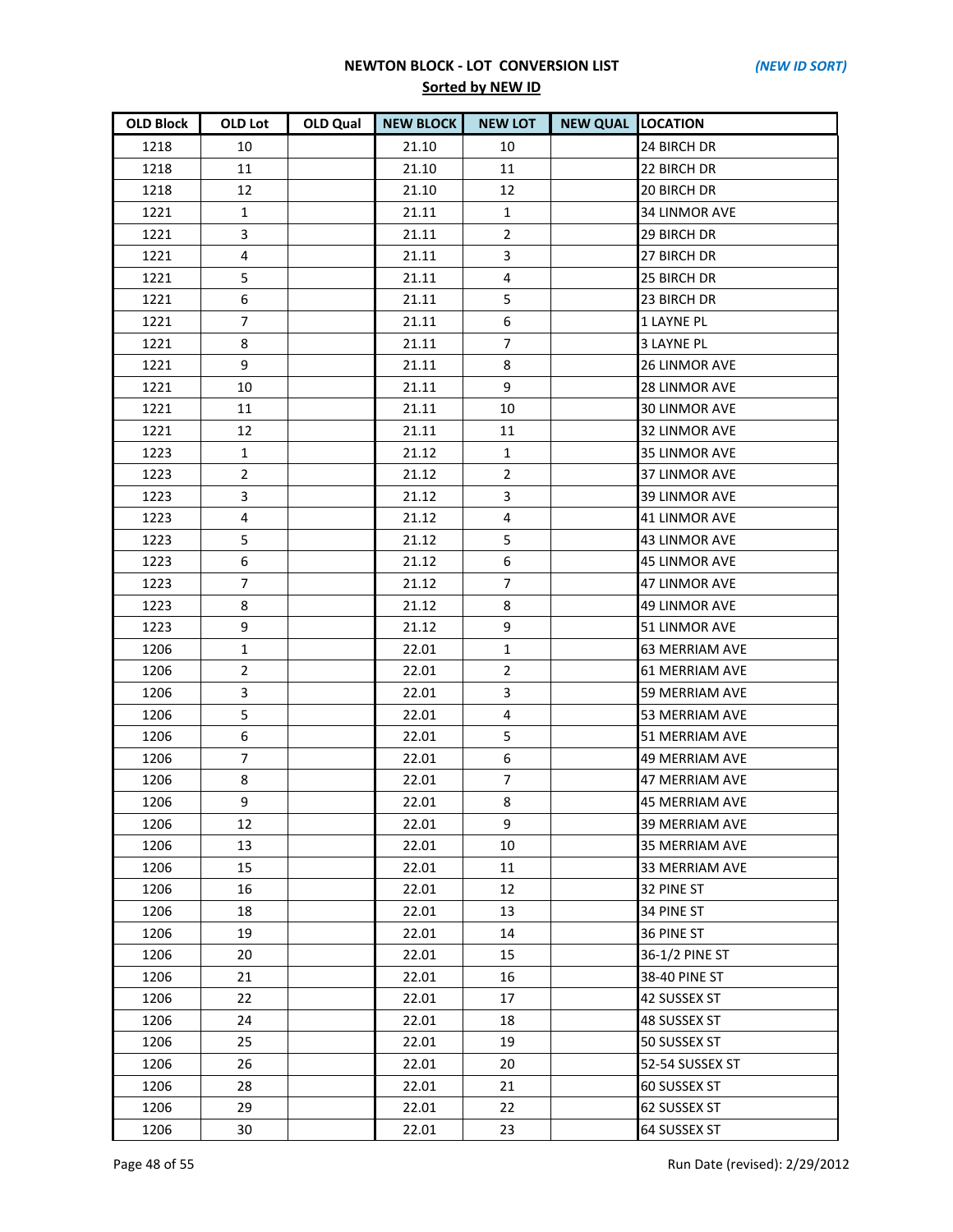**NEWTON BLOCK - LOT CONVERSION LIST** *(NEW ID SORT)*

**Sorted by NEW ID**

| OLD Block | OLD Lot | OLD Qual | NEW BLOCK | NEW LOT | NEW QUAL | LOCATION |
|---|---|---|---|---|---|---|
| 1218 | 10 | | 21.10 | 10 | | 24 BIRCH DR |
| 1218 | 11 | | 21.10 | 11 | | 22 BIRCH DR |
| 1218 | 12 | | 21.10 | 12 | | 20 BIRCH DR |
| 1221 | 1 | | 21.11 | 1 | | 34 LINMOR AVE |
| 1221 | 3 | | 21.11 | 2 | | 29 BIRCH DR |
| 1221 | 4 | | 21.11 | 3 | | 27 BIRCH DR |
| 1221 | 5 | | 21.11 | 4 | | 25 BIRCH DR |
| 1221 | 6 | | 21.11 | 5 | | 23 BIRCH DR |
| 1221 | 7 | | 21.11 | 6 | | 1 LAYNE PL |
| 1221 | 8 | | 21.11 | 7 | | 3 LAYNE PL |
| 1221 | 9 | | 21.11 | 8 | | 26 LINMOR AVE |
| 1221 | 10 | | 21.11 | 9 | | 28 LINMOR AVE |
| 1221 | 11 | | 21.11 | 10 | | 30 LINMOR AVE |
| 1221 | 12 | | 21.11 | 11 | | 32 LINMOR AVE |
| 1223 | 1 | | 21.12 | 1 | | 35 LINMOR AVE |
| 1223 | 2 | | 21.12 | 2 | | 37 LINMOR AVE |
| 1223 | 3 | | 21.12 | 3 | | 39 LINMOR AVE |
| 1223 | 4 | | 21.12 | 4 | | 41 LINMOR AVE |
| 1223 | 5 | | 21.12 | 5 | | 43 LINMOR AVE |
| 1223 | 6 | | 21.12 | 6 | | 45 LINMOR AVE |
| 1223 | 7 | | 21.12 | 7 | | 47 LINMOR AVE |
| 1223 | 8 | | 21.12 | 8 | | 49 LINMOR AVE |
| 1223 | 9 | | 21.12 | 9 | | 51 LINMOR AVE |
| 1206 | 1 | | 22.01 | 1 | | 63 MERRIAM AVE |
| 1206 | 2 | | 22.01 | 2 | | 61 MERRIAM AVE |
| 1206 | 3 | | 22.01 | 3 | | 59 MERRIAM AVE |
| 1206 | 5 | | 22.01 | 4 | | 53 MERRIAM AVE |
| 1206 | 6 | | 22.01 | 5 | | 51 MERRIAM AVE |
| 1206 | 7 | | 22.01 | 6 | | 49 MERRIAM AVE |
| 1206 | 8 | | 22.01 | 7 | | 47 MERRIAM AVE |
| 1206 | 9 | | 22.01 | 8 | | 45 MERRIAM AVE |
| 1206 | 12 | | 22.01 | 9 | | 39 MERRIAM AVE |
| 1206 | 13 | | 22.01 | 10 | | 35 MERRIAM AVE |
| 1206 | 15 | | 22.01 | 11 | | 33 MERRIAM AVE |
| 1206 | 16 | | 22.01 | 12 | | 32 PINE ST |
| 1206 | 18 | | 22.01 | 13 | | 34 PINE ST |
| 1206 | 19 | | 22.01 | 14 | | 36 PINE ST |
| 1206 | 20 | | 22.01 | 15 | | 36-1/2 PINE ST |
| 1206 | 21 | | 22.01 | 16 | | 38-40 PINE ST |
| 1206 | 22 | | 22.01 | 17 | | 42 SUSSEX ST |
| 1206 | 24 | | 22.01 | 18 | | 48 SUSSEX ST |
| 1206 | 25 | | 22.01 | 19 | | 50 SUSSEX ST |
| 1206 | 26 | | 22.01 | 20 | | 52-54 SUSSEX ST |
| 1206 | 28 | | 22.01 | 21 | | 60 SUSSEX ST |
| 1206 | 29 | | 22.01 | 22 | | 62 SUSSEX ST |
| 1206 | 30 | | 22.01 | 23 | | 64 SUSSEX ST |

Run Date (revised): 2/29/2012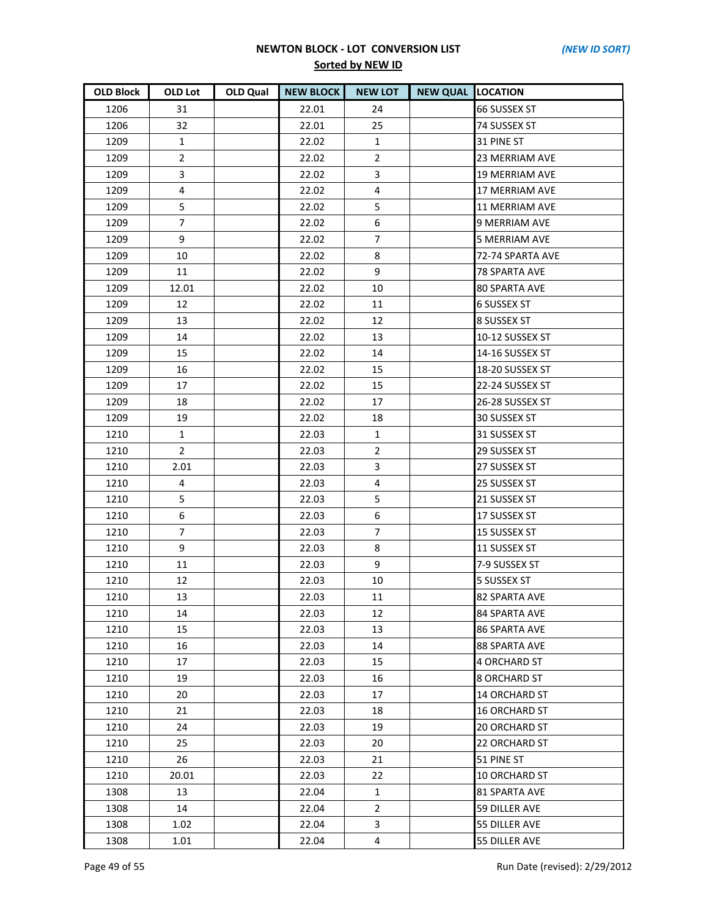## NEWTON BLOCK - LOT CONVERSION LIST

*(NEW ID SORT)*

**Sorted by NEW ID**

| OLD Block | OLD Lot | OLD Qual | NEW BLOCK | NEW LOT | NEW QUAL | LOCATION |
|---|---|---|---|---|---|---|
| 1206 | 31 | | 22.01 | 24 | | 66 SUSSEX ST |
| 1206 | 32 | | 22.01 | 25 | | 74 SUSSEX ST |
| 1209 | 1 | | 22.02 | 1 | | 31 PINE ST |
| 1209 | 2 | | 22.02 | 2 | | 23 MERRIAM AVE |
| 1209 | 3 | | 22.02 | 3 | | 19 MERRIAM AVE |
| 1209 | 4 | | 22.02 | 4 | | 17 MERRIAM AVE |
| 1209 | 5 | | 22.02 | 5 | | 11 MERRIAM AVE |
| 1209 | 7 | | 22.02 | 6 | | 9 MERRIAM AVE |
| 1209 | 9 | | 22.02 | 7 | | 5 MERRIAM AVE |
| 1209 | 10 | | 22.02 | 8 | | 72-74 SPARTA AVE |
| 1209 | 11 | | 22.02 | 9 | | 78 SPARTA AVE |
| 1209 | 12.01 | | 22.02 | 10 | | 80 SPARTA AVE |
| 1209 | 12 | | 22.02 | 11 | | 6 SUSSEX ST |
| 1209 | 13 | | 22.02 | 12 | | 8 SUSSEX ST |
| 1209 | 14 | | 22.02 | 13 | | 10-12 SUSSEX ST |
| 1209 | 15 | | 22.02 | 14 | | 14-16 SUSSEX ST |
| 1209 | 16 | | 22.02 | 15 | | 18-20 SUSSEX ST |
| 1209 | 17 | | 22.02 | 15 | | 22-24 SUSSEX ST |
| 1209 | 18 | | 22.02 | 17 | | 26-28 SUSSEX ST |
| 1209 | 19 | | 22.02 | 18 | | 30 SUSSEX ST |
| 1210 | 1 | | 22.03 | 1 | | 31 SUSSEX ST |
| 1210 | 2 | | 22.03 | 2 | | 29 SUSSEX ST |
| 1210 | 2.01 | | 22.03 | 3 | | 27 SUSSEX ST |
| 1210 | 4 | | 22.03 | 4 | | 25 SUSSEX ST |
| 1210 | 5 | | 22.03 | 5 | | 21 SUSSEX ST |
| 1210 | 6 | | 22.03 | 6 | | 17 SUSSEX ST |
| 1210 | 7 | | 22.03 | 7 | | 15 SUSSEX ST |
| 1210 | 9 | | 22.03 | 8 | | 11 SUSSEX ST |
| 1210 | 11 | | 22.03 | 9 | | 7-9 SUSSEX ST |
| 1210 | 12 | | 22.03 | 10 | | 5 SUSSEX ST |
| 1210 | 13 | | 22.03 | 11 | | 82 SPARTA AVE |
| 1210 | 14 | | 22.03 | 12 | | 84 SPARTA AVE |
| 1210 | 15 | | 22.03 | 13 | | 86 SPARTA AVE |
| 1210 | 16 | | 22.03 | 14 | | 88 SPARTA AVE |
| 1210 | 17 | | 22.03 | 15 | | 4 ORCHARD ST |
| 1210 | 19 | | 22.03 | 16 | | 8 ORCHARD ST |
| 1210 | 20 | | 22.03 | 17 | | 14 ORCHARD ST |
| 1210 | 21 | | 22.03 | 18 | | 16 ORCHARD ST |
| 1210 | 24 | | 22.03 | 19 | | 20 ORCHARD ST |
| 1210 | 25 | | 22.03 | 20 | | 22 ORCHARD ST |
| 1210 | 26 | | 22.03 | 21 | | 51 PINE ST |
| 1210 | 20.01 | | 22.03 | 22 | | 10 ORCHARD ST |
| 1308 | 13 | | 22.04 | 1 | | 81 SPARTA AVE |
| 1308 | 14 | | 22.04 | 2 | | 59 DILLER AVE |
| 1308 | 1.02 | | 22.04 | 3 | | 55 DILLER AVE |
| 1308 | 1.01 | | 22.04 | 4 | | 55 DILLER AVE |

Run Date (revised): 2/29/2012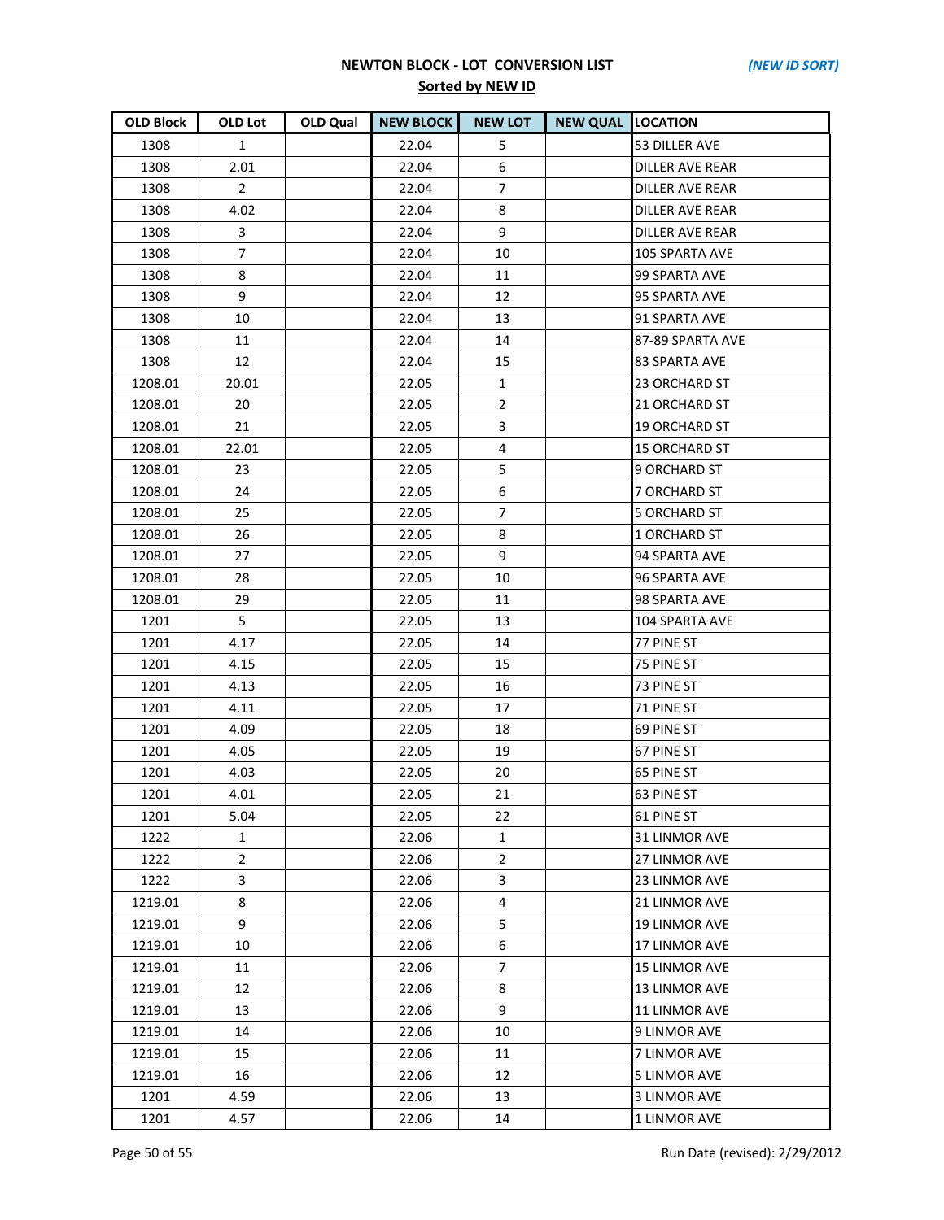**NEWTON BLOCK - LOT CONVERSION LIST** *(NEW ID SORT)*

**Sorted by NEW ID**

| OLD Block | OLD Lot | OLD Qual | NEW BLOCK | NEW LOT | NEW QUAL | LOCATION |
|---|---|---|---|---|---|---|
| 1308 | 1 | | 22.04 | 5 | | 53 DILLER AVE |
| 1308 | 2.01 | | 22.04 | 6 | | DILLER AVE REAR |
| 1308 | 2 | | 22.04 | 7 | | DILLER AVE REAR |
| 1308 | 4.02 | | 22.04 | 8 | | DILLER AVE REAR |
| 1308 | 3 | | 22.04 | 9 | | DILLER AVE REAR |
| 1308 | 7 | | 22.04 | 10 | | 105 SPARTA AVE |
| 1308 | 8 | | 22.04 | 11 | | 99 SPARTA AVE |
| 1308 | 9 | | 22.04 | 12 | | 95 SPARTA AVE |
| 1308 | 10 | | 22.04 | 13 | | 91 SPARTA AVE |
| 1308 | 11 | | 22.04 | 14 | | 87-89 SPARTA AVE |
| 1308 | 12 | | 22.04 | 15 | | 83 SPARTA AVE |
| 1208.01 | 20.01 | | 22.05 | 1 | | 23 ORCHARD ST |
| 1208.01 | 20 | | 22.05 | 2 | | 21 ORCHARD ST |
| 1208.01 | 21 | | 22.05 | 3 | | 19 ORCHARD ST |
| 1208.01 | 22.01 | | 22.05 | 4 | | 15 ORCHARD ST |
| 1208.01 | 23 | | 22.05 | 5 | | 9 ORCHARD ST |
| 1208.01 | 24 | | 22.05 | 6 | | 7 ORCHARD ST |
| 1208.01 | 25 | | 22.05 | 7 | | 5 ORCHARD ST |
| 1208.01 | 26 | | 22.05 | 8 | | 1 ORCHARD ST |
| 1208.01 | 27 | | 22.05 | 9 | | 94 SPARTA AVE |
| 1208.01 | 28 | | 22.05 | 10 | | 96 SPARTA AVE |
| 1208.01 | 29 | | 22.05 | 11 | | 98 SPARTA AVE |
| 1201 | 5 | | 22.05 | 13 | | 104 SPARTA AVE |
| 1201 | 4.17 | | 22.05 | 14 | | 77 PINE ST |
| 1201 | 4.15 | | 22.05 | 15 | | 75 PINE ST |
| 1201 | 4.13 | | 22.05 | 16 | | 73 PINE ST |
| 1201 | 4.11 | | 22.05 | 17 | | 71 PINE ST |
| 1201 | 4.09 | | 22.05 | 18 | | 69 PINE ST |
| 1201 | 4.05 | | 22.05 | 19 | | 67 PINE ST |
| 1201 | 4.03 | | 22.05 | 20 | | 65 PINE ST |
| 1201 | 4.01 | | 22.05 | 21 | | 63 PINE ST |
| 1201 | 5.04 | | 22.05 | 22 | | 61 PINE ST |
| 1222 | 1 | | 22.06 | 1 | | 31 LINMOR AVE |
| 1222 | 2 | | 22.06 | 2 | | 27 LINMOR AVE |
| 1222 | 3 | | 22.06 | 3 | | 23 LINMOR AVE |
| 1219.01 | 8 | | 22.06 | 4 | | 21 LINMOR AVE |
| 1219.01 | 9 | | 22.06 | 5 | | 19 LINMOR AVE |
| 1219.01 | 10 | | 22.06 | 6 | | 17 LINMOR AVE |
| 1219.01 | 11 | | 22.06 | 7 | | 15 LINMOR AVE |
| 1219.01 | 12 | | 22.06 | 8 | | 13 LINMOR AVE |
| 1219.01 | 13 | | 22.06 | 9 | | 11 LINMOR AVE |
| 1219.01 | 14 | | 22.06 | 10 | | 9 LINMOR AVE |
| 1219.01 | 15 | | 22.06 | 11 | | 7 LINMOR AVE |
| 1219.01 | 16 | | 22.06 | 12 | | 5 LINMOR AVE |
| 1201 | 4.59 | | 22.06 | 13 | | 3 LINMOR AVE |
| 1201 | 4.57 | | 22.06 | 14 | | 1 LINMOR AVE |

Run Date (revised): 2/29/2012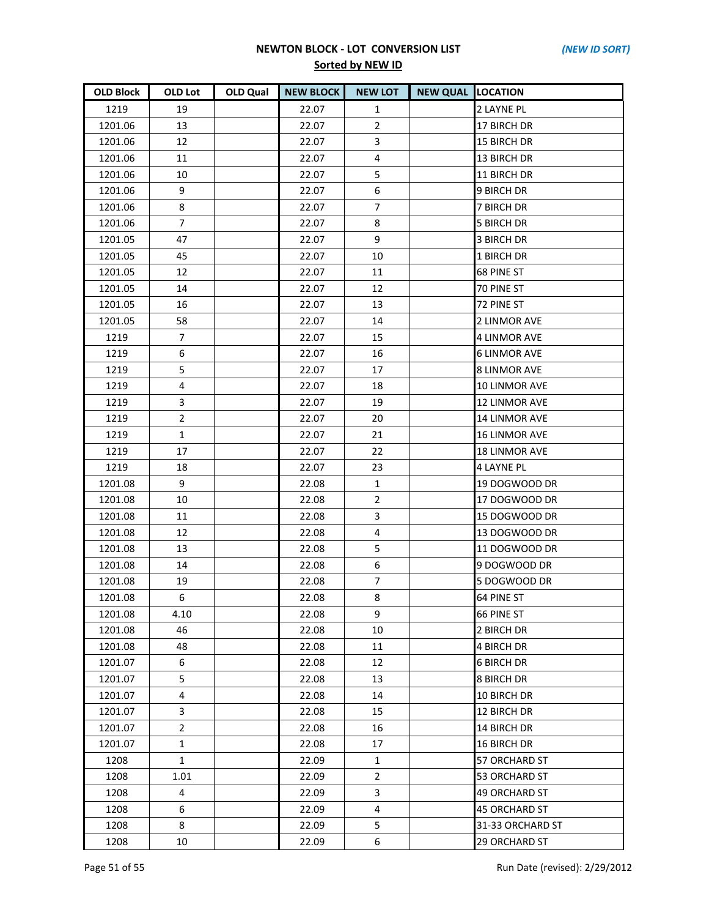**NEWTON BLOCK - LOT CONVERSION LIST**

*(NEW ID SORT)*

**Sorted by NEW ID**

| OLD Block | OLD Lot | OLD Qual | NEW BLOCK | NEW LOT | NEW QUAL | LOCATION |
|---|---|---|---|---|---|---|
| 1219 | 19 | | 22.07 | 1 | | 2 LAYNE PL |
| 1201.06 | 13 | | 22.07 | 2 | | 17 BIRCH DR |
| 1201.06 | 12 | | 22.07 | 3 | | 15 BIRCH DR |
| 1201.06 | 11 | | 22.07 | 4 | | 13 BIRCH DR |
| 1201.06 | 10 | | 22.07 | 5 | | 11 BIRCH DR |
| 1201.06 | 9 | | 22.07 | 6 | | 9 BIRCH DR |
| 1201.06 | 8 | | 22.07 | 7 | | 7 BIRCH DR |
| 1201.06 | 7 | | 22.07 | 8 | | 5 BIRCH DR |
| 1201.05 | 47 | | 22.07 | 9 | | 3 BIRCH DR |
| 1201.05 | 45 | | 22.07 | 10 | | 1 BIRCH DR |
| 1201.05 | 12 | | 22.07 | 11 | | 68 PINE ST |
| 1201.05 | 14 | | 22.07 | 12 | | 70 PINE ST |
| 1201.05 | 16 | | 22.07 | 13 | | 72 PINE ST |
| 1201.05 | 58 | | 22.07 | 14 | | 2 LINMOR AVE |
| 1219 | 7 | | 22.07 | 15 | | 4 LINMOR AVE |
| 1219 | 6 | | 22.07 | 16 | | 6 LINMOR AVE |
| 1219 | 5 | | 22.07 | 17 | | 8 LINMOR AVE |
| 1219 | 4 | | 22.07 | 18 | | 10 LINMOR AVE |
| 1219 | 3 | | 22.07 | 19 | | 12 LINMOR AVE |
| 1219 | 2 | | 22.07 | 20 | | 14 LINMOR AVE |
| 1219 | 1 | | 22.07 | 21 | | 16 LINMOR AVE |
| 1219 | 17 | | 22.07 | 22 | | 18 LINMOR AVE |
| 1219 | 18 | | 22.07 | 23 | | 4 LAYNE PL |
| 1201.08 | 9 | | 22.08 | 1 | | 19 DOGWOOD DR |
| 1201.08 | 10 | | 22.08 | 2 | | 17 DOGWOOD DR |
| 1201.08 | 11 | | 22.08 | 3 | | 15 DOGWOOD DR |
| 1201.08 | 12 | | 22.08 | 4 | | 13 DOGWOOD DR |
| 1201.08 | 13 | | 22.08 | 5 | | 11 DOGWOOD DR |
| 1201.08 | 14 | | 22.08 | 6 | | 9 DOGWOOD DR |
| 1201.08 | 19 | | 22.08 | 7 | | 5 DOGWOOD DR |
| 1201.08 | 6 | | 22.08 | 8 | | 64 PINE ST |
| 1201.08 | 4.10 | | 22.08 | 9 | | 66 PINE ST |
| 1201.08 | 46 | | 22.08 | 10 | | 2 BIRCH DR |
| 1201.08 | 48 | | 22.08 | 11 | | 4 BIRCH DR |
| 1201.07 | 6 | | 22.08 | 12 | | 6 BIRCH DR |
| 1201.07 | 5 | | 22.08 | 13 | | 8 BIRCH DR |
| 1201.07 | 4 | | 22.08 | 14 | | 10 BIRCH DR |
| 1201.07 | 3 | | 22.08 | 15 | | 12 BIRCH DR |
| 1201.07 | 2 | | 22.08 | 16 | | 14 BIRCH DR |
| 1201.07 | 1 | | 22.08 | 17 | | 16 BIRCH DR |
| 1208 | 1 | | 22.09 | 1 | | 57 ORCHARD ST |
| 1208 | 1.01 | | 22.09 | 2 | | 53 ORCHARD ST |
| 1208 | 4 | | 22.09 | 3 | | 49 ORCHARD ST |
| 1208 | 6 | | 22.09 | 4 | | 45 ORCHARD ST |
| 1208 | 8 | | 22.09 | 5 | | 31-33 ORCHARD ST |
| 1208 | 10 | | 22.09 | 6 | | 29 ORCHARD ST |

Run Date (revised): 2/29/2012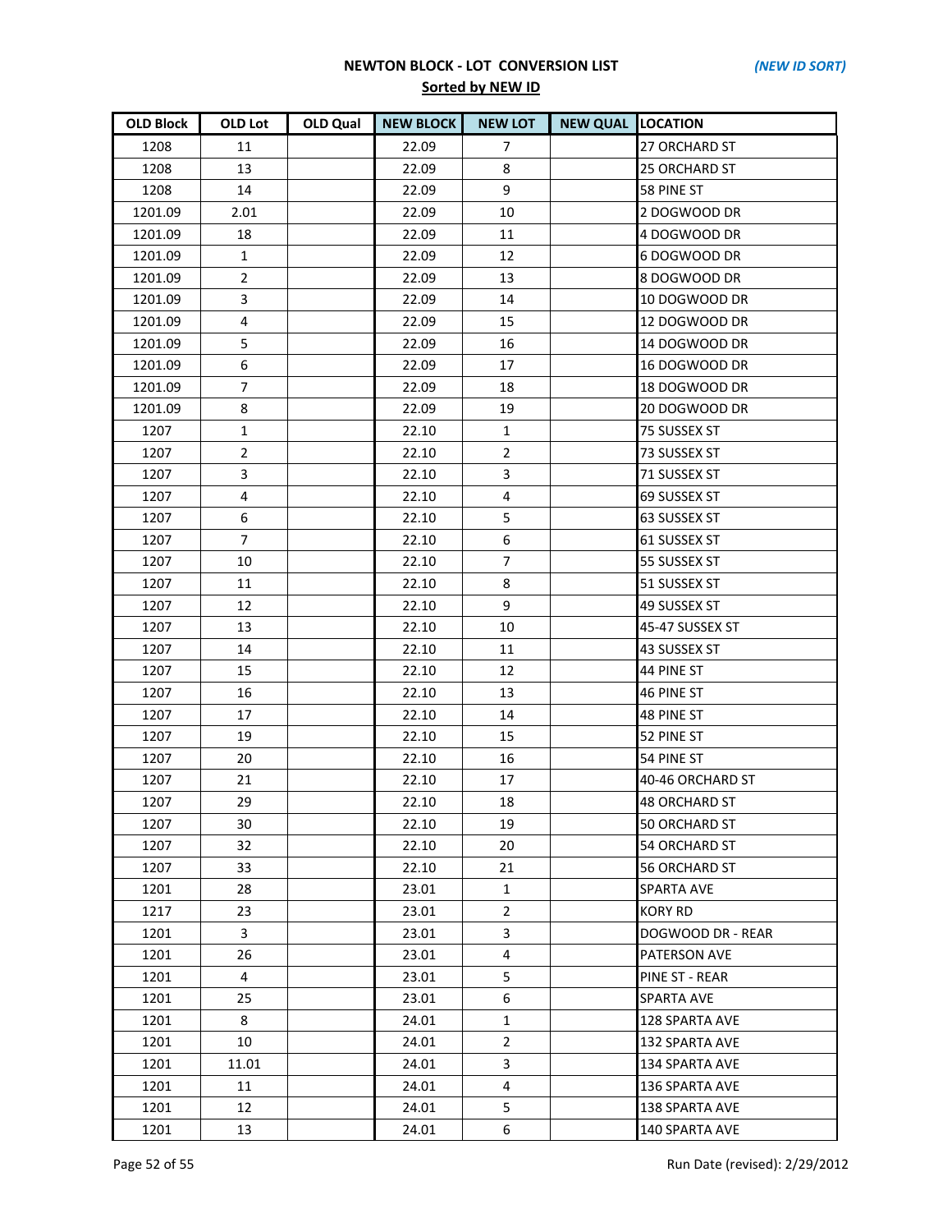## NEWTON BLOCK - LOT CONVERSION LIST

*(NEW ID SORT)*

**Sorted by NEW ID**

| OLD Block | OLD Lot | OLD Qual | NEW BLOCK | NEW LOT | NEW QUAL | LOCATION |
|---|---|---|---|---|---|---|
| 1208 | 11 | | 22.09 | 7 | | 27 ORCHARD ST |
| 1208 | 13 | | 22.09 | 8 | | 25 ORCHARD ST |
| 1208 | 14 | | 22.09 | 9 | | 58 PINE ST |
| 1201.09 | 2.01 | | 22.09 | 10 | | 2 DOGWOOD DR |
| 1201.09 | 18 | | 22.09 | 11 | | 4 DOGWOOD DR |
| 1201.09 | 1 | | 22.09 | 12 | | 6 DOGWOOD DR |
| 1201.09 | 2 | | 22.09 | 13 | | 8 DOGWOOD DR |
| 1201.09 | 3 | | 22.09 | 14 | | 10 DOGWOOD DR |
| 1201.09 | 4 | | 22.09 | 15 | | 12 DOGWOOD DR |
| 1201.09 | 5 | | 22.09 | 16 | | 14 DOGWOOD DR |
| 1201.09 | 6 | | 22.09 | 17 | | 16 DOGWOOD DR |
| 1201.09 | 7 | | 22.09 | 18 | | 18 DOGWOOD DR |
| 1201.09 | 8 | | 22.09 | 19 | | 20 DOGWOOD DR |
| 1207 | 1 | | 22.10 | 1 | | 75 SUSSEX ST |
| 1207 | 2 | | 22.10 | 2 | | 73 SUSSEX ST |
| 1207 | 3 | | 22.10 | 3 | | 71 SUSSEX ST |
| 1207 | 4 | | 22.10 | 4 | | 69 SUSSEX ST |
| 1207 | 6 | | 22.10 | 5 | | 63 SUSSEX ST |
| 1207 | 7 | | 22.10 | 6 | | 61 SUSSEX ST |
| 1207 | 10 | | 22.10 | 7 | | 55 SUSSEX ST |
| 1207 | 11 | | 22.10 | 8 | | 51 SUSSEX ST |
| 1207 | 12 | | 22.10 | 9 | | 49 SUSSEX ST |
| 1207 | 13 | | 22.10 | 10 | | 45-47 SUSSEX ST |
| 1207 | 14 | | 22.10 | 11 | | 43 SUSSEX ST |
| 1207 | 15 | | 22.10 | 12 | | 44 PINE ST |
| 1207 | 16 | | 22.10 | 13 | | 46 PINE ST |
| 1207 | 17 | | 22.10 | 14 | | 48 PINE ST |
| 1207 | 19 | | 22.10 | 15 | | 52 PINE ST |
| 1207 | 20 | | 22.10 | 16 | | 54 PINE ST |
| 1207 | 21 | | 22.10 | 17 | | 40-46 ORCHARD ST |
| 1207 | 29 | | 22.10 | 18 | | 48 ORCHARD ST |
| 1207 | 30 | | 22.10 | 19 | | 50 ORCHARD ST |
| 1207 | 32 | | 22.10 | 20 | | 54 ORCHARD ST |
| 1207 | 33 | | 22.10 | 21 | | 56 ORCHARD ST |
| 1201 | 28 | | 23.01 | 1 | | SPARTA AVE |
| 1217 | 23 | | 23.01 | 2 | | KORY RD |
| 1201 | 3 | | 23.01 | 3 | | DOGWOOD DR - REAR |
| 1201 | 26 | | 23.01 | 4 | | PATERSON AVE |
| 1201 | 4 | | 23.01 | 5 | | PINE ST - REAR |
| 1201 | 25 | | 23.01 | 6 | | SPARTA AVE |
| 1201 | 8 | | 24.01 | 1 | | 128 SPARTA AVE |
| 1201 | 10 | | 24.01 | 2 | | 132 SPARTA AVE |
| 1201 | 11.01 | | 24.01 | 3 | | 134 SPARTA AVE |
| 1201 | 11 | | 24.01 | 4 | | 136 SPARTA AVE |
| 1201 | 12 | | 24.01 | 5 | | 138 SPARTA AVE |
| 1201 | 13 | | 24.01 | 6 | | 140 SPARTA AVE |

Run Date (revised): 2/29/2012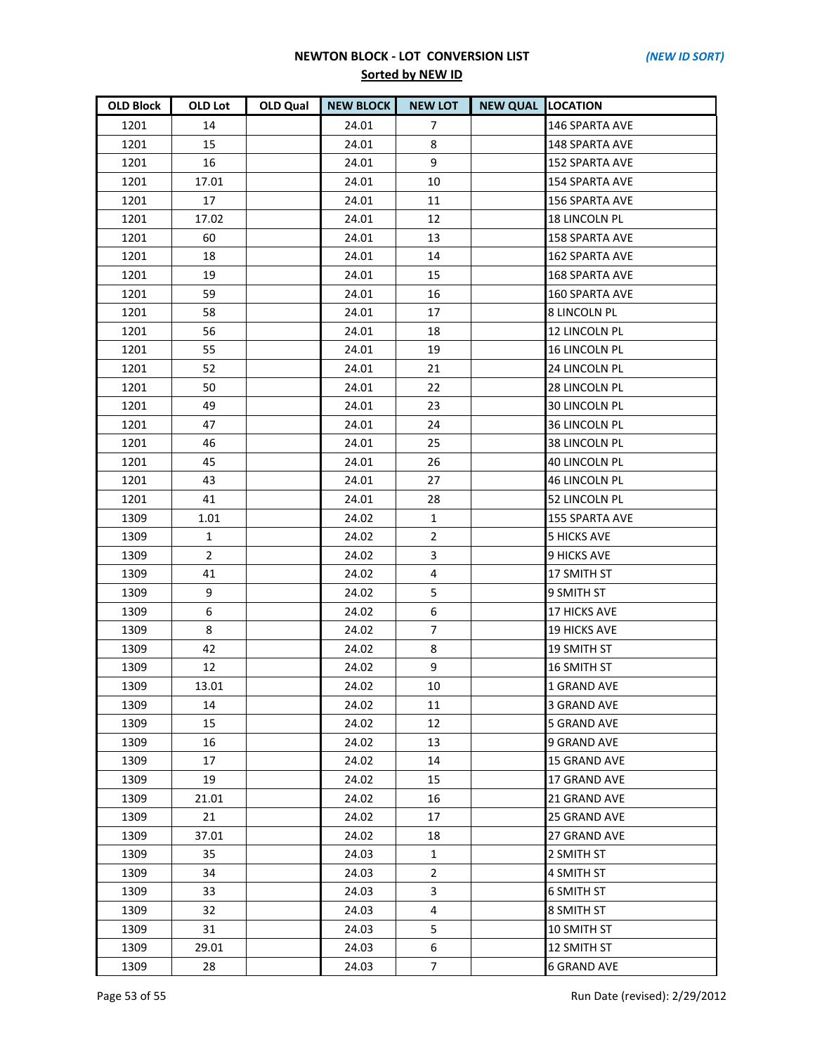# NEWTON BLOCK - LOT CONVERSION LIST

*(NEW ID SORT)*

**Sorted by NEW ID**

| OLD Block | OLD Lot | OLD Qual | NEW BLOCK | NEW LOT | NEW QUAL | LOCATION |
|---|---|---|---|---|---|---|
| 1201 | 14 | | 24.01 | 7 | | 146 SPARTA AVE |
| 1201 | 15 | | 24.01 | 8 | | 148 SPARTA AVE |
| 1201 | 16 | | 24.01 | 9 | | 152 SPARTA AVE |
| 1201 | 17.01 | | 24.01 | 10 | | 154 SPARTA AVE |
| 1201 | 17 | | 24.01 | 11 | | 156 SPARTA AVE |
| 1201 | 17.02 | | 24.01 | 12 | | 18 LINCOLN PL |
| 1201 | 60 | | 24.01 | 13 | | 158 SPARTA AVE |
| 1201 | 18 | | 24.01 | 14 | | 162 SPARTA AVE |
| 1201 | 19 | | 24.01 | 15 | | 168 SPARTA AVE |
| 1201 | 59 | | 24.01 | 16 | | 160 SPARTA AVE |
| 1201 | 58 | | 24.01 | 17 | | 8 LINCOLN PL |
| 1201 | 56 | | 24.01 | 18 | | 12 LINCOLN PL |
| 1201 | 55 | | 24.01 | 19 | | 16 LINCOLN PL |
| 1201 | 52 | | 24.01 | 21 | | 24 LINCOLN PL |
| 1201 | 50 | | 24.01 | 22 | | 28 LINCOLN PL |
| 1201 | 49 | | 24.01 | 23 | | 30 LINCOLN PL |
| 1201 | 47 | | 24.01 | 24 | | 36 LINCOLN PL |
| 1201 | 46 | | 24.01 | 25 | | 38 LINCOLN PL |
| 1201 | 45 | | 24.01 | 26 | | 40 LINCOLN PL |
| 1201 | 43 | | 24.01 | 27 | | 46 LINCOLN PL |
| 1201 | 41 | | 24.01 | 28 | | 52 LINCOLN PL |
| 1309 | 1.01 | | 24.02 | 1 | | 155 SPARTA AVE |
| 1309 | 1 | | 24.02 | 2 | | 5 HICKS AVE |
| 1309 | 2 | | 24.02 | 3 | | 9 HICKS AVE |
| 1309 | 41 | | 24.02 | 4 | | 17 SMITH ST |
| 1309 | 9 | | 24.02 | 5 | | 9 SMITH ST |
| 1309 | 6 | | 24.02 | 6 | | 17 HICKS AVE |
| 1309 | 8 | | 24.02 | 7 | | 19 HICKS AVE |
| 1309 | 42 | | 24.02 | 8 | | 19 SMITH ST |
| 1309 | 12 | | 24.02 | 9 | | 16 SMITH ST |
| 1309 | 13.01 | | 24.02 | 10 | | 1 GRAND AVE |
| 1309 | 14 | | 24.02 | 11 | | 3 GRAND AVE |
| 1309 | 15 | | 24.02 | 12 | | 5 GRAND AVE |
| 1309 | 16 | | 24.02 | 13 | | 9 GRAND AVE |
| 1309 | 17 | | 24.02 | 14 | | 15 GRAND AVE |
| 1309 | 19 | | 24.02 | 15 | | 17 GRAND AVE |
| 1309 | 21.01 | | 24.02 | 16 | | 21 GRAND AVE |
| 1309 | 21 | | 24.02 | 17 | | 25 GRAND AVE |
| 1309 | 37.01 | | 24.02 | 18 | | 27 GRAND AVE |
| 1309 | 35 | | 24.03 | 1 | | 2 SMITH ST |
| 1309 | 34 | | 24.03 | 2 | | 4 SMITH ST |
| 1309 | 33 | | 24.03 | 3 | | 6 SMITH ST |
| 1309 | 32 | | 24.03 | 4 | | 8 SMITH ST |
| 1309 | 31 | | 24.03 | 5 | | 10 SMITH ST |
| 1309 | 29.01 | | 24.03 | 6 | | 12 SMITH ST |
| 1309 | 28 | | 24.03 | 7 | | 6 GRAND AVE |

Run Date (revised): 2/29/2012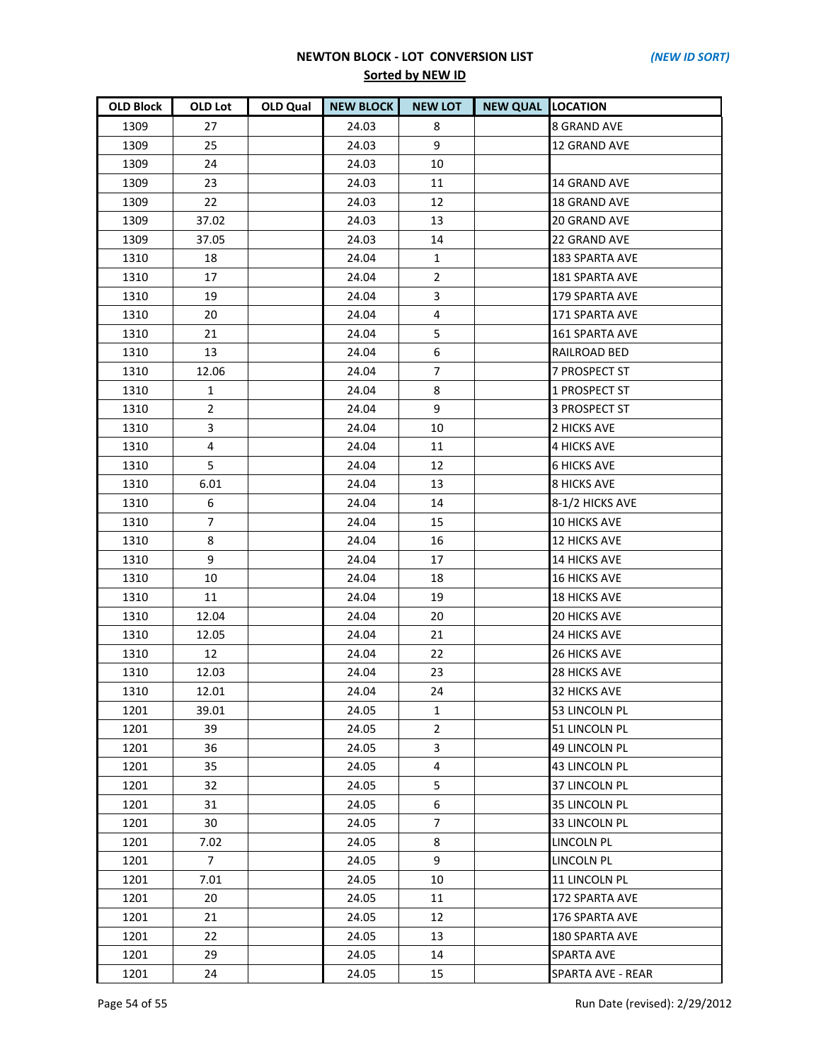**NEWTON BLOCK - LOT CONVERSION LIST** *(NEW ID SORT)*

**Sorted by NEW ID**

| OLD Block | OLD Lot | OLD Qual | NEW BLOCK | NEW LOT | NEW QUAL | LOCATION |
|---|---|---|---|---|---|---|
| 1309 | 27 | | 24.03 | 8 | | 8 GRAND AVE |
| 1309 | 25 | | 24.03 | 9 | | 12 GRAND AVE |
| 1309 | 24 | | 24.03 | 10 | | |
| 1309 | 23 | | 24.03 | 11 | | 14 GRAND AVE |
| 1309 | 22 | | 24.03 | 12 | | 18 GRAND AVE |
| 1309 | 37.02 | | 24.03 | 13 | | 20 GRAND AVE |
| 1309 | 37.05 | | 24.03 | 14 | | 22 GRAND AVE |
| 1310 | 18 | | 24.04 | 1 | | 183 SPARTA AVE |
| 1310 | 17 | | 24.04 | 2 | | 181 SPARTA AVE |
| 1310 | 19 | | 24.04 | 3 | | 179 SPARTA AVE |
| 1310 | 20 | | 24.04 | 4 | | 171 SPARTA AVE |
| 1310 | 21 | | 24.04 | 5 | | 161 SPARTA AVE |
| 1310 | 13 | | 24.04 | 6 | | RAILROAD BED |
| 1310 | 12.06 | | 24.04 | 7 | | 7 PROSPECT ST |
| 1310 | 1 | | 24.04 | 8 | | 1 PROSPECT ST |
| 1310 | 2 | | 24.04 | 9 | | 3 PROSPECT ST |
| 1310 | 3 | | 24.04 | 10 | | 2 HICKS AVE |
| 1310 | 4 | | 24.04 | 11 | | 4 HICKS AVE |
| 1310 | 5 | | 24.04 | 12 | | 6 HICKS AVE |
| 1310 | 6.01 | | 24.04 | 13 | | 8 HICKS AVE |
| 1310 | 6 | | 24.04 | 14 | | 8-1/2 HICKS AVE |
| 1310 | 7 | | 24.04 | 15 | | 10 HICKS AVE |
| 1310 | 8 | | 24.04 | 16 | | 12 HICKS AVE |
| 1310 | 9 | | 24.04 | 17 | | 14 HICKS AVE |
| 1310 | 10 | | 24.04 | 18 | | 16 HICKS AVE |
| 1310 | 11 | | 24.04 | 19 | | 18 HICKS AVE |
| 1310 | 12.04 | | 24.04 | 20 | | 20 HICKS AVE |
| 1310 | 12.05 | | 24.04 | 21 | | 24 HICKS AVE |
| 1310 | 12 | | 24.04 | 22 | | 26 HICKS AVE |
| 1310 | 12.03 | | 24.04 | 23 | | 28 HICKS AVE |
| 1310 | 12.01 | | 24.04 | 24 | | 32 HICKS AVE |
| 1201 | 39.01 | | 24.05 | 1 | | 53 LINCOLN PL |
| 1201 | 39 | | 24.05 | 2 | | 51 LINCOLN PL |
| 1201 | 36 | | 24.05 | 3 | | 49 LINCOLN PL |
| 1201 | 35 | | 24.05 | 4 | | 43 LINCOLN PL |
| 1201 | 32 | | 24.05 | 5 | | 37 LINCOLN PL |
| 1201 | 31 | | 24.05 | 6 | | 35 LINCOLN PL |
| 1201 | 30 | | 24.05 | 7 | | 33 LINCOLN PL |
| 1201 | 7.02 | | 24.05 | 8 | | LINCOLN PL |
| 1201 | 7 | | 24.05 | 9 | | LINCOLN PL |
| 1201 | 7.01 | | 24.05 | 10 | | 11 LINCOLN PL |
| 1201 | 20 | | 24.05 | 11 | | 172 SPARTA AVE |
| 1201 | 21 | | 24.05 | 12 | | 176 SPARTA AVE |
| 1201 | 22 | | 24.05 | 13 | | 180 SPARTA AVE |
| 1201 | 29 | | 24.05 | 14 | | SPARTA AVE |
| 1201 | 24 | | 24.05 | 15 | | SPARTA AVE - REAR |

Run Date (revised): 2/29/2012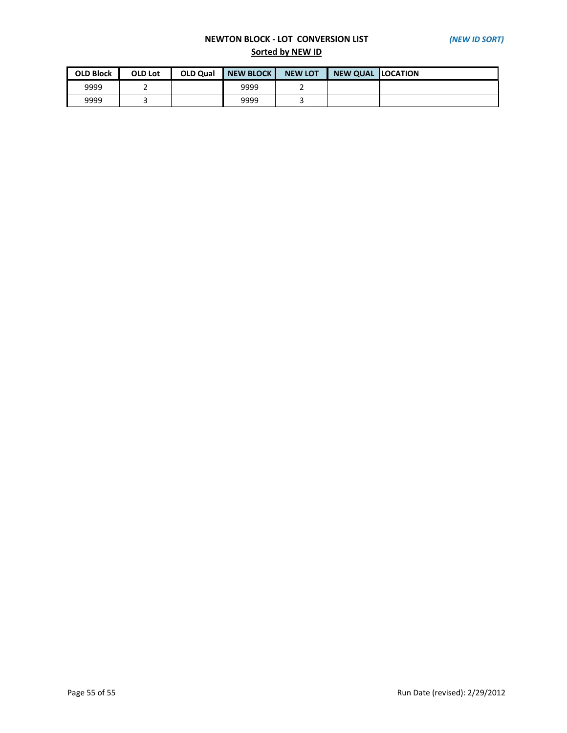**NEWTON BLOCK - LOT CONVERSION LIST** *(NEW ID SORT)*

**Sorted by NEW ID**

| OLD Block | OLD Lot | OLD Qual | NEW BLOCK | NEW LOT | NEW QUAL | LOCATION |
|---|---|---|---|---|---|---|
| 9999 | 2 | | 9999 | 2 | | |
| 9999 | 3 | | 9999 | 3 | | |

Run Date (revised): 2/29/2012